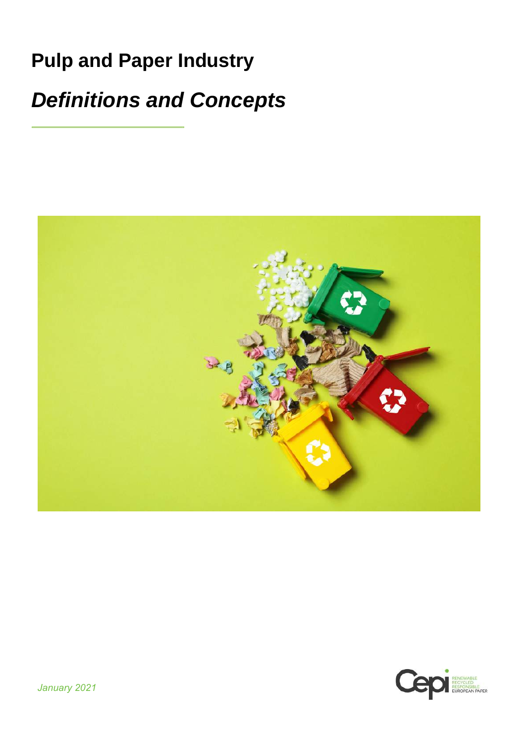# Pulp and Paper Industry

## *Definitions and Concepts*

*January 2021*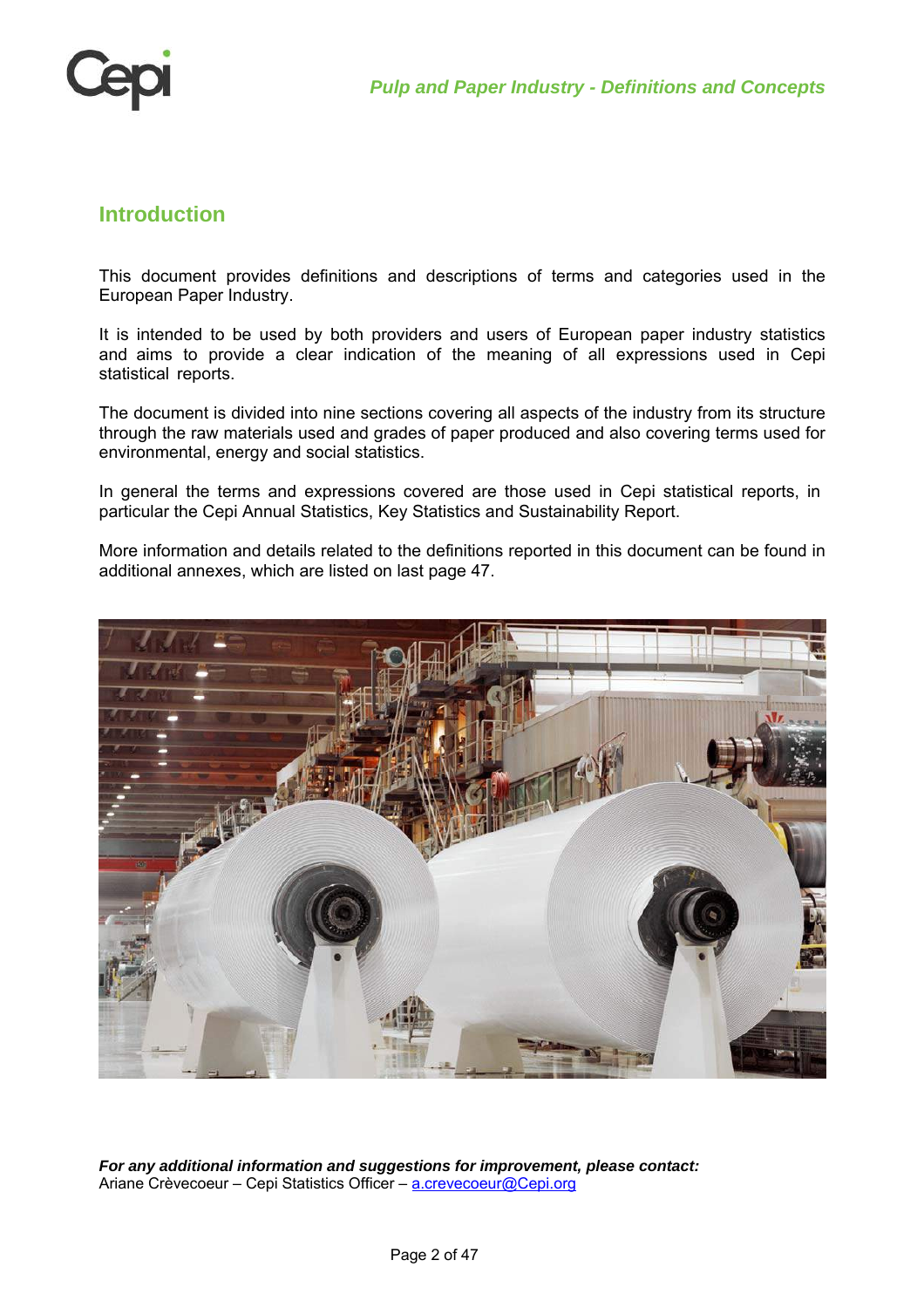## Introduction

This document provides definitions and descriptions of terms and categories used in the European Paper Industry.

It is intended to be used by both providers and users of European paper industry statistics and aims to provide a clear indication of the meaning of all expressions used in Cepi statistical reports.

The document is divided into nine sections covering all aspects of the industry from its structure through the raw materials used and grades of paper produced and also covering terms used for environmental, energy and social statistics.

In general the terms and expressions covered are those used in Cepi statistical reports, in particular the Cepi Annual Statistics, Key Statistics and Sustainability Report.

More information and details related to the definitions reported in this document can be found in additional annexes, which are listed on last page 47.

***For any additional information and suggestions for improvement, please contact:***
Ariane Crèvecoeur – Cepi Statistics Officer – a.crevecoeur@Cepi.org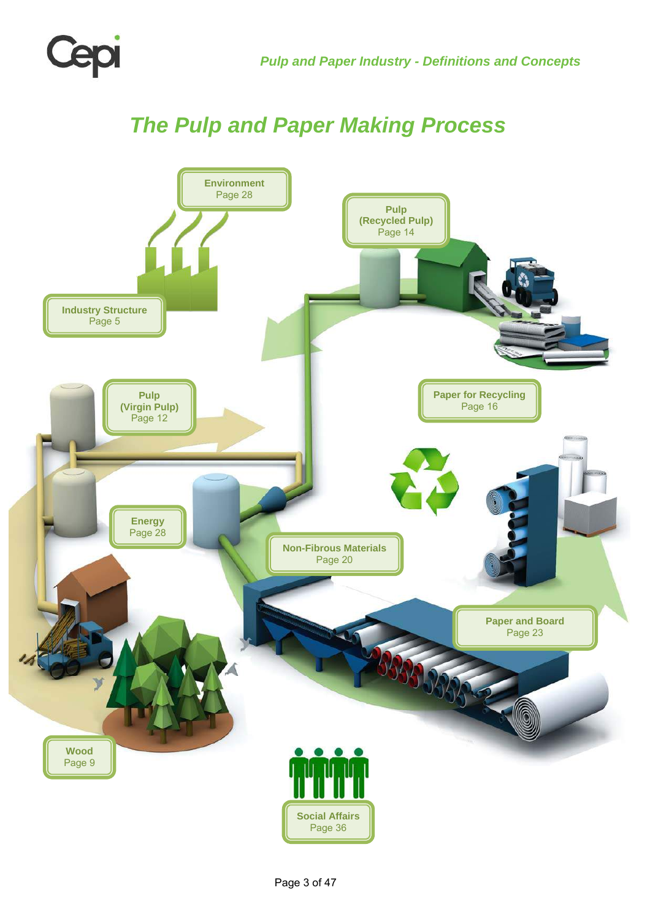# The Pulp and Paper Making Process

Environment
Page 28

Pulp
(Recycled Pulp)
Page 14

Industry Structure
Page 5

Pulp
(Virgin Pulp)
Page 12

Paper for Recycling
Page 16

Energy
Page 28

Non-Fibrous Materials
Page 20

Paper and Board
Page 23

Wood
Page 9

Social Affairs
Page 36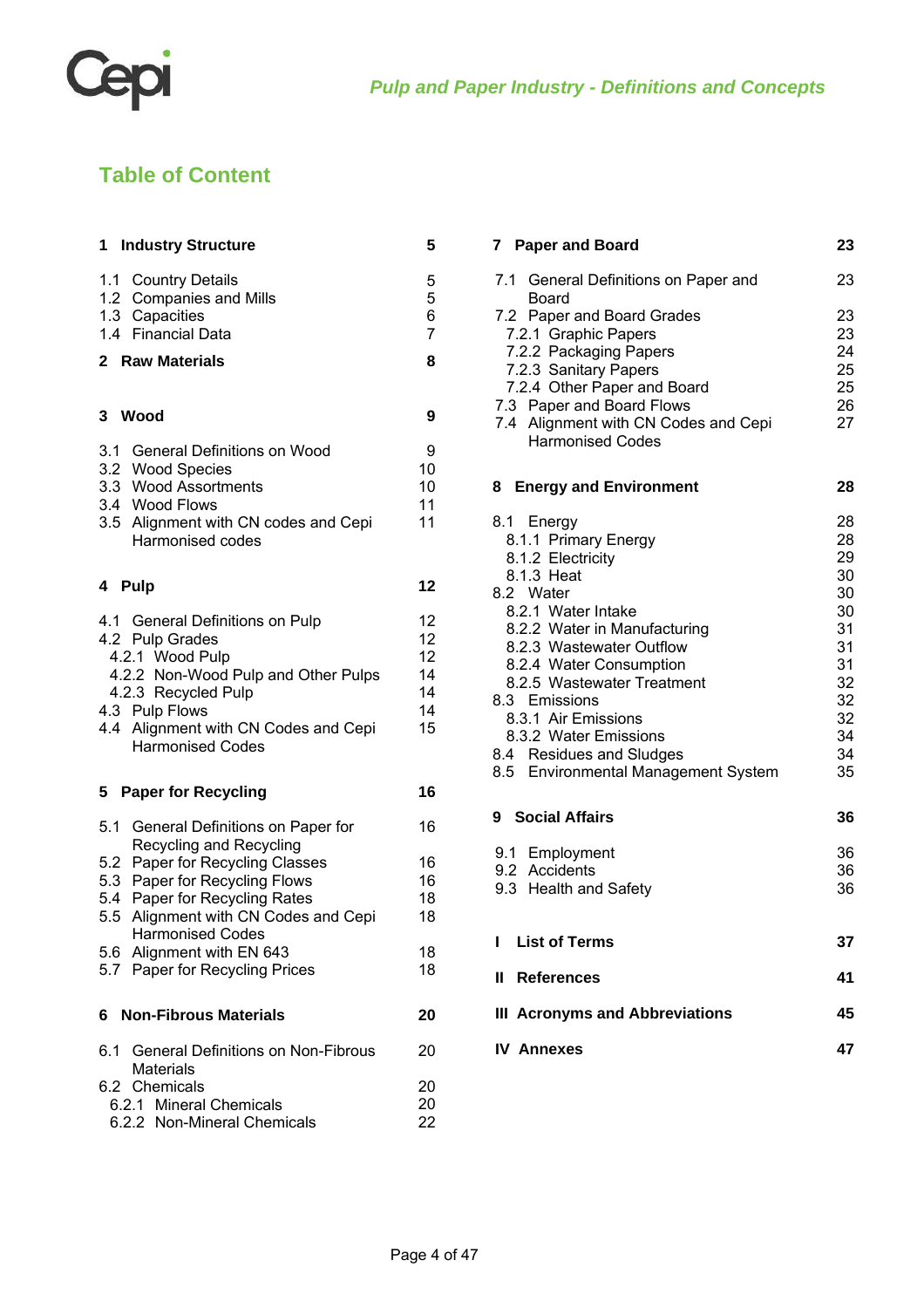## Table of Content

| | |
|---|---|
| **1 Industry Structure** | **5** |
| 1.1 Country Details | 5 |
| 1.2 Companies and Mills | 5 |
| 1.3 Capacities | 6 |
| 1.4 Financial Data | 7 |
| **2 Raw Materials** | **8** |
| **3 Wood** | **9** |
| 3.1 General Definitions on Wood | 9 |
| 3.2 Wood Species | 10 |
| 3.3 Wood Assortments | 10 |
| 3.4 Wood Flows | 11 |
| 3.5 Alignment with CN codes and Cepi Harmonised codes | 11 |
| **4 Pulp** | **12** |
| 4.1 General Definitions on Pulp | 12 |
| 4.2 Pulp Grades | 12 |
| 4.2.1 Wood Pulp | 12 |
| 4.2.2 Non-Wood Pulp and Other Pulps | 14 |
| 4.2.3 Recycled Pulp | 14 |
| 4.3 Pulp Flows | 14 |
| 4.4 Alignment with CN Codes and Cepi Harmonised Codes | 15 |
| **5 Paper for Recycling** | **16** |
| 5.1 General Definitions on Paper for Recycling and Recycling | 16 |
| 5.2 Paper for Recycling Classes | 16 |
| 5.3 Paper for Recycling Flows | 16 |
| 5.4 Paper for Recycling Rates | 18 |
| 5.5 Alignment with CN Codes and Cepi Harmonised Codes | 18 |
| 5.6 Alignment with EN 643 | 18 |
| 5.7 Paper for Recycling Prices | 18 |
| **6 Non-Fibrous Materials** | **20** |
| 6.1 General Definitions on Non-Fibrous Materials | 20 |
| 6.2 Chemicals | 20 |
| 6.2.1 Mineral Chemicals | 20 |
| 6.2.2 Non-Mineral Chemicals | 22 |
| **7 Paper and Board** | **23** |
| 7.1 General Definitions on Paper and Board | 23 |
| 7.2 Paper and Board Grades | 23 |
| 7.2.1 Graphic Papers | 23 |
| 7.2.2 Packaging Papers | 24 |
| 7.2.3 Sanitary Papers | 25 |
| 7.2.4 Other Paper and Board | 25 |
| 7.3 Paper and Board Flows | 26 |
| 7.4 Alignment with CN Codes and Cepi Harmonised Codes | 27 |
| **8 Energy and Environment** | **28** |
| 8.1 Energy | 28 |
| 8.1.1 Primary Energy | 28 |
| 8.1.2 Electricity | 29 |
| 8.1.3 Heat | 30 |
| 8.2 Water | 30 |
| 8.2.1 Water Intake | 30 |
| 8.2.2 Water in Manufacturing | 31 |
| 8.2.3 Wastewater Outflow | 31 |
| 8.2.4 Water Consumption | 31 |
| 8.2.5 Wastewater Treatment | 32 |
| 8.3 Emissions | 32 |
| 8.3.1 Air Emissions | 32 |
| 8.3.2 Water Emissions | 34 |
| 8.4 Residues and Sludges | 34 |
| 8.5 Environmental Management System | 35 |
| **9 Social Affairs** | **36** |
| 9.1 Employment | 36 |
| 9.2 Accidents | 36 |
| 9.3 Health and Safety | 36 |
| **I List of Terms** | **37** |
| **II References** | **41** |
| **III Acronyms and Abbreviations** | **45** |
| **IV Annexes** | **47** |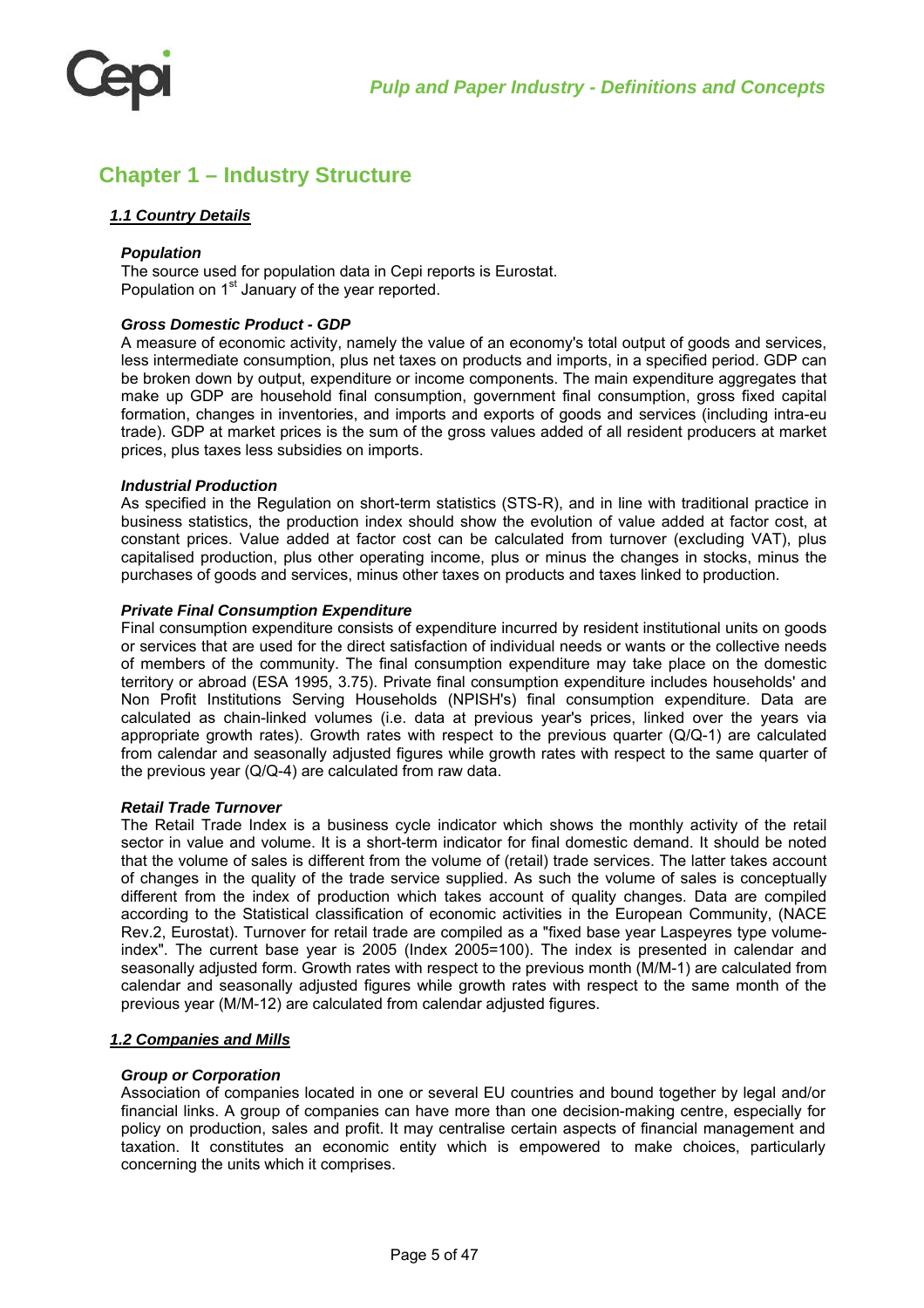## Chapter 1 – Industry Structure

### *1.1 Country Details*

***Population***

The source used for population data in Cepi reports is Eurostat.
Population on 1st January of the year reported.

***Gross Domestic Product - GDP***

A measure of economic activity, namely the value of an economy's total output of goods and services, less intermediate consumption, plus net taxes on products and imports, in a specified period. GDP can be broken down by output, expenditure or income components. The main expenditure aggregates that make up GDP are household final consumption, government final consumption, gross fixed capital formation, changes in inventories, and imports and exports of goods and services (including intra-eu trade). GDP at market prices is the sum of the gross values added of all resident producers at market prices, plus taxes less subsidies on imports.

***Industrial Production***

As specified in the Regulation on short-term statistics (STS-R), and in line with traditional practice in business statistics, the production index should show the evolution of value added at factor cost, at constant prices. Value added at factor cost can be calculated from turnover (excluding VAT), plus capitalised production, plus other operating income, plus or minus the changes in stocks, minus the purchases of goods and services, minus other taxes on products and taxes linked to production.

***Private Final Consumption Expenditure***

Final consumption expenditure consists of expenditure incurred by resident institutional units on goods or services that are used for the direct satisfaction of individual needs or wants or the collective needs of members of the community. The final consumption expenditure may take place on the domestic territory or abroad (ESA 1995, 3.75). Private final consumption expenditure includes households' and Non Profit Institutions Serving Households (NPISH's) final consumption expenditure. Data are calculated as chain-linked volumes (i.e. data at previous year's prices, linked over the years via appropriate growth rates). Growth rates with respect to the previous quarter (Q/Q-1) are calculated from calendar and seasonally adjusted figures while growth rates with respect to the same quarter of the previous year (Q/Q-4) are calculated from raw data.

***Retail Trade Turnover***

The Retail Trade Index is a business cycle indicator which shows the monthly activity of the retail sector in value and volume. It is a short-term indicator for final domestic demand. It should be noted that the volume of sales is different from the volume of (retail) trade services. The latter takes account of changes in the quality of the trade service supplied. As such the volume of sales is conceptually different from the index of production which takes account of quality changes. Data are compiled according to the Statistical classification of economic activities in the European Community, (NACE Rev.2, Eurostat). Turnover for retail trade are compiled as a "fixed base year Laspeyres type volume-index". The current base year is 2005 (Index 2005=100). The index is presented in calendar and seasonally adjusted form. Growth rates with respect to the previous month (M/M-1) are calculated from calendar and seasonally adjusted figures while growth rates with respect to the same month of the previous year (M/M-12) are calculated from calendar adjusted figures.

### *1.2 Companies and Mills*

***Group or Corporation***

Association of companies located in one or several EU countries and bound together by legal and/or financial links. A group of companies can have more than one decision-making centre, especially for policy on production, sales and profit. It may centralise certain aspects of financial management and taxation. It constitutes an economic entity which is empowered to make choices, particularly concerning the units which it comprises.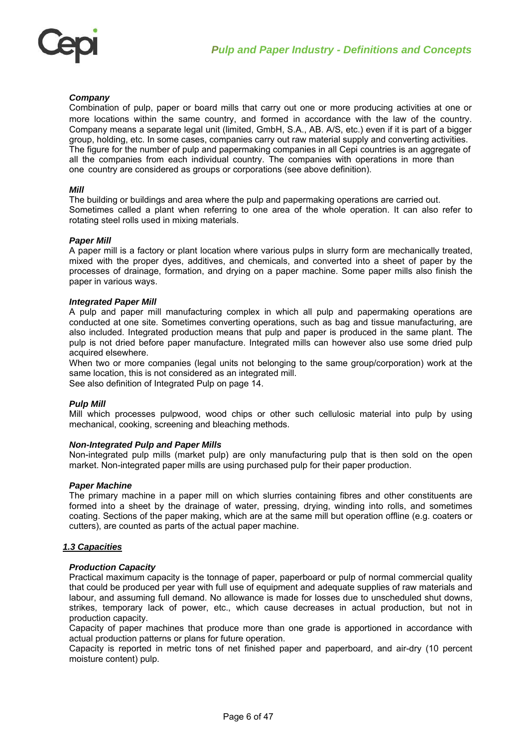### *Company*

Combination of pulp, paper or board mills that carry out one or more producing activities at one or more locations within the same country, and formed in accordance with the law of the country. Company means a separate legal unit (limited, GmbH, S.A., AB. A/S, etc.) even if it is part of a bigger group, holding, etc. In some cases, companies carry out raw material supply and converting activities. The figure for the number of pulp and papermaking companies in all Cepi countries is an aggregate of all the companies from each individual country. The companies with operations in more than one country are considered as groups or corporations (see above definition).

### *Mill*

The building or buildings and area where the pulp and papermaking operations are carried out. Sometimes called a plant when referring to one area of the whole operation. It can also refer to rotating steel rolls used in mixing materials.

### *Paper Mill*

A paper mill is a factory or plant location where various pulps in slurry form are mechanically treated, mixed with the proper dyes, additives, and chemicals, and converted into a sheet of paper by the processes of drainage, formation, and drying on a paper machine. Some paper mills also finish the paper in various ways.

### *Integrated Paper Mill*

A pulp and paper mill manufacturing complex in which all pulp and papermaking operations are conducted at one site. Sometimes converting operations, such as bag and tissue manufacturing, are also included. Integrated production means that pulp and paper is produced in the same plant. The pulp is not dried before paper manufacture. Integrated mills can however also use some dried pulp acquired elsewhere.
When two or more companies (legal units not belonging to the same group/corporation) work at the same location, this is not considered as an integrated mill.
See also definition of Integrated Pulp on page 14.

### *Pulp Mill*

Mill which processes pulpwood, wood chips or other such cellulosic material into pulp by using mechanical, cooking, screening and bleaching methods.

### *Non-Integrated Pulp and Paper Mills*

Non-integrated pulp mills (market pulp) are only manufacturing pulp that is then sold on the open market. Non-integrated paper mills are using purchased pulp for their paper production.

### *Paper Machine*

The primary machine in a paper mill on which slurries containing fibres and other constituents are formed into a sheet by the drainage of water, pressing, drying, winding into rolls, and sometimes coating. Sections of the paper making, which are at the same mill but operation offline (e.g. coaters or cutters), are counted as parts of the actual paper machine.

## *1.3 Capacities*

### *Production Capacity*

Practical maximum capacity is the tonnage of paper, paperboard or pulp of normal commercial quality that could be produced per year with full use of equipment and adequate supplies of raw materials and labour, and assuming full demand. No allowance is made for losses due to unscheduled shut downs, strikes, temporary lack of power, etc., which cause decreases in actual production, but not in production capacity.
Capacity of paper machines that produce more than one grade is apportioned in accordance with actual production patterns or plans for future operation.
Capacity is reported in metric tons of net finished paper and paperboard, and air-dry (10 percent moisture content) pulp.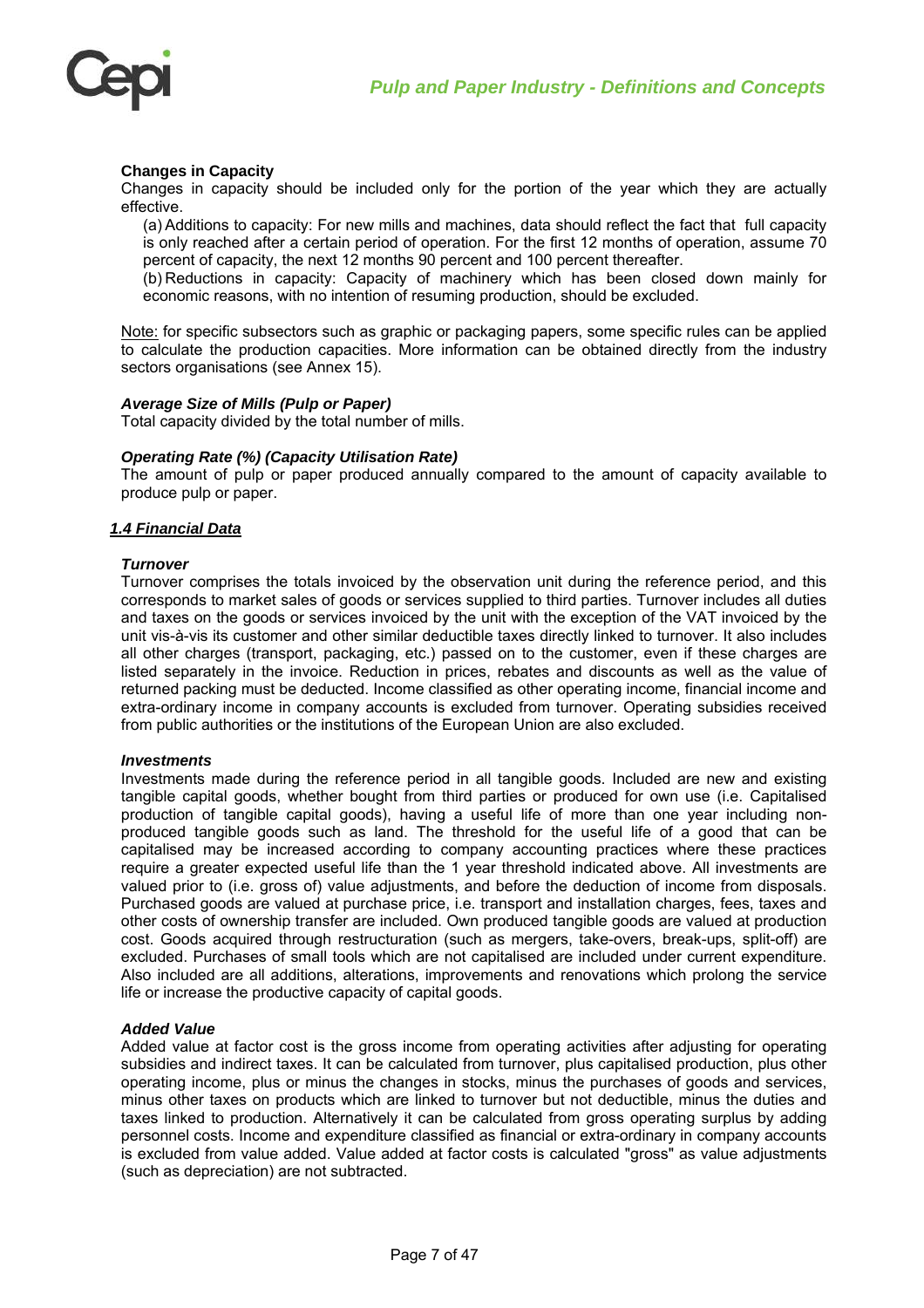**Changes in Capacity**

Changes in capacity should be included only for the portion of the year which they are actually effective.

(a) Additions to capacity: For new mills and machines, data should reflect the fact that full capacity is only reached after a certain period of operation. For the first 12 months of operation, assume 70 percent of capacity, the next 12 months 90 percent and 100 percent thereafter.

(b) Reductions in capacity: Capacity of machinery which has been closed down mainly for economic reasons, with no intention of resuming production, should be excluded.

Note: for specific subsectors such as graphic or packaging papers, some specific rules can be applied to calculate the production capacities. More information can be obtained directly from the industry sectors organisations (see Annex 15).

***Average Size of Mills (Pulp or Paper)***

Total capacity divided by the total number of mills.

***Operating Rate (%) (Capacity Utilisation Rate)***

The amount of pulp or paper produced annually compared to the amount of capacity available to produce pulp or paper.

## 1.4 Financial Data

***Turnover***

Turnover comprises the totals invoiced by the observation unit during the reference period, and this corresponds to market sales of goods or services supplied to third parties. Turnover includes all duties and taxes on the goods or services invoiced by the unit with the exception of the VAT invoiced by the unit vis-à-vis its customer and other similar deductible taxes directly linked to turnover. It also includes all other charges (transport, packaging, etc.) passed on to the customer, even if these charges are listed separately in the invoice. Reduction in prices, rebates and discounts as well as the value of returned packing must be deducted. Income classified as other operating income, financial income and extra-ordinary income in company accounts is excluded from turnover. Operating subsidies received from public authorities or the institutions of the European Union are also excluded.

***Investments***

Investments made during the reference period in all tangible goods. Included are new and existing tangible capital goods, whether bought from third parties or produced for own use (i.e. Capitalised production of tangible capital goods), having a useful life of more than one year including non-produced tangible goods such as land. The threshold for the useful life of a good that can be capitalised may be increased according to company accounting practices where these practices require a greater expected useful life than the 1 year threshold indicated above. All investments are valued prior to (i.e. gross of) value adjustments, and before the deduction of income from disposals. Purchased goods are valued at purchase price, i.e. transport and installation charges, fees, taxes and other costs of ownership transfer are included. Own produced tangible goods are valued at production cost. Goods acquired through restructuration (such as mergers, take-overs, break-ups, split-off) are excluded. Purchases of small tools which are not capitalised are included under current expenditure. Also included are all additions, alterations, improvements and renovations which prolong the service life or increase the productive capacity of capital goods.

***Added Value***

Added value at factor cost is the gross income from operating activities after adjusting for operating subsidies and indirect taxes. It can be calculated from turnover, plus capitalised production, plus other operating income, plus or minus the changes in stocks, minus the purchases of goods and services, minus other taxes on products which are linked to turnover but not deductible, minus the duties and taxes linked to production. Alternatively it can be calculated from gross operating surplus by adding personnel costs. Income and expenditure classified as financial or extra-ordinary in company accounts is excluded from value added. Value added at factor costs is calculated "gross" as value adjustments (such as depreciation) are not subtracted.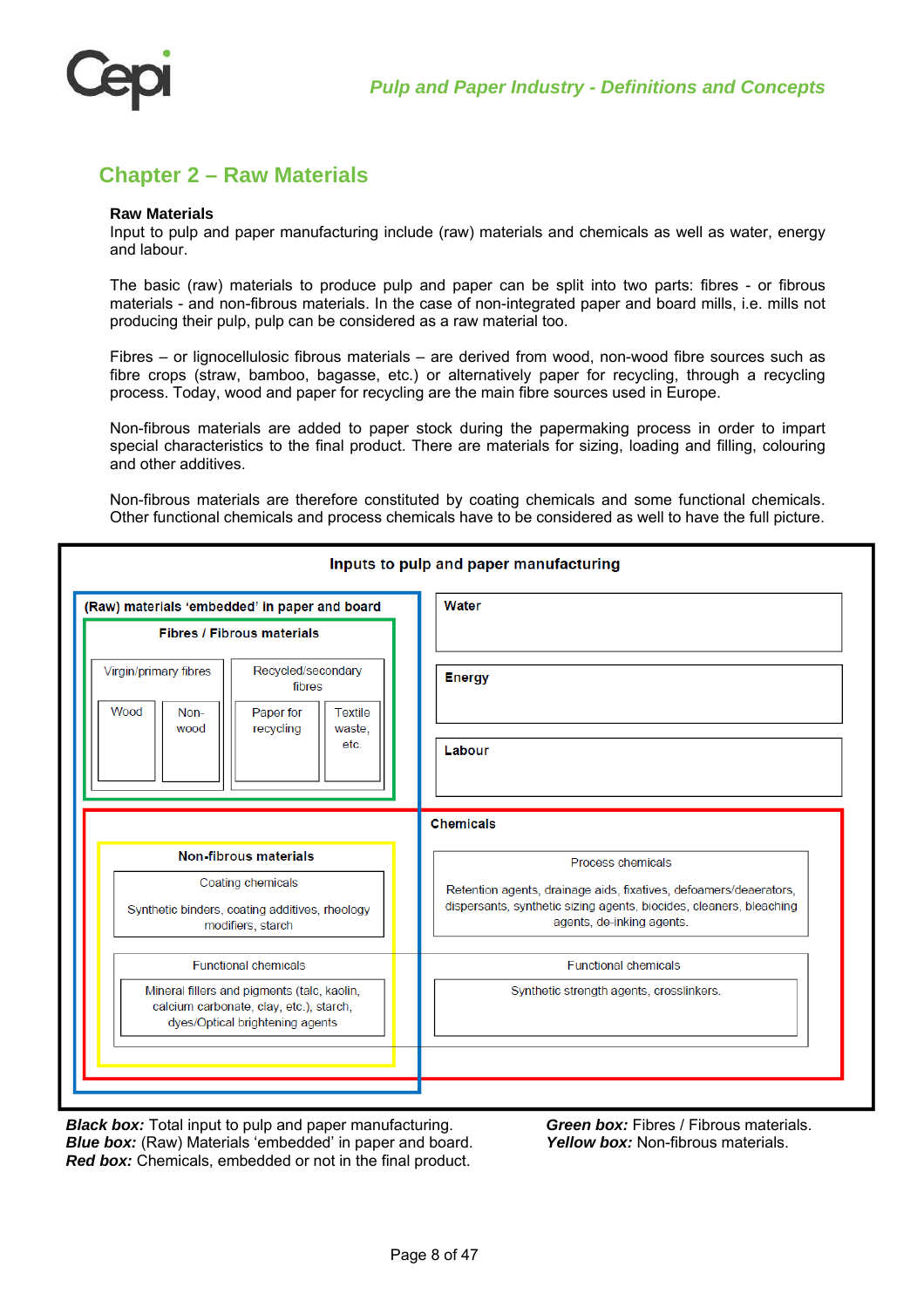## Chapter 2 – Raw Materials

**Raw Materials**

Input to pulp and paper manufacturing include (raw) materials and chemicals as well as water, energy and labour.

The basic (raw) materials to produce pulp and paper can be split into two parts: fibres - or fibrous materials - and non-fibrous materials. In the case of non-integrated paper and board mills, i.e. mills not producing their pulp, pulp can be considered as a raw material too.

Fibres – or lignocellulosic fibrous materials – are derived from wood, non-wood fibre sources such as fibre crops (straw, bamboo, bagasse, etc.) or alternatively paper for recycling, through a recycling process. Today, wood and paper for recycling are the main fibre sources used in Europe.

Non-fibrous materials are added to paper stock during the papermaking process in order to impart special characteristics to the final product. There are materials for sizing, loading and filling, colouring and other additives.

Non-fibrous materials are therefore constituted by coating chemicals and some functional chemicals. Other functional chemicals and process chemicals have to be considered as well to have the full picture.

**Inputs to pulp and paper manufacturing**

**(Raw) materials 'embedded' in paper and board**

**Fibres / Fibrous materials**

- Virgin/primary fibres
  - Wood
  - Non-wood
- Recycled/secondary fibres
  - Paper for recycling
  - Textile waste, etc.

**Water**

**Energy**

**Labour**

**Chemicals**

**Non-fibrous materials**

- Coating chemicals
  - Synthetic binders, coating additives, rheology modifiers, starch
- Functional chemicals
  - Mineral fillers and pigments (talc, kaolin, calcium carbonate, clay, etc.), starch, dyes/Optical brightening agents

Process chemicals

Retention agents, drainage aids, fixatives, defoamers/deaerators, dispersants, synthetic sizing agents, biocides, cleaners, bleaching agents, de-inking agents.

Functional chemicals

Synthetic strength agents, crosslinkers.

***Black box:*** Total input to pulp and paper manufacturing.
***Blue box:*** (Raw) Materials 'embedded' in paper and board.
***Red box:*** Chemicals, embedded or not in the final product.
***Green box:*** Fibres / Fibrous materials.
***Yellow box:*** Non-fibrous materials.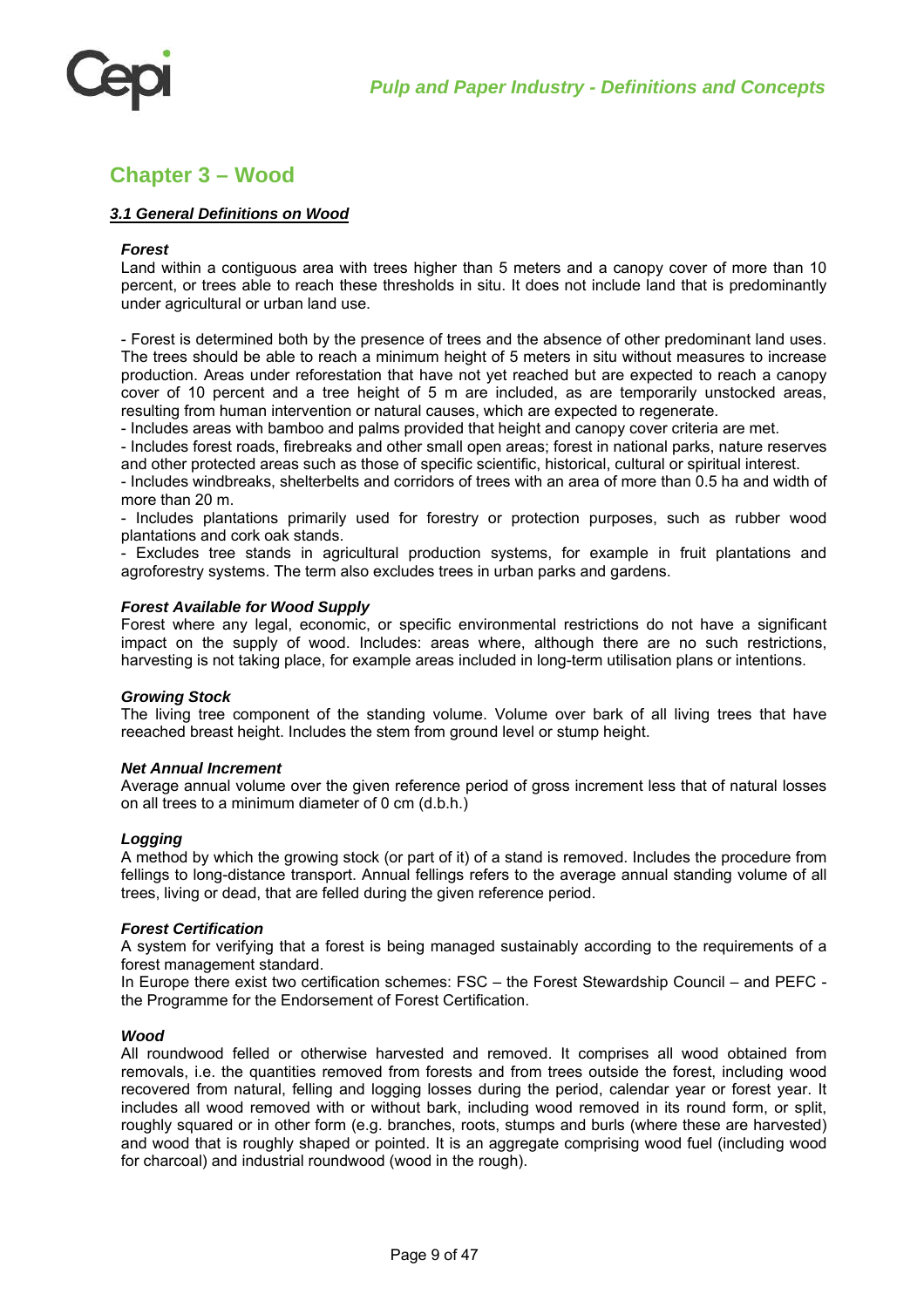## Chapter 3 – Wood

### *3.1 General Definitions on Wood*

***Forest***

Land within a contiguous area with trees higher than 5 meters and a canopy cover of more than 10 percent, or trees able to reach these thresholds in situ. It does not include land that is predominantly under agricultural or urban land use.

- Forest is determined both by the presence of trees and the absence of other predominant land uses. The trees should be able to reach a minimum height of 5 meters in situ without measures to increase production. Areas under reforestation that have not yet reached but are expected to reach a canopy cover of 10 percent and a tree height of 5 m are included, as are temporarily unstocked areas, resulting from human intervention or natural causes, which are expected to regenerate.
- Includes areas with bamboo and palms provided that height and canopy cover criteria are met.
- Includes forest roads, firebreaks and other small open areas; forest in national parks, nature reserves and other protected areas such as those of specific scientific, historical, cultural or spiritual interest.
- Includes windbreaks, shelterbelts and corridors of trees with an area of more than 0.5 ha and width of more than 20 m.
- Includes plantations primarily used for forestry or protection purposes, such as rubber wood plantations and cork oak stands.
- Excludes tree stands in agricultural production systems, for example in fruit plantations and agroforestry systems. The term also excludes trees in urban parks and gardens.

***Forest Available for Wood Supply***

Forest where any legal, economic, or specific environmental restrictions do not have a significant impact on the supply of wood. Includes: areas where, although there are no such restrictions, harvesting is not taking place, for example areas included in long-term utilisation plans or intentions.

***Growing Stock***

The living tree component of the standing volume. Volume over bark of all living trees that have reeached breast height. Includes the stem from ground level or stump height.

***Net Annual Increment***

Average annual volume over the given reference period of gross increment less that of natural losses on all trees to a minimum diameter of 0 cm (d.b.h.)

***Logging***

A method by which the growing stock (or part of it) of a stand is removed. Includes the procedure from fellings to long-distance transport. Annual fellings refers to the average annual standing volume of all trees, living or dead, that are felled during the given reference period.

***Forest Certification***

A system for verifying that a forest is being managed sustainably according to the requirements of a forest management standard.

In Europe there exist two certification schemes: FSC – the Forest Stewardship Council – and PEFC - the Programme for the Endorsement of Forest Certification.

***Wood***

All roundwood felled or otherwise harvested and removed. It comprises all wood obtained from removals, i.e. the quantities removed from forests and from trees outside the forest, including wood recovered from natural, felling and logging losses during the period, calendar year or forest year. It includes all wood removed with or without bark, including wood removed in its round form, or split, roughly squared or in other form (e.g. branches, roots, stumps and burls (where these are harvested) and wood that is roughly shaped or pointed. It is an aggregate comprising wood fuel (including wood for charcoal) and industrial roundwood (wood in the rough).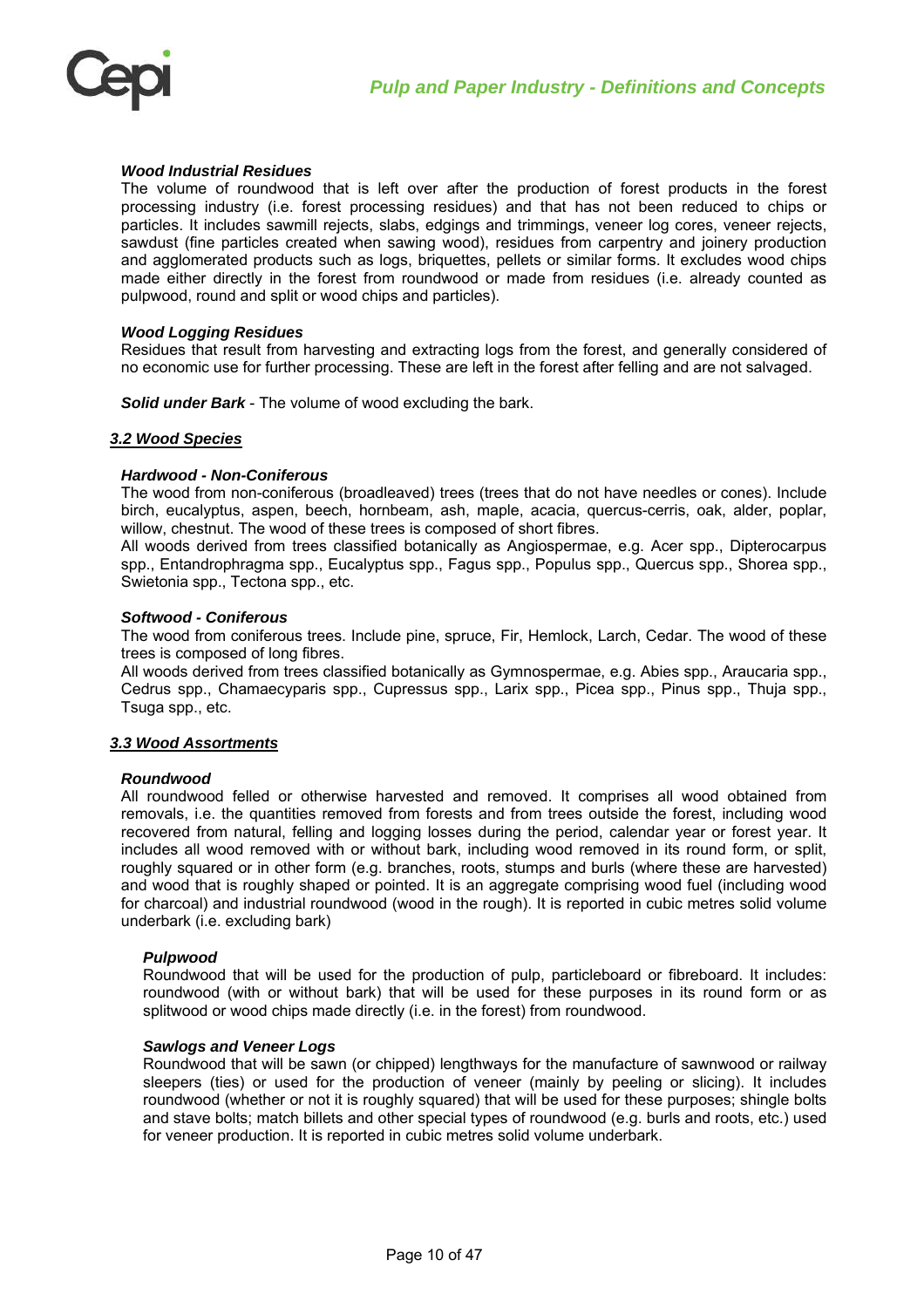#### *Wood Industrial Residues*

The volume of roundwood that is left over after the production of forest products in the forest processing industry (i.e. forest processing residues) and that has not been reduced to chips or particles. It includes sawmill rejects, slabs, edgings and trimmings, veneer log cores, veneer rejects, sawdust (fine particles created when sawing wood), residues from carpentry and joinery production and agglomerated products such as logs, briquettes, pellets or similar forms. It excludes wood chips made either directly in the forest from roundwood or made from residues (i.e. already counted as pulpwood, round and split or wood chips and particles).

#### *Wood Logging Residues*

Residues that result from harvesting and extracting logs from the forest, and generally considered of no economic use for further processing. These are left in the forest after felling and are not salvaged.

***Solid under Bark*** - The volume of wood excluding the bark.

### *3.2 Wood Species*

#### *Hardwood - Non-Coniferous*

The wood from non-coniferous (broadleaved) trees (trees that do not have needles or cones). Include birch, eucalyptus, aspen, beech, hornbeam, ash, maple, acacia, quercus-cerris, oak, alder, poplar, willow, chestnut. The wood of these trees is composed of short fibres.

All woods derived from trees classified botanically as Angiospermae, e.g. Acer spp., Dipterocarpus spp., Entandrophragma spp., Eucalyptus spp., Fagus spp., Populus spp., Quercus spp., Shorea spp., Swietonia spp., Tectona spp., etc.

#### *Softwood - Coniferous*

The wood from coniferous trees. Include pine, spruce, Fir, Hemlock, Larch, Cedar. The wood of these trees is composed of long fibres.

All woods derived from trees classified botanically as Gymnospermae, e.g. Abies spp., Araucaria spp., Cedrus spp., Chamaecyparis spp., Cupressus spp., Larix spp., Picea spp., Pinus spp., Thuja spp., Tsuga spp., etc.

### *3.3 Wood Assortments*

#### *Roundwood*

All roundwood felled or otherwise harvested and removed. It comprises all wood obtained from removals, i.e. the quantities removed from forests and from trees outside the forest, including wood recovered from natural, felling and logging losses during the period, calendar year or forest year. It includes all wood removed with or without bark, including wood removed in its round form, or split, roughly squared or in other form (e.g. branches, roots, stumps and burls (where these are harvested) and wood that is roughly shaped or pointed. It is an aggregate comprising wood fuel (including wood for charcoal) and industrial roundwood (wood in the rough). It is reported in cubic metres solid volume underbark (i.e. excluding bark)

##### *Pulpwood*

Roundwood that will be used for the production of pulp, particleboard or fibreboard. It includes: roundwood (with or without bark) that will be used for these purposes in its round form or as splitwood or wood chips made directly (i.e. in the forest) from roundwood.

##### *Sawlogs and Veneer Logs*

Roundwood that will be sawn (or chipped) lengthways for the manufacture of sawnwood or railway sleepers (ties) or used for the production of veneer (mainly by peeling or slicing). It includes roundwood (whether or not it is roughly squared) that will be used for these purposes; shingle bolts and stave bolts; match billets and other special types of roundwood (e.g. burls and roots, etc.) used for veneer production. It is reported in cubic metres solid volume underbark.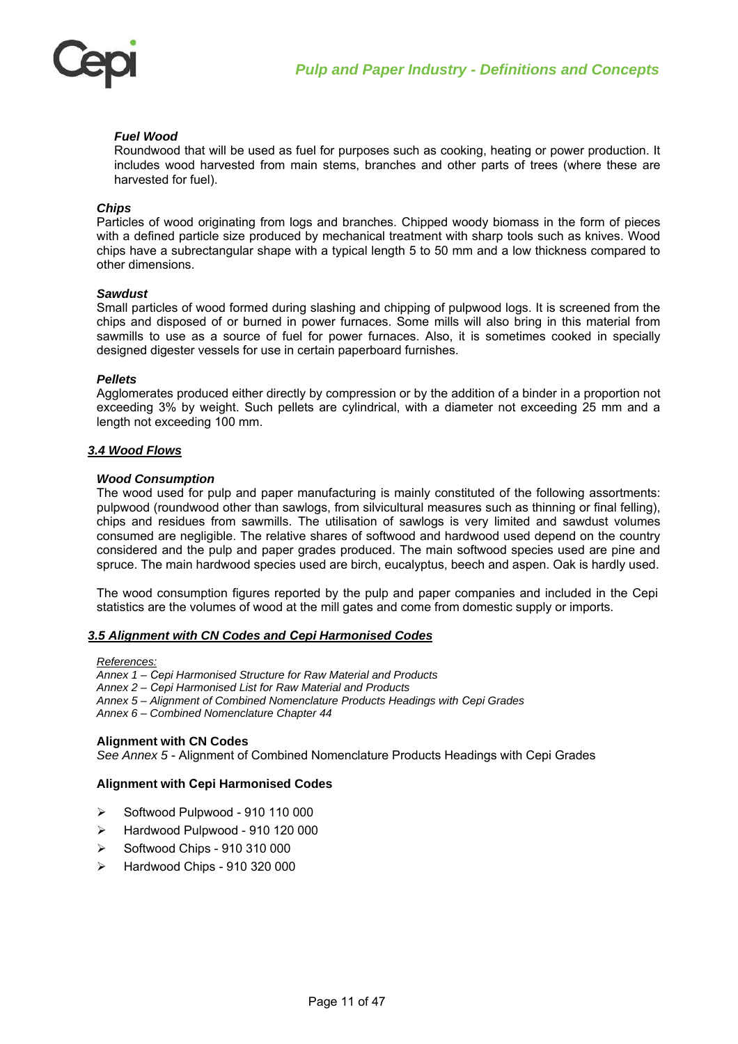#### *Fuel Wood*

Roundwood that will be used as fuel for purposes such as cooking, heating or power production. It includes wood harvested from main stems, branches and other parts of trees (where these are harvested for fuel).

#### *Chips*

Particles of wood originating from logs and branches. Chipped woody biomass in the form of pieces with a defined particle size produced by mechanical treatment with sharp tools such as knives. Wood chips have a subrectangular shape with a typical length 5 to 50 mm and a low thickness compared to other dimensions.

#### *Sawdust*

Small particles of wood formed during slashing and chipping of pulpwood logs. It is screened from the chips and disposed of or burned in power furnaces. Some mills will also bring in this material from sawmills to use as a source of fuel for power furnaces. Also, it is sometimes cooked in specially designed digester vessels for use in certain paperboard furnishes.

#### *Pellets*

Agglomerates produced either directly by compression or by the addition of a binder in a proportion not exceeding 3% by weight. Such pellets are cylindrical, with a diameter not exceeding 25 mm and a length not exceeding 100 mm.

### *3.4 Wood Flows*

#### *Wood Consumption*

The wood used for pulp and paper manufacturing is mainly constituted of the following assortments: pulpwood (roundwood other than sawlogs, from silvicultural measures such as thinning or final felling), chips and residues from sawmills. The utilisation of sawlogs is very limited and sawdust volumes consumed are negligible. The relative shares of softwood and hardwood used depend on the country considered and the pulp and paper grades produced. The main softwood species used are pine and spruce. The main hardwood species used are birch, eucalyptus, beech and aspen. Oak is hardly used.

The wood consumption figures reported by the pulp and paper companies and included in the Cepi statistics are the volumes of wood at the mill gates and come from domestic supply or imports.

### *3.5 Alignment with CN Codes and Cepi Harmonised Codes*

*References:*
*Annex 1 – Cepi Harmonised Structure for Raw Material and Products*
*Annex 2 – Cepi Harmonised List for Raw Material and Products*
*Annex 5 – Alignment of Combined Nomenclature Products Headings with Cepi Grades*
*Annex 6 – Combined Nomenclature Chapter 44*

#### Alignment with CN Codes

*See Annex 5* - Alignment of Combined Nomenclature Products Headings with Cepi Grades

#### Alignment with Cepi Harmonised Codes

- Softwood Pulpwood - 910 110 000
- Hardwood Pulpwood - 910 120 000
- Softwood Chips - 910 310 000
- Hardwood Chips - 910 320 000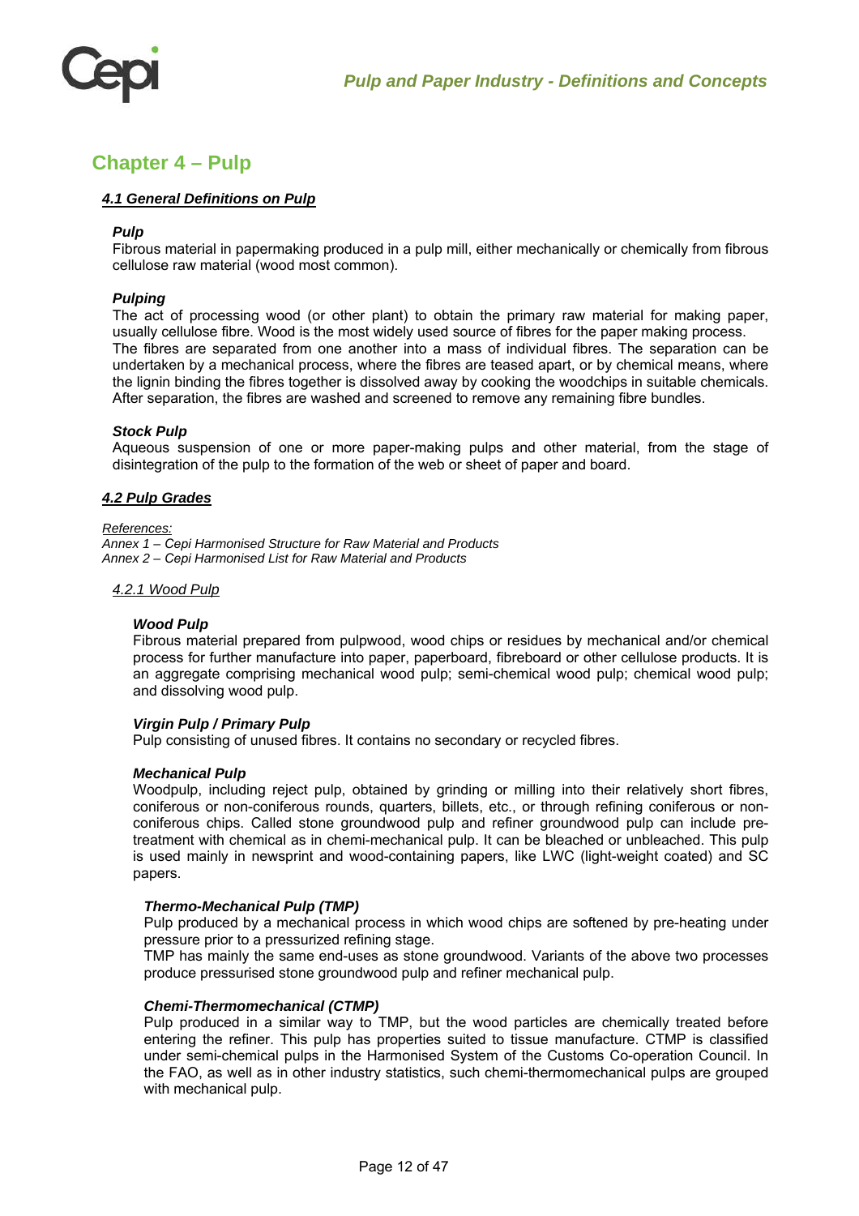# Chapter 4 – Pulp

## *4.1 General Definitions on Pulp*

***Pulp***
Fibrous material in papermaking produced in a pulp mill, either mechanically or chemically from fibrous cellulose raw material (wood most common).

***Pulping***
The act of processing wood (or other plant) to obtain the primary raw material for making paper, usually cellulose fibre. Wood is the most widely used source of fibres for the paper making process.
The fibres are separated from one another into a mass of individual fibres. The separation can be undertaken by a mechanical process, where the fibres are teased apart, or by chemical means, where the lignin binding the fibres together is dissolved away by cooking the woodchips in suitable chemicals. After separation, the fibres are washed and screened to remove any remaining fibre bundles.

***Stock Pulp***
Aqueous suspension of one or more paper-making pulps and other material, from the stage of disintegration of the pulp to the formation of the web or sheet of paper and board.

## *4.2 Pulp Grades*

*References:*
*Annex 1 – Cepi Harmonised Structure for Raw Material and Products*
*Annex 2 – Cepi Harmonised List for Raw Material and Products*

### *4.2.1 Wood Pulp*

***Wood Pulp***
Fibrous material prepared from pulpwood, wood chips or residues by mechanical and/or chemical process for further manufacture into paper, paperboard, fibreboard or other cellulose products. It is an aggregate comprising mechanical wood pulp; semi-chemical wood pulp; chemical wood pulp; and dissolving wood pulp.

***Virgin Pulp / Primary Pulp***
Pulp consisting of unused fibres. It contains no secondary or recycled fibres.

***Mechanical Pulp***
Woodpulp, including reject pulp, obtained by grinding or milling into their relatively short fibres, coniferous or non-coniferous rounds, quarters, billets, etc., or through refining coniferous or non-coniferous chips. Called stone groundwood pulp and refiner groundwood pulp can include pre-treatment with chemical as in chemi-mechanical pulp. It can be bleached or unbleached. This pulp is used mainly in newsprint and wood-containing papers, like LWC (light-weight coated) and SC papers.

***Thermo-Mechanical Pulp (TMP)***
Pulp produced by a mechanical process in which wood chips are softened by pre-heating under pressure prior to a pressurized refining stage.
TMP has mainly the same end-uses as stone groundwood. Variants of the above two processes produce pressurised stone groundwood pulp and refiner mechanical pulp.

***Chemi-Thermomechanical (CTMP)***
Pulp produced in a similar way to TMP, but the wood particles are chemically treated before entering the refiner. This pulp has properties suited to tissue manufacture. CTMP is classified under semi-chemical pulps in the Harmonised System of the Customs Co-operation Council. In the FAO, as well as in other industry statistics, such chemi-thermomechanical pulps are grouped with mechanical pulp.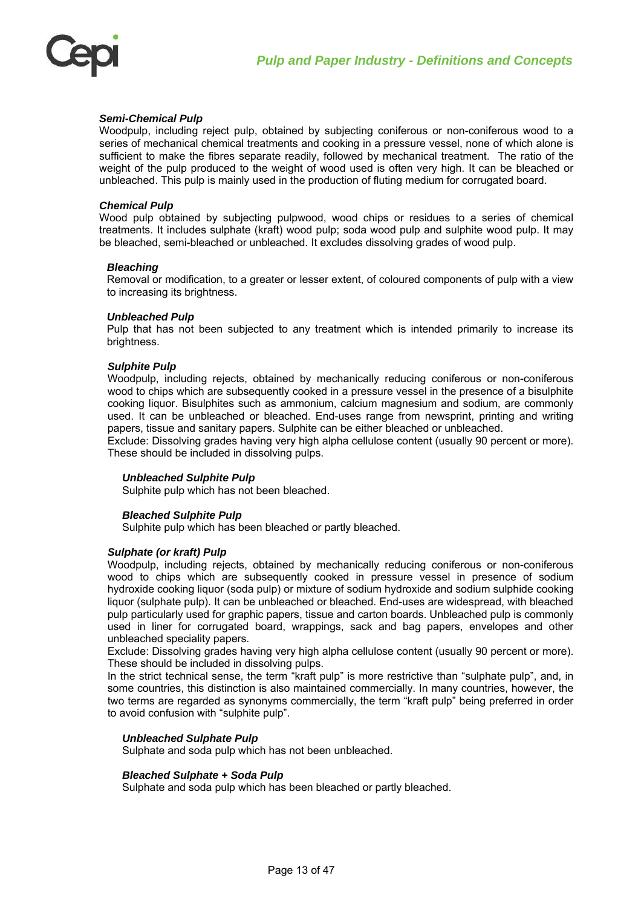### Semi-Chemical Pulp

Woodpulp, including reject pulp, obtained by subjecting coniferous or non-coniferous wood to a series of mechanical chemical treatments and cooking in a pressure vessel, none of which alone is sufficient to make the fibres separate readily, followed by mechanical treatment. The ratio of the weight of the pulp produced to the weight of wood used is often very high. It can be bleached or unbleached. This pulp is mainly used in the production of fluting medium for corrugated board.

### Chemical Pulp

Wood pulp obtained by subjecting pulpwood, wood chips or residues to a series of chemical treatments. It includes sulphate (kraft) wood pulp; soda wood pulp and sulphite wood pulp. It may be bleached, semi-bleached or unbleached. It excludes dissolving grades of wood pulp.

#### Bleaching

Removal or modification, to a greater or lesser extent, of coloured components of pulp with a view to increasing its brightness.

#### Unbleached Pulp

Pulp that has not been subjected to any treatment which is intended primarily to increase its brightness.

#### Sulphite Pulp

Woodpulp, including rejects, obtained by mechanically reducing coniferous or non-coniferous wood to chips which are subsequently cooked in a pressure vessel in the presence of a bisulphite cooking liquor. Bisulphites such as ammonium, calcium magnesium and sodium, are commonly used. It can be unbleached or bleached. End-uses range from newsprint, printing and writing papers, tissue and sanitary papers. Sulphite can be either bleached or unbleached.

Exclude: Dissolving grades having very high alpha cellulose content (usually 90 percent or more). These should be included in dissolving pulps.

##### Unbleached Sulphite Pulp

Sulphite pulp which has not been bleached.

##### Bleached Sulphite Pulp

Sulphite pulp which has been bleached or partly bleached.

#### Sulphate (or kraft) Pulp

Woodpulp, including rejects, obtained by mechanically reducing coniferous or non-coniferous wood to chips which are subsequently cooked in pressure vessel in presence of sodium hydroxide cooking liquor (soda pulp) or mixture of sodium hydroxide and sodium sulphide cooking liquor (sulphate pulp). It can be unbleached or bleached. End-uses are widespread, with bleached pulp particularly used for graphic papers, tissue and carton boards. Unbleached pulp is commonly used in liner for corrugated board, wrappings, sack and bag papers, envelopes and other unbleached speciality papers.

Exclude: Dissolving grades having very high alpha cellulose content (usually 90 percent or more). These should be included in dissolving pulps.

In the strict technical sense, the term "kraft pulp" is more restrictive than "sulphate pulp", and, in some countries, this distinction is also maintained commercially. In many countries, however, the two terms are regarded as synonyms commercially, the term "kraft pulp" being preferred in order to avoid confusion with "sulphite pulp".

##### Unbleached Sulphate Pulp

Sulphate and soda pulp which has not been unbleached.

##### Bleached Sulphate + Soda Pulp

Sulphate and soda pulp which has been bleached or partly bleached.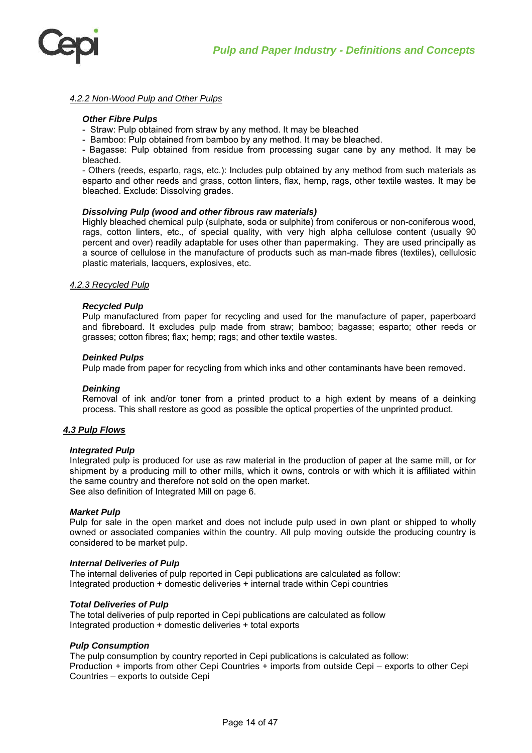### *4.2.2 Non-Wood Pulp and Other Pulps*

***Other Fibre Pulps***

- Straw: Pulp obtained from straw by any method. It may be bleached
- Bamboo: Pulp obtained from bamboo by any method. It may be bleached.
- Bagasse: Pulp obtained from residue from processing sugar cane by any method. It may be bleached.
- Others (reeds, esparto, rags, etc.): Includes pulp obtained by any method from such materials as esparto and other reeds and grass, cotton linters, flax, hemp, rags, other textile wastes. It may be bleached. Exclude: Dissolving grades.

***Dissolving Pulp (wood and other fibrous raw materials)***

Highly bleached chemical pulp (sulphate, soda or sulphite) from coniferous or non-coniferous wood, rags, cotton linters, etc., of special quality, with very high alpha cellulose content (usually 90 percent and over) readily adaptable for uses other than papermaking. They are used principally as a source of cellulose in the manufacture of products such as man-made fibres (textiles), cellulosic plastic materials, lacquers, explosives, etc.

### *4.2.3 Recycled Pulp*

***Recycled Pulp***

Pulp manufactured from paper for recycling and used for the manufacture of paper, paperboard and fibreboard. It excludes pulp made from straw; bamboo; bagasse; esparto; other reeds or grasses; cotton fibres; flax; hemp; rags; and other textile wastes.

***Deinked Pulps***

Pulp made from paper for recycling from which inks and other contaminants have been removed.

***Deinking***

Removal of ink and/or toner from a printed product to a high extent by means of a deinking process. This shall restore as good as possible the optical properties of the unprinted product.

## *4.3 Pulp Flows*

***Integrated Pulp***

Integrated pulp is produced for use as raw material in the production of paper at the same mill, or for shipment by a producing mill to other mills, which it owns, controls or with which it is affiliated within the same country and therefore not sold on the open market.
See also definition of Integrated Mill on page 6.

***Market Pulp***

Pulp for sale in the open market and does not include pulp used in own plant or shipped to wholly owned or associated companies within the country. All pulp moving outside the producing country is considered to be market pulp.

***Internal Deliveries of Pulp***

The internal deliveries of pulp reported in Cepi publications are calculated as follow:
Integrated production + domestic deliveries + internal trade within Cepi countries

***Total Deliveries of Pulp***

The total deliveries of pulp reported in Cepi publications are calculated as follow
Integrated production + domestic deliveries + total exports

***Pulp Consumption***

The pulp consumption by country reported in Cepi publications is calculated as follow:
Production + imports from other Cepi Countries + imports from outside Cepi – exports to other Cepi Countries – exports to outside Cepi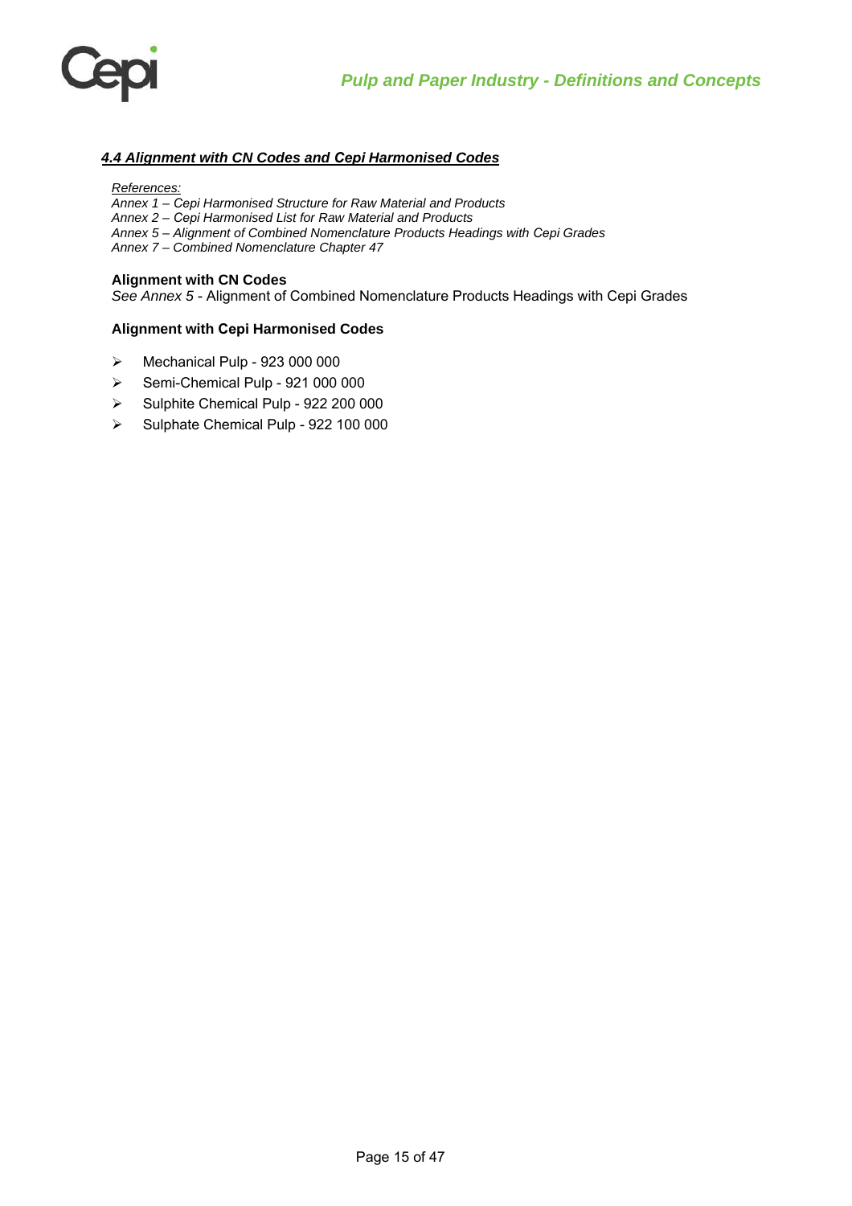### *4.4 Alignment with CN Codes and Cepi Harmonised Codes*

*References:*
*Annex 1 – Cepi Harmonised Structure for Raw Material and Products*
*Annex 2 – Cepi Harmonised List for Raw Material and Products*
*Annex 5 – Alignment of Combined Nomenclature Products Headings with Cepi Grades*
*Annex 7 – Combined Nomenclature Chapter 47*

**Alignment with CN Codes**
*See Annex 5* - Alignment of Combined Nomenclature Products Headings with Cepi Grades

**Alignment with Cepi Harmonised Codes**

- Mechanical Pulp - 923 000 000
- Semi-Chemical Pulp - 921 000 000
- Sulphite Chemical Pulp - 922 200 000
- Sulphate Chemical Pulp - 922 100 000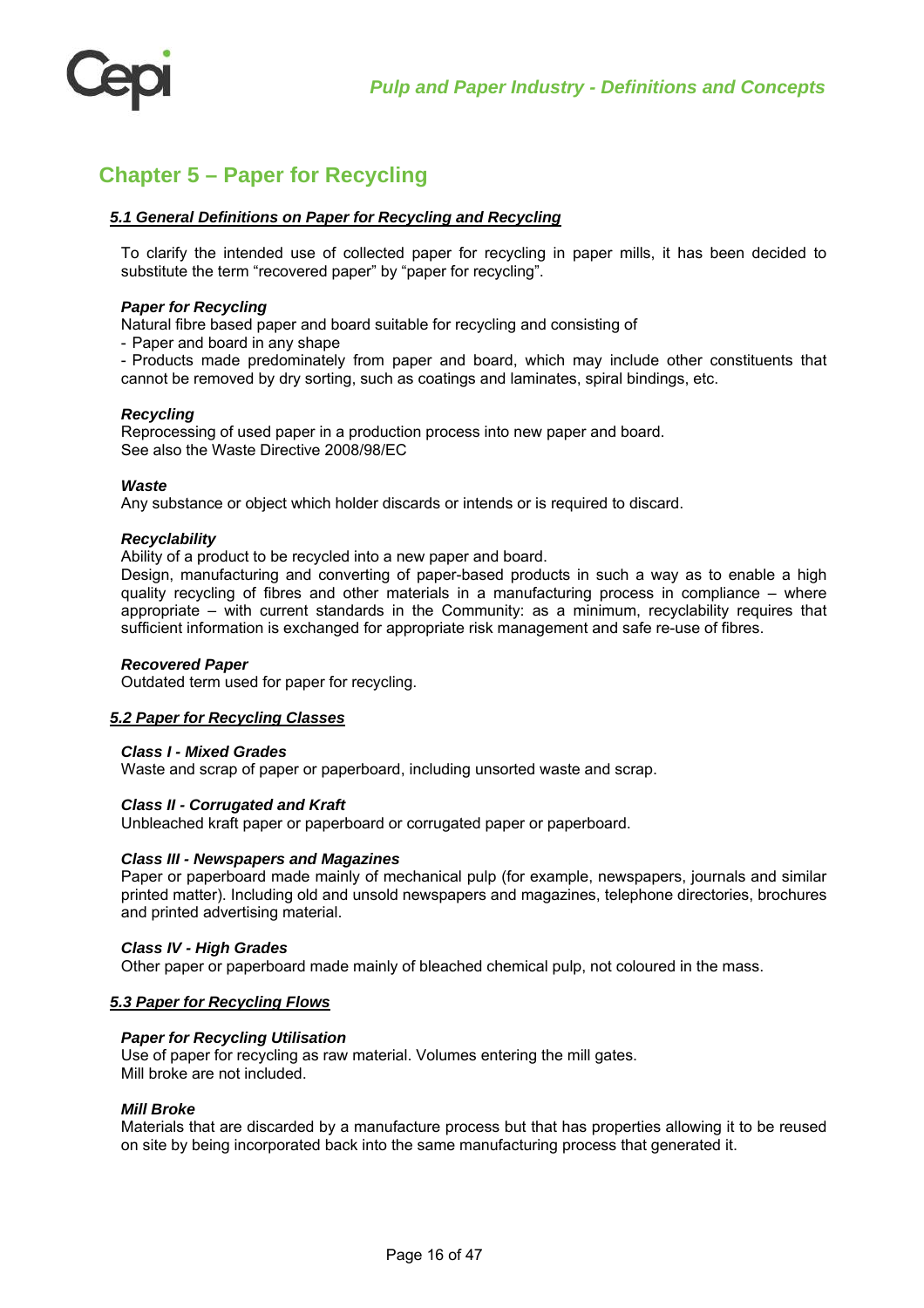# Chapter 5 – Paper for Recycling

## *5.1 General Definitions on Paper for Recycling and Recycling*

To clarify the intended use of collected paper for recycling in paper mills, it has been decided to substitute the term "recovered paper" by "paper for recycling".

***Paper for Recycling***
Natural fibre based paper and board suitable for recycling and consisting of
- Paper and board in any shape
- Products made predominately from paper and board, which may include other constituents that cannot be removed by dry sorting, such as coatings and laminates, spiral bindings, etc.

***Recycling***
Reprocessing of used paper in a production process into new paper and board.
See also the Waste Directive 2008/98/EC

***Waste***
Any substance or object which holder discards or intends or is required to discard.

***Recyclability***
Ability of a product to be recycled into a new paper and board.
Design, manufacturing and converting of paper-based products in such a way as to enable a high quality recycling of fibres and other materials in a manufacturing process in compliance – where appropriate – with current standards in the Community: as a minimum, recyclability requires that sufficient information is exchanged for appropriate risk management and safe re-use of fibres.

***Recovered Paper***
Outdated term used for paper for recycling.

## *5.2 Paper for Recycling Classes*

***Class I - Mixed Grades***
Waste and scrap of paper or paperboard, including unsorted waste and scrap.

***Class II - Corrugated and Kraft***
Unbleached kraft paper or paperboard or corrugated paper or paperboard.

***Class III - Newspapers and Magazines***
Paper or paperboard made mainly of mechanical pulp (for example, newspapers, journals and similar printed matter). Including old and unsold newspapers and magazines, telephone directories, brochures and printed advertising material.

***Class IV - High Grades***
Other paper or paperboard made mainly of bleached chemical pulp, not coloured in the mass.

## *5.3 Paper for Recycling Flows*

***Paper for Recycling Utilisation***
Use of paper for recycling as raw material. Volumes entering the mill gates.
Mill broke are not included.

***Mill Broke***
Materials that are discarded by a manufacture process but that has properties allowing it to be reused on site by being incorporated back into the same manufacturing process that generated it.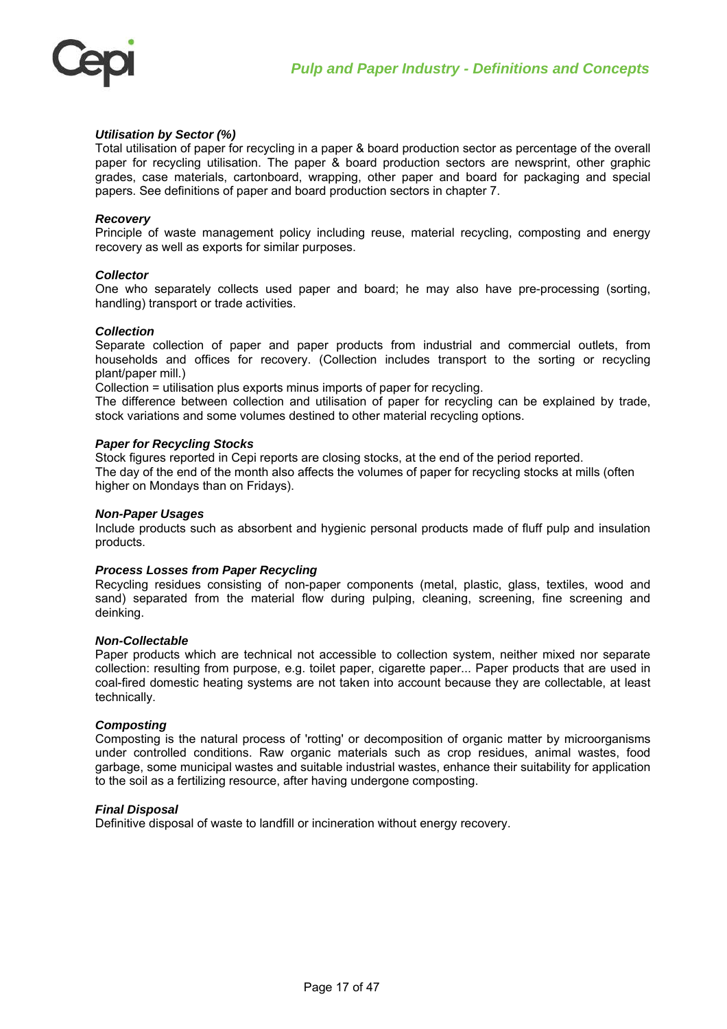***Utilisation by Sector (%)***
Total utilisation of paper for recycling in a paper & board production sector as percentage of the overall paper for recycling utilisation. The paper & board production sectors are newsprint, other graphic grades, case materials, cartonboard, wrapping, other paper and board for packaging and special papers. See definitions of paper and board production sectors in chapter 7.

***Recovery***
Principle of waste management policy including reuse, material recycling, composting and energy recovery as well as exports for similar purposes.

***Collector***
One who separately collects used paper and board; he may also have pre-processing (sorting, handling) transport or trade activities.

***Collection***
Separate collection of paper and paper products from industrial and commercial outlets, from households and offices for recovery. (Collection includes transport to the sorting or recycling plant/paper mill.)
Collection = utilisation plus exports minus imports of paper for recycling.
The difference between collection and utilisation of paper for recycling can be explained by trade, stock variations and some volumes destined to other material recycling options.

***Paper for Recycling Stocks***
Stock figures reported in Cepi reports are closing stocks, at the end of the period reported.
The day of the end of the month also affects the volumes of paper for recycling stocks at mills (often higher on Mondays than on Fridays).

***Non-Paper Usages***
Include products such as absorbent and hygienic personal products made of fluff pulp and insulation products.

***Process Losses from Paper Recycling***
Recycling residues consisting of non-paper components (metal, plastic, glass, textiles, wood and sand) separated from the material flow during pulping, cleaning, screening, fine screening and deinking.

***Non-Collectable***
Paper products which are technical not accessible to collection system, neither mixed nor separate collection: resulting from purpose, e.g. toilet paper, cigarette paper... Paper products that are used in coal-fired domestic heating systems are not taken into account because they are collectable, at least technically.

***Composting***
Composting is the natural process of 'rotting' or decomposition of organic matter by microorganisms under controlled conditions. Raw organic materials such as crop residues, animal wastes, food garbage, some municipal wastes and suitable industrial wastes, enhance their suitability for application to the soil as a fertilizing resource, after having undergone composting.

***Final Disposal***
Definitive disposal of waste to landfill or incineration without energy recovery.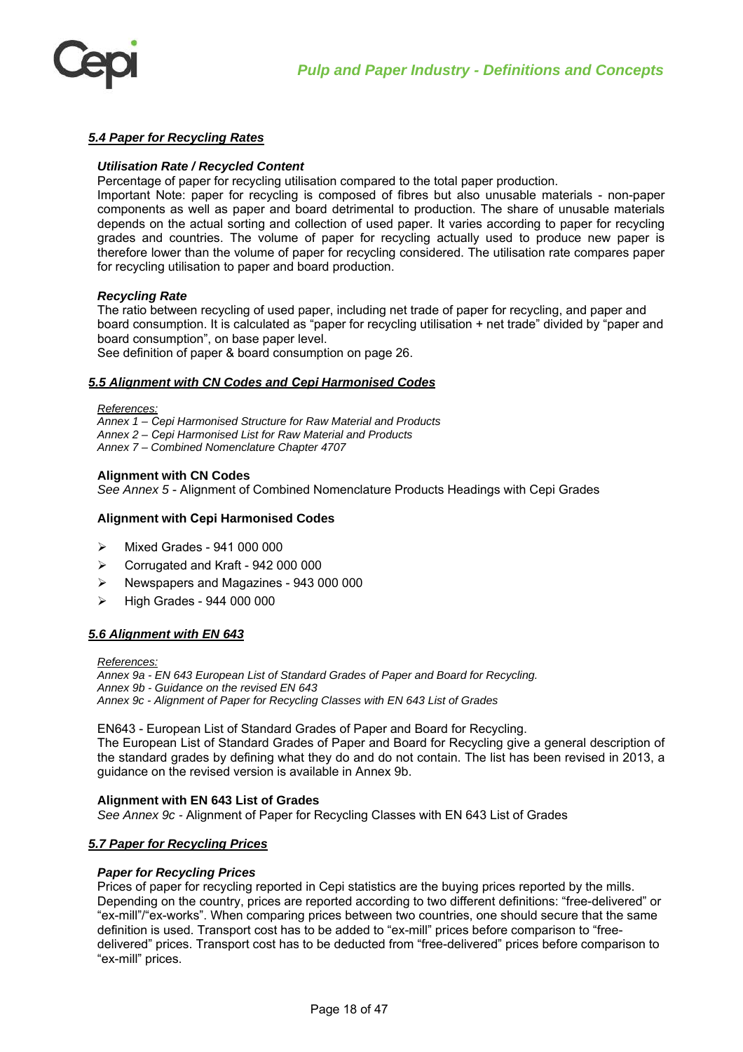## *5.4 Paper for Recycling Rates*

### *Utilisation Rate / Recycled Content*

Percentage of paper for recycling utilisation compared to the total paper production.

Important Note: paper for recycling is composed of fibres but also unusable materials - non-paper components as well as paper and board detrimental to production. The share of unusable materials depends on the actual sorting and collection of used paper. It varies according to paper for recycling grades and countries. The volume of paper for recycling actually used to produce new paper is therefore lower than the volume of paper for recycling considered. The utilisation rate compares paper for recycling utilisation to paper and board production.

### *Recycling Rate*

The ratio between recycling of used paper, including net trade of paper for recycling, and paper and board consumption. It is calculated as "paper for recycling utilisation + net trade" divided by "paper and board consumption", on base paper level.

See definition of paper & board consumption on page 26.

## *5.5 Alignment with CN Codes and Cepi Harmonised Codes*

*References:*
*Annex 1 – Cepi Harmonised Structure for Raw Material and Products*
*Annex 2 – Cepi Harmonised List for Raw Material and Products*
*Annex 7 – Combined Nomenclature Chapter 4707*

### Alignment with CN Codes

*See Annex 5* - Alignment of Combined Nomenclature Products Headings with Cepi Grades

### Alignment with Cepi Harmonised Codes

- Mixed Grades - 941 000 000
- Corrugated and Kraft - 942 000 000
- Newspapers and Magazines - 943 000 000
- High Grades - 944 000 000

## *5.6 Alignment with EN 643*

*References:*
*Annex 9a - EN 643 European List of Standard Grades of Paper and Board for Recycling.*
*Annex 9b - Guidance on the revised EN 643*
*Annex 9c - Alignment of Paper for Recycling Classes with EN 643 List of Grades*

EN643 - European List of Standard Grades of Paper and Board for Recycling.

The European List of Standard Grades of Paper and Board for Recycling give a general description of the standard grades by defining what they do and do not contain. The list has been revised in 2013, a guidance on the revised version is available in Annex 9b.

### Alignment with EN 643 List of Grades

*See Annex 9c -* Alignment of Paper for Recycling Classes with EN 643 List of Grades

## *5.7 Paper for Recycling Prices*

### *Paper for Recycling Prices*

Prices of paper for recycling reported in Cepi statistics are the buying prices reported by the mills. Depending on the country, prices are reported according to two different definitions: "free-delivered" or "ex-mill"/"ex-works". When comparing prices between two countries, one should secure that the same definition is used. Transport cost has to be added to "ex-mill" prices before comparison to "free-delivered" prices. Transport cost has to be deducted from "free-delivered" prices before comparison to "ex-mill" prices.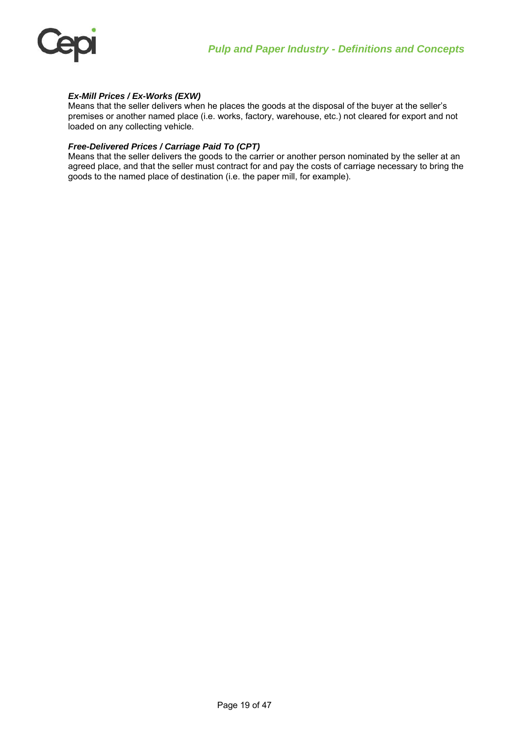***Ex-Mill Prices / Ex-Works (EXW)***
Means that the seller delivers when he places the goods at the disposal of the buyer at the seller's premises or another named place (i.e. works, factory, warehouse, etc.) not cleared for export and not loaded on any collecting vehicle.

***Free-Delivered Prices / Carriage Paid To (CPT)***
Means that the seller delivers the goods to the carrier or another person nominated by the seller at an agreed place, and that the seller must contract for and pay the costs of carriage necessary to bring the goods to the named place of destination (i.e. the paper mill, for example).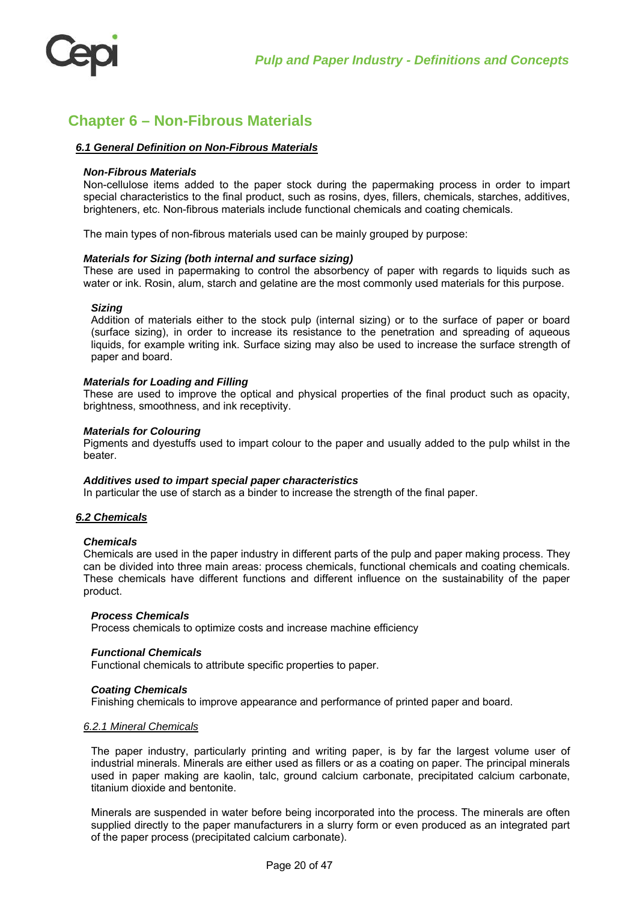## Chapter 6 – Non-Fibrous Materials

### *6.1 General Definition on Non-Fibrous Materials*

***Non-Fibrous Materials***

Non-cellulose items added to the paper stock during the papermaking process in order to impart special characteristics to the final product, such as rosins, dyes, fillers, chemicals, starches, additives, brighteners, etc. Non-fibrous materials include functional chemicals and coating chemicals.

The main types of non-fibrous materials used can be mainly grouped by purpose:

***Materials for Sizing (both internal and surface sizing)***

These are used in papermaking to control the absorbency of paper with regards to liquids such as water or ink. Rosin, alum, starch and gelatine are the most commonly used materials for this purpose.

***Sizing***

Addition of materials either to the stock pulp (internal sizing) or to the surface of paper or board (surface sizing), in order to increase its resistance to the penetration and spreading of aqueous liquids, for example writing ink. Surface sizing may also be used to increase the surface strength of paper and board.

***Materials for Loading and Filling***

These are used to improve the optical and physical properties of the final product such as opacity, brightness, smoothness, and ink receptivity.

***Materials for Colouring***

Pigments and dyestuffs used to impart colour to the paper and usually added to the pulp whilst in the beater.

***Additives used to impart special paper characteristics***

In particular the use of starch as a binder to increase the strength of the final paper.

### *6.2 Chemicals*

***Chemicals***

Chemicals are used in the paper industry in different parts of the pulp and paper making process. They can be divided into three main areas: process chemicals, functional chemicals and coating chemicals. These chemicals have different functions and different influence on the sustainability of the paper product.

***Process Chemicals***

Process chemicals to optimize costs and increase machine efficiency

***Functional Chemicals***

Functional chemicals to attribute specific properties to paper.

***Coating Chemicals***

Finishing chemicals to improve appearance and performance of printed paper and board.

#### *6.2.1 Mineral Chemicals*

The paper industry, particularly printing and writing paper, is by far the largest volume user of industrial minerals. Minerals are either used as fillers or as a coating on paper. The principal minerals used in paper making are kaolin, talc, ground calcium carbonate, precipitated calcium carbonate, titanium dioxide and bentonite.

Minerals are suspended in water before being incorporated into the process. The minerals are often supplied directly to the paper manufacturers in a slurry form or even produced as an integrated part of the paper process (precipitated calcium carbonate).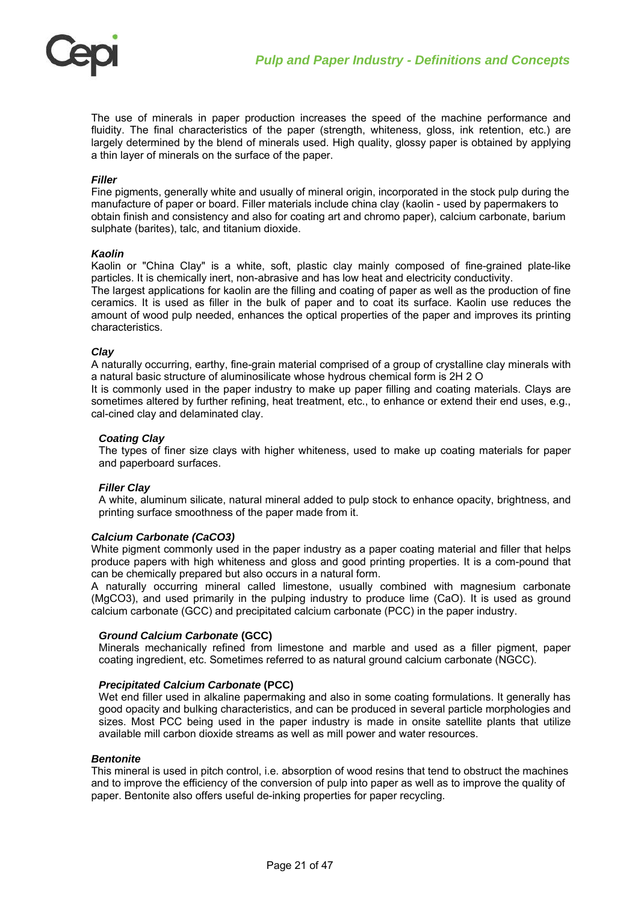The use of minerals in paper production increases the speed of the machine performance and fluidity. The final characteristics of the paper (strength, whiteness, gloss, ink retention, etc.) are largely determined by the blend of minerals used. High quality, glossy paper is obtained by applying a thin layer of minerals on the surface of the paper.

### *Filler*

Fine pigments, generally white and usually of mineral origin, incorporated in the stock pulp during the manufacture of paper or board. Filler materials include china clay (kaolin - used by papermakers to obtain finish and consistency and also for coating art and chromo paper), calcium carbonate, barium sulphate (barites), talc, and titanium dioxide.

### *Kaolin*

Kaolin or "China Clay" is a white, soft, plastic clay mainly composed of fine-grained plate-like particles. It is chemically inert, non-abrasive and has low heat and electricity conductivity.

The largest applications for kaolin are the filling and coating of paper as well as the production of fine ceramics. It is used as filler in the bulk of paper and to coat its surface. Kaolin use reduces the amount of wood pulp needed, enhances the optical properties of the paper and improves its printing characteristics.

### *Clay*

A naturally occurring, earthy, fine-grain material comprised of a group of crystalline clay minerals with a natural basic structure of aluminosilicate whose hydrous chemical form is 2H 2 O

It is commonly used in the paper industry to make up paper filling and coating materials. Clays are sometimes altered by further refining, heat treatment, etc., to enhance or extend their end uses, e.g., cal-cined clay and delaminated clay.

#### *Coating Clay*

The types of finer size clays with higher whiteness, used to make up coating materials for paper and paperboard surfaces.

#### *Filler Clay*

A white, aluminum silicate, natural mineral added to pulp stock to enhance opacity, brightness, and printing surface smoothness of the paper made from it.

### *Calcium Carbonate (CaCO3)*

White pigment commonly used in the paper industry as a paper coating material and filler that helps produce papers with high whiteness and gloss and good printing properties. It is a com-pound that can be chemically prepared but also occurs in a natural form.

A naturally occurring mineral called limestone, usually combined with magnesium carbonate ($MgCO_3$), and used primarily in the pulping industry to produce lime ($CaO$). It is used as ground calcium carbonate (GCC) and precipitated calcium carbonate (PCC) in the paper industry.

#### ***Ground Calcium Carbonate* (GCC)**

Minerals mechanically refined from limestone and marble and used as a filler pigment, paper coating ingredient, etc. Sometimes referred to as natural ground calcium carbonate (NGCC).

#### ***Precipitated Calcium Carbonate* (PCC)**

Wet end filler used in alkaline papermaking and also in some coating formulations. It generally has good opacity and bulking characteristics, and can be produced in several particle morphologies and sizes. Most PCC being used in the paper industry is made in onsite satellite plants that utilize available mill carbon dioxide streams as well as mill power and water resources.

### *Bentonite*

This mineral is used in pitch control, i.e. absorption of wood resins that tend to obstruct the machines and to improve the efficiency of the conversion of pulp into paper as well as to improve the quality of paper. Bentonite also offers useful de-inking properties for paper recycling.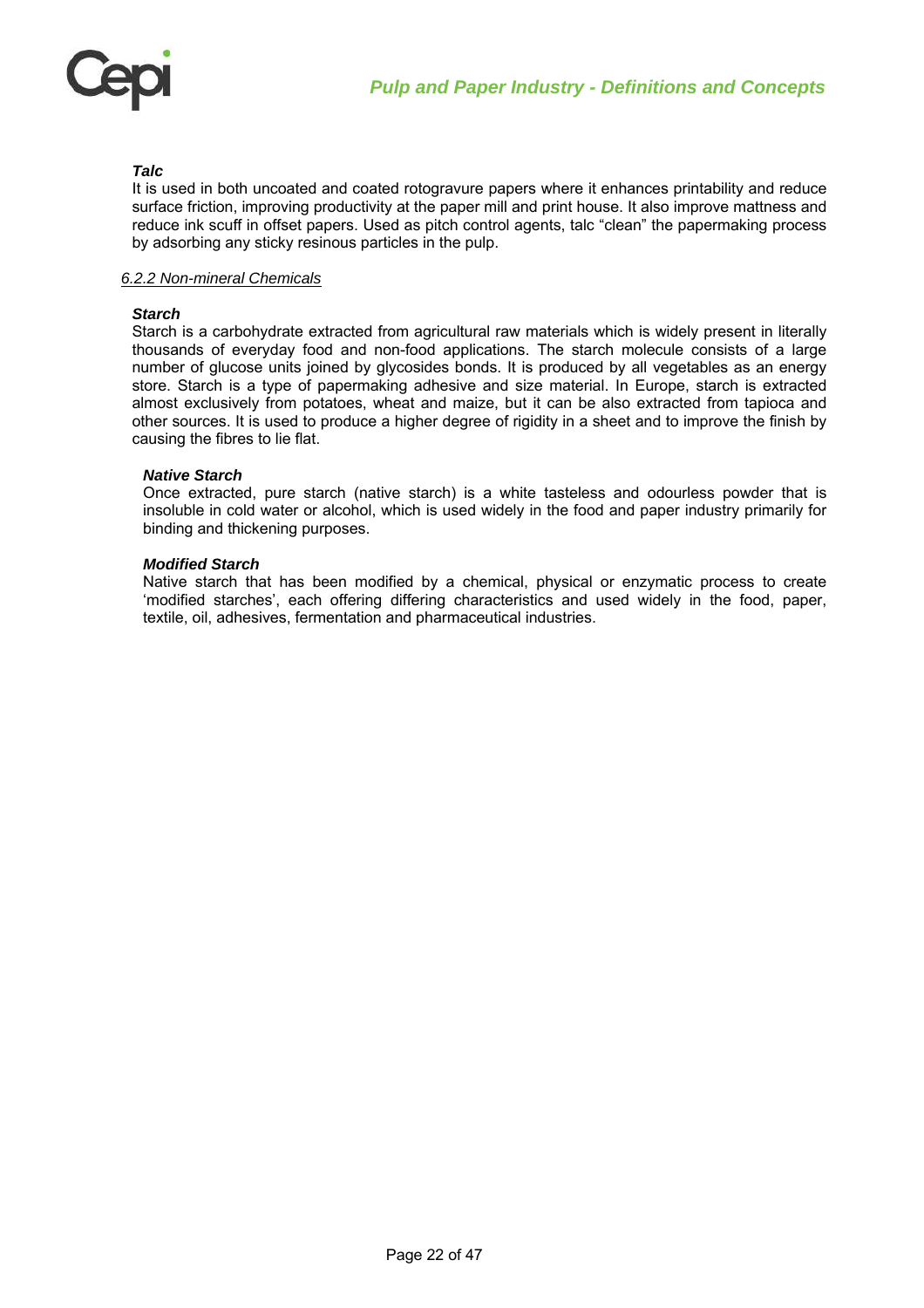***Talc***

It is used in both uncoated and coated rotogravure papers where it enhances printability and reduce surface friction, improving productivity at the paper mill and print house. It also improve mattness and reduce ink scuff in offset papers. Used as pitch control agents, talc "clean" the papermaking process by adsorbing any sticky resinous particles in the pulp.

### *6.2.2 Non-mineral Chemicals*

***Starch***

Starch is a carbohydrate extracted from agricultural raw materials which is widely present in literally thousands of everyday food and non-food applications. The starch molecule consists of a large number of glucose units joined by glycosides bonds. It is produced by all vegetables as an energy store. Starch is a type of papermaking adhesive and size material. In Europe, starch is extracted almost exclusively from potatoes, wheat and maize, but it can be also extracted from tapioca and other sources. It is used to produce a higher degree of rigidity in a sheet and to improve the finish by causing the fibres to lie flat.

***Native Starch***

Once extracted, pure starch (native starch) is a white tasteless and odourless powder that is insoluble in cold water or alcohol, which is used widely in the food and paper industry primarily for binding and thickening purposes.

***Modified Starch***

Native starch that has been modified by a chemical, physical or enzymatic process to create 'modified starches', each offering differing characteristics and used widely in the food, paper, textile, oil, adhesives, fermentation and pharmaceutical industries.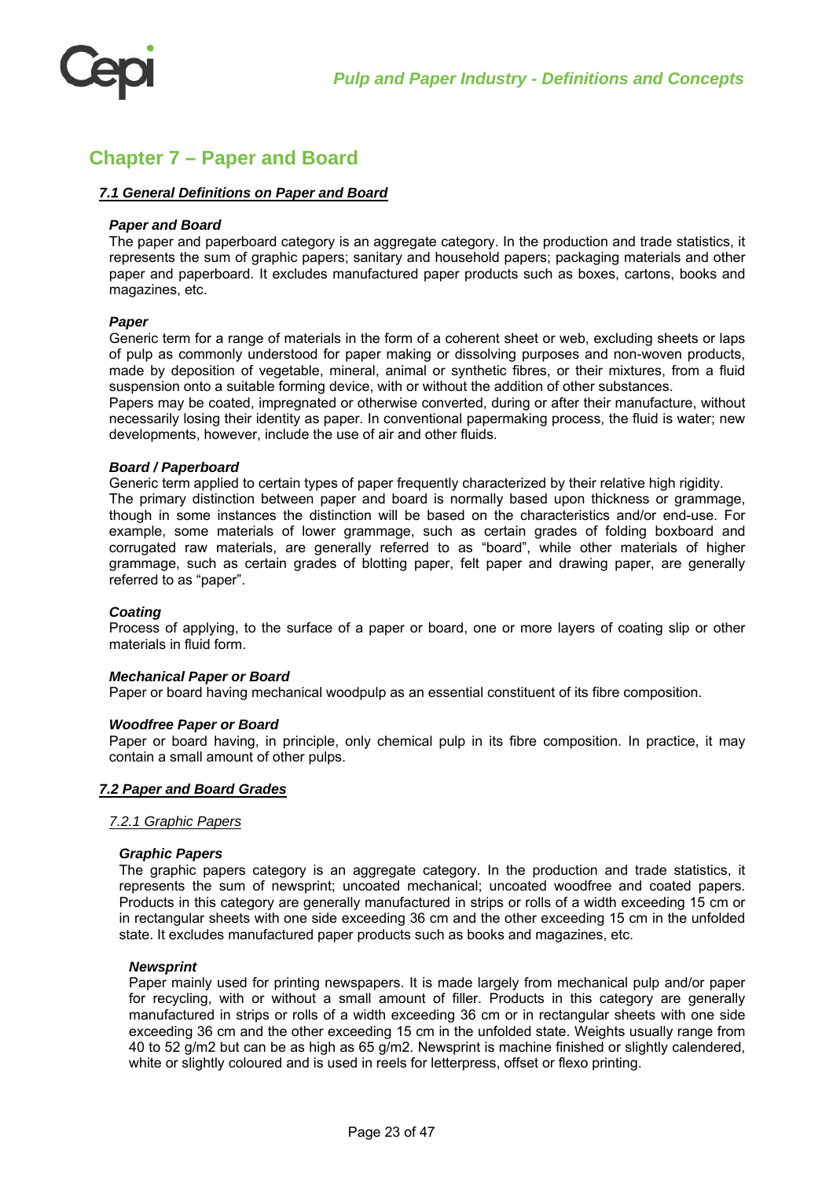## Chapter 7 – Paper and Board

### *7.1 General Definitions on Paper and Board*

***Paper and Board***

The paper and paperboard category is an aggregate category. In the production and trade statistics, it represents the sum of graphic papers; sanitary and household papers; packaging materials and other paper and paperboard. It excludes manufactured paper products such as boxes, cartons, books and magazines, etc.

***Paper***

Generic term for a range of materials in the form of a coherent sheet or web, excluding sheets or laps of pulp as commonly understood for paper making or dissolving purposes and non-woven products, made by deposition of vegetable, mineral, animal or synthetic fibres, or their mixtures, from a fluid suspension onto a suitable forming device, with or without the addition of other substances.

Papers may be coated, impregnated or otherwise converted, during or after their manufacture, without necessarily losing their identity as paper. In conventional papermaking process, the fluid is water; new developments, however, include the use of air and other fluids.

***Board / Paperboard***

Generic term applied to certain types of paper frequently characterized by their relative high rigidity.

The primary distinction between paper and board is normally based upon thickness or grammage, though in some instances the distinction will be based on the characteristics and/or end-use. For example, some materials of lower grammage, such as certain grades of folding boxboard and corrugated raw materials, are generally referred to as "board", while other materials of higher grammage, such as certain grades of blotting paper, felt paper and drawing paper, are generally referred to as "paper".

***Coating***

Process of applying, to the surface of a paper or board, one or more layers of coating slip or other materials in fluid form.

***Mechanical Paper or Board***

Paper or board having mechanical woodpulp as an essential constituent of its fibre composition.

***Woodfree Paper or Board***

Paper or board having, in principle, only chemical pulp in its fibre composition. In practice, it may contain a small amount of other pulps.

### *7.2 Paper and Board Grades*

#### *7.2.1 Graphic Papers*

***Graphic Papers***

The graphic papers category is an aggregate category. In the production and trade statistics, it represents the sum of newsprint; uncoated mechanical; uncoated woodfree and coated papers. Products in this category are generally manufactured in strips or rolls of a width exceeding 15 cm or in rectangular sheets with one side exceeding 36 cm and the other exceeding 15 cm in the unfolded state. It excludes manufactured paper products such as books and magazines, etc.

***Newsprint***

Paper mainly used for printing newspapers. It is made largely from mechanical pulp and/or paper for recycling, with or without a small amount of filler. Products in this category are generally manufactured in strips or rolls of a width exceeding 36 cm or in rectangular sheets with one side exceeding 36 cm and the other exceeding 15 cm in the unfolded state. Weights usually range from 40 to 52 g/m2 but can be as high as 65 g/m2. Newsprint is machine finished or slightly calendered, white or slightly coloured and is used in reels for letterpress, offset or flexo printing.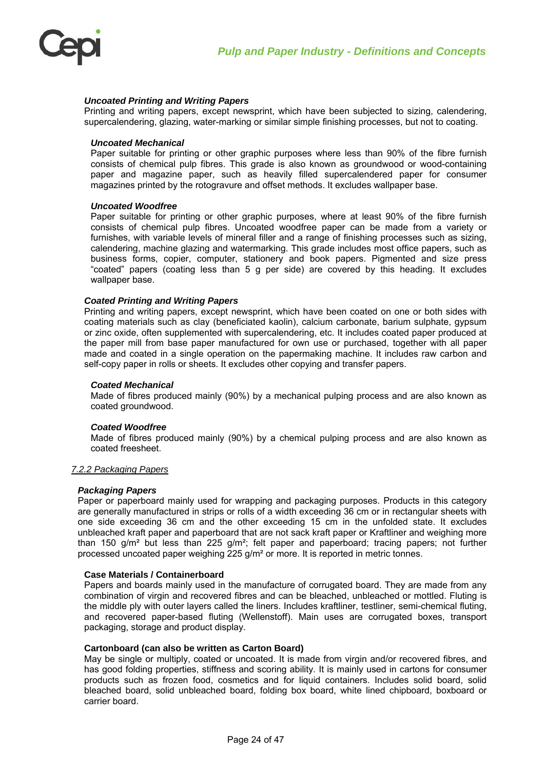#### *Uncoated Printing and Writing Papers*

Printing and writing papers, except newsprint, which have been subjected to sizing, calendering, supercalendering, glazing, water-marking or similar simple finishing processes, but not to coating.

##### *Uncoated Mechanical*

Paper suitable for printing or other graphic purposes where less than 90% of the fibre furnish consists of chemical pulp fibres. This grade is also known as groundwood or wood-containing paper and magazine paper, such as heavily filled supercalendered paper for consumer magazines printed by the rotogravure and offset methods. It excludes wallpaper base.

##### *Uncoated Woodfree*

Paper suitable for printing or other graphic purposes, where at least 90% of the fibre furnish consists of chemical pulp fibres. Uncoated woodfree paper can be made from a variety or furnishes, with variable levels of mineral filler and a range of finishing processes such as sizing, calendering, machine glazing and watermarking. This grade includes most office papers, such as business forms, copier, computer, stationery and book papers. Pigmented and size press "coated" papers (coating less than 5 g per side) are covered by this heading. It excludes wallpaper base.

#### *Coated Printing and Writing Papers*

Printing and writing papers, except newsprint, which have been coated on one or both sides with coating materials such as clay (beneficiated kaolin), calcium carbonate, barium sulphate, gypsum or zinc oxide, often supplemented with supercalendering, etc. It includes coated paper produced at the paper mill from base paper manufactured for own use or purchased, together with all paper made and coated in a single operation on the papermaking machine. It includes raw carbon and self-copy paper in rolls or sheets. It excludes other copying and transfer papers.

##### *Coated Mechanical*

Made of fibres produced mainly (90%) by a mechanical pulping process and are also known as coated groundwood.

##### *Coated Woodfree*

Made of fibres produced mainly (90%) by a chemical pulping process and are also known as coated freesheet.

### <u>7.2.2 Packaging Papers</u>

#### *Packaging Papers*

Paper or paperboard mainly used for wrapping and packaging purposes. Products in this category are generally manufactured in strips or rolls of a width exceeding 36 cm or in rectangular sheets with one side exceeding 36 cm and the other exceeding 15 cm in the unfolded state. It excludes unbleached kraft paper and paperboard that are not sack kraft paper or Kraftliner and weighing more than 150 g/m² but less than 225 g/m²; felt paper and paperboard; tracing papers; not further processed uncoated paper weighing 225 g/m² or more. It is reported in metric tonnes.

**Case Materials / Containerboard**

Papers and boards mainly used in the manufacture of corrugated board. They are made from any combination of virgin and recovered fibres and can be bleached, unbleached or mottled. Fluting is the middle ply with outer layers called the liners. Includes kraftliner, testliner, semi-chemical fluting, and recovered paper-based fluting (Wellenstoff). Main uses are corrugated boxes, transport packaging, storage and product display.

**Cartonboard (can also be written as Carton Board)**

May be single or multiply, coated or uncoated. It is made from virgin and/or recovered fibres, and has good folding properties, stiffness and scoring ability. It is mainly used in cartons for consumer products such as frozen food, cosmetics and for liquid containers. Includes solid board, solid bleached board, solid unbleached board, folding box board, white lined chipboard, boxboard or carrier board.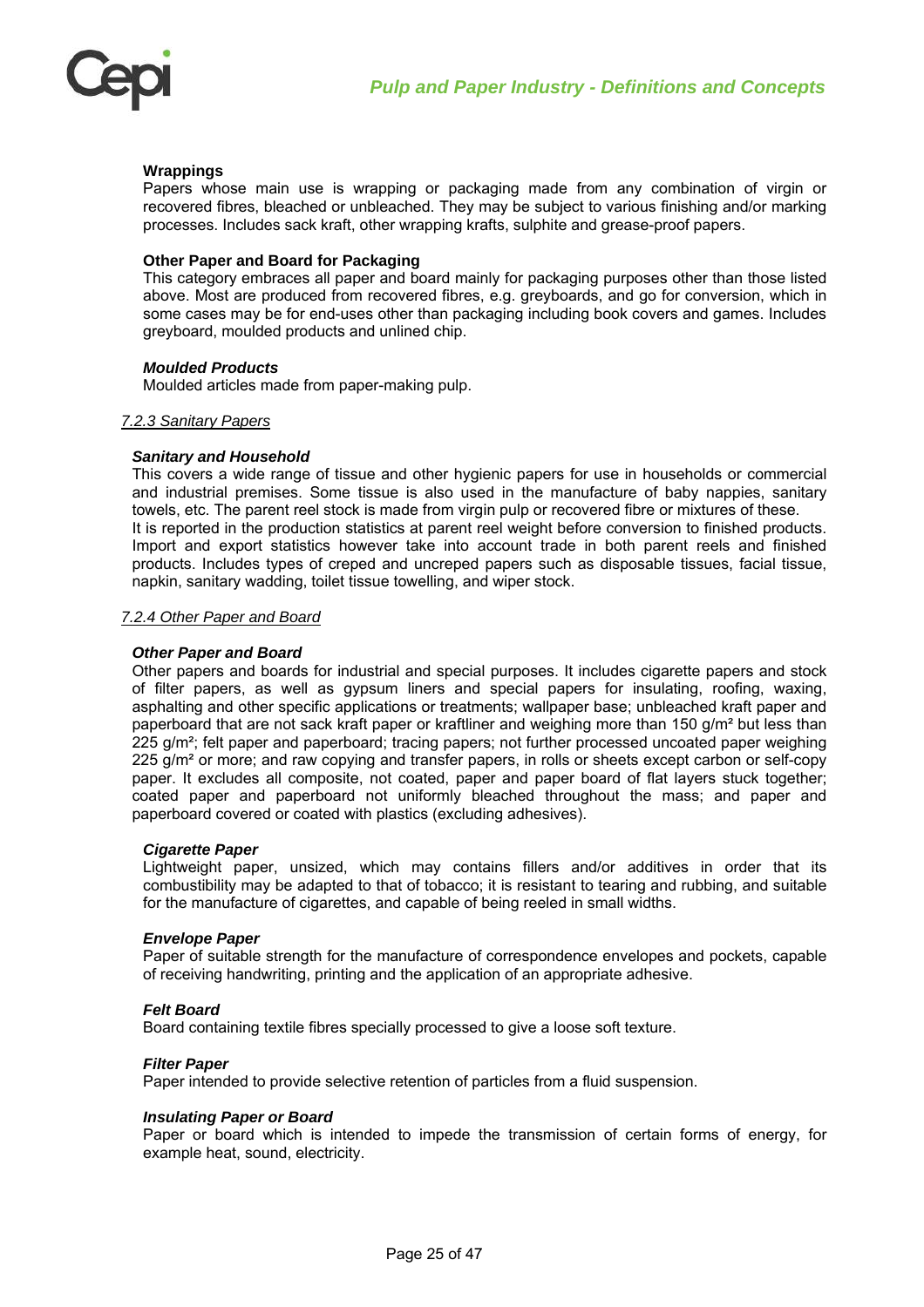**Wrappings**

Papers whose main use is wrapping or packaging made from any combination of virgin or recovered fibres, bleached or unbleached. They may be subject to various finishing and/or marking processes. Includes sack kraft, other wrapping krafts, sulphite and grease-proof papers.

**Other Paper and Board for Packaging**

This category embraces all paper and board mainly for packaging purposes other than those listed above. Most are produced from recovered fibres, e.g. greyboards, and go for conversion, which in some cases may be for end-uses other than packaging including book covers and games. Includes greyboard, moulded products and unlined chip.

***Moulded Products***

Moulded articles made from paper-making pulp.

### *7.2.3 Sanitary Papers*

***Sanitary and Household***

This covers a wide range of tissue and other hygienic papers for use in households or commercial and industrial premises. Some tissue is also used in the manufacture of baby nappies, sanitary towels, etc. The parent reel stock is made from virgin pulp or recovered fibre or mixtures of these.
It is reported in the production statistics at parent reel weight before conversion to finished products. Import and export statistics however take into account trade in both parent reels and finished products. Includes types of creped and uncreped papers such as disposable tissues, facial tissue, napkin, sanitary wadding, toilet tissue towelling, and wiper stock.

### *7.2.4 Other Paper and Board*

***Other Paper and Board***

Other papers and boards for industrial and special purposes. It includes cigarette papers and stock of filter papers, as well as gypsum liners and special papers for insulating, roofing, waxing, asphalting and other specific applications or treatments; wallpaper base; unbleached kraft paper and paperboard that are not sack kraft paper or kraftliner and weighing more than 150 g/m² but less than 225 g/m²; felt paper and paperboard; tracing papers; not further processed uncoated paper weighing 225 g/m² or more; and raw copying and transfer papers, in rolls or sheets except carbon or self-copy paper. It excludes all composite, not coated, paper and paper board of flat layers stuck together; coated paper and paperboard not uniformly bleached throughout the mass; and paper and paperboard covered or coated with plastics (excluding adhesives).

***Cigarette Paper***

Lightweight paper, unsized, which may contains fillers and/or additives in order that its combustibility may be adapted to that of tobacco; it is resistant to tearing and rubbing, and suitable for the manufacture of cigarettes, and capable of being reeled in small widths.

***Envelope Paper***

Paper of suitable strength for the manufacture of correspondence envelopes and pockets, capable of receiving handwriting, printing and the application of an appropriate adhesive.

***Felt Board***

Board containing textile fibres specially processed to give a loose soft texture.

***Filter Paper***

Paper intended to provide selective retention of particles from a fluid suspension.

***Insulating Paper or Board***

Paper or board which is intended to impede the transmission of certain forms of energy, for example heat, sound, electricity.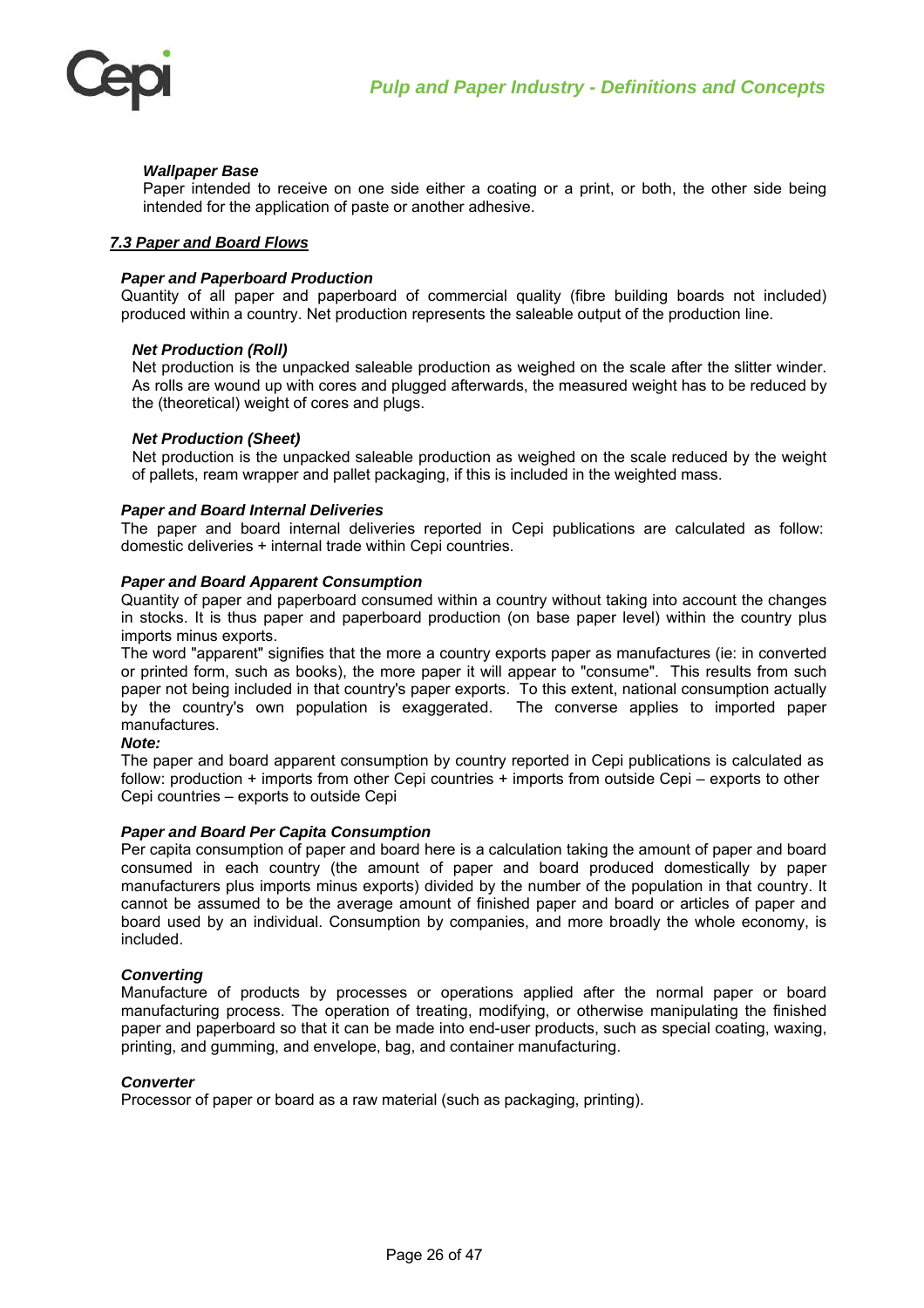**_Wallpaper Base_**

Paper intended to receive on one side either a coating or a print, or both, the other side being intended for the application of paste or another adhesive.

## _7.3 Paper and Board Flows_

**_Paper and Paperboard Production_**

Quantity of all paper and paperboard of commercial quality (fibre building boards not included) produced within a country. Net production represents the saleable output of the production line.

**_Net Production (Roll)_**

Net production is the unpacked saleable production as weighed on the scale after the slitter winder. As rolls are wound up with cores and plugged afterwards, the measured weight has to be reduced by the (theoretical) weight of cores and plugs.

**_Net Production (Sheet)_**

Net production is the unpacked saleable production as weighed on the scale reduced by the weight of pallets, ream wrapper and pallet packaging, if this is included in the weighted mass.

**_Paper and Board Internal Deliveries_**

The paper and board internal deliveries reported in Cepi publications are calculated as follow: domestic deliveries + internal trade within Cepi countries.

**_Paper and Board Apparent Consumption_**

Quantity of paper and paperboard consumed within a country without taking into account the changes in stocks. It is thus paper and paperboard production (on base paper level) within the country plus imports minus exports.

The word "apparent" signifies that the more a country exports paper as manufactures (ie: in converted or printed form, such as books), the more paper it will appear to "consume". This results from such paper not being included in that country's paper exports. To this extent, national consumption actually by the country's own population is exaggerated. The converse applies to imported paper manufactures.

**_Note:_**

The paper and board apparent consumption by country reported in Cepi publications is calculated as follow: production + imports from other Cepi countries + imports from outside Cepi – exports to other Cepi countries – exports to outside Cepi

**_Paper and Board Per Capita Consumption_**

Per capita consumption of paper and board here is a calculation taking the amount of paper and board consumed in each country (the amount of paper and board produced domestically by paper manufacturers plus imports minus exports) divided by the number of the population in that country. It cannot be assumed to be the average amount of finished paper and board or articles of paper and board used by an individual. Consumption by companies, and more broadly the whole economy, is included.

**_Converting_**

Manufacture of products by processes or operations applied after the normal paper or board manufacturing process. The operation of treating, modifying, or otherwise manipulating the finished paper and paperboard so that it can be made into end-user products, such as special coating, waxing, printing, and gumming, and envelope, bag, and container manufacturing.

**_Converter_**

Processor of paper or board as a raw material (such as packaging, printing).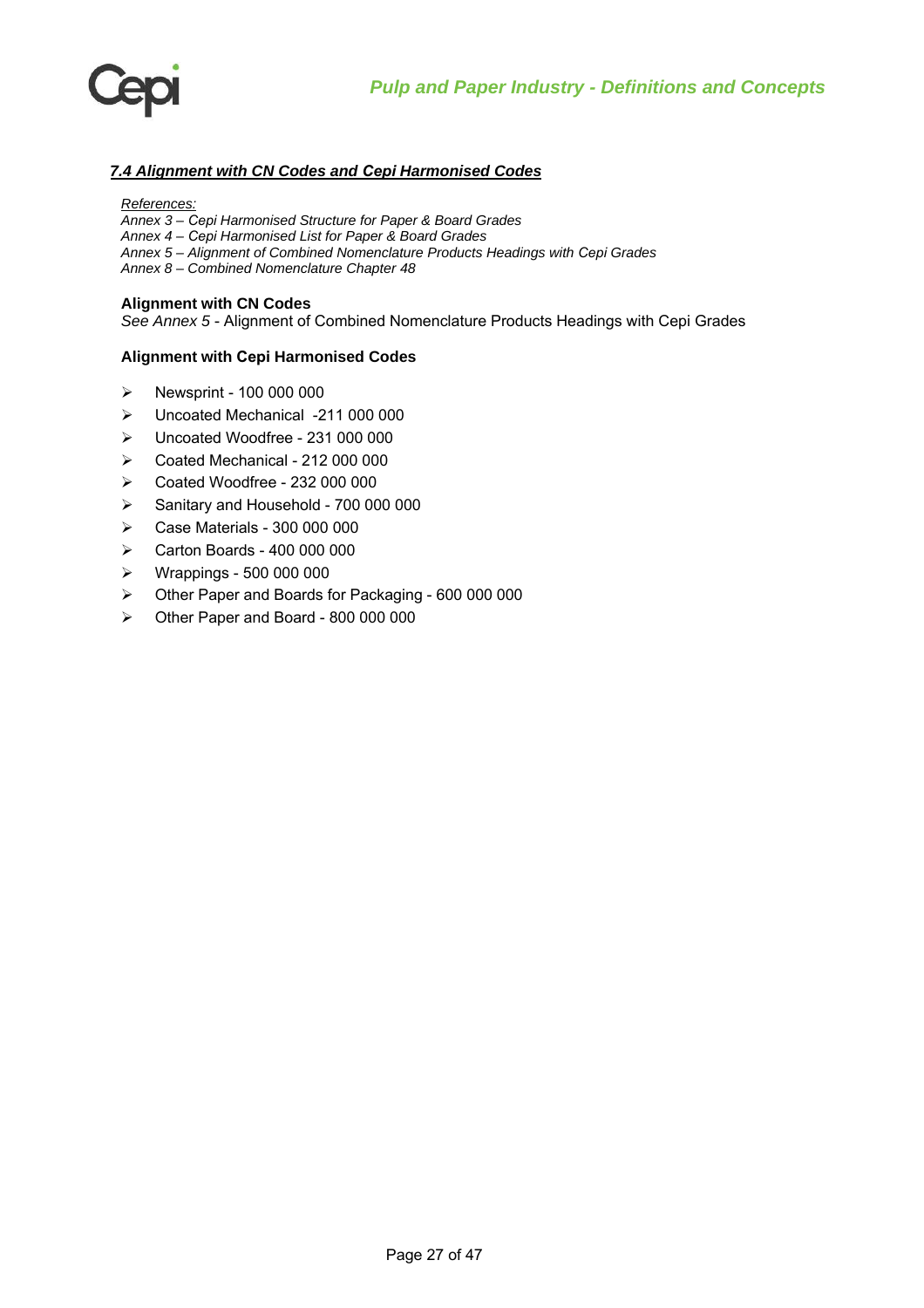## *7.4 Alignment with CN Codes and Cepi Harmonised Codes*

*References:*
*Annex 3 – Cepi Harmonised Structure for Paper & Board Grades*
*Annex 4 – Cepi Harmonised List for Paper & Board Grades*
*Annex 5 – Alignment of Combined Nomenclature Products Headings with Cepi Grades*
*Annex 8 – Combined Nomenclature Chapter 48*

**Alignment with CN Codes**
*See Annex 5* - Alignment of Combined Nomenclature Products Headings with Cepi Grades

**Alignment with Cepi Harmonised Codes**

- Newsprint - 100 000 000
- Uncoated Mechanical -211 000 000
- Uncoated Woodfree - 231 000 000
- Coated Mechanical - 212 000 000
- Coated Woodfree - 232 000 000
- Sanitary and Household - 700 000 000
- Case Materials - 300 000 000
- Carton Boards - 400 000 000
- Wrappings - 500 000 000
- Other Paper and Boards for Packaging - 600 000 000
- Other Paper and Board - 800 000 000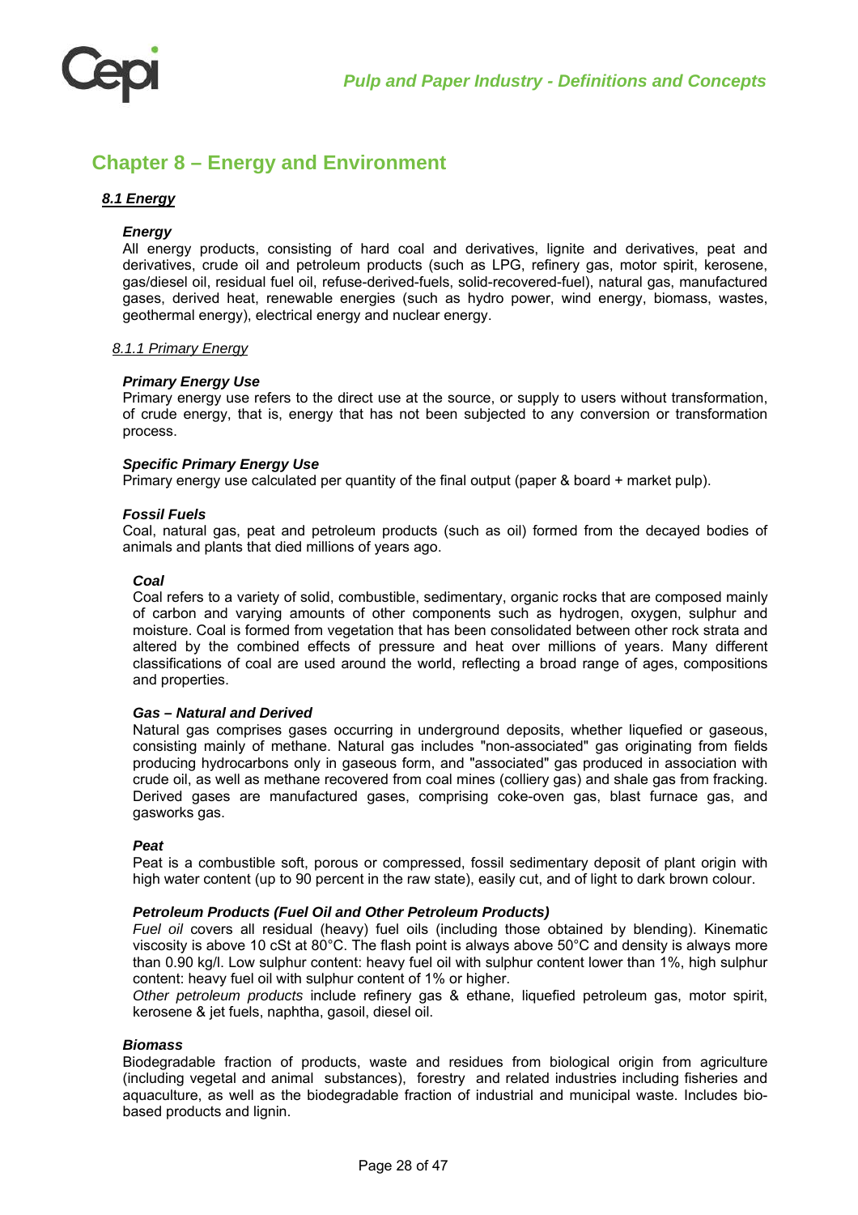## Chapter 8 – Energy and Environment

### *8.1 Energy*

***Energy***

All energy products, consisting of hard coal and derivatives, lignite and derivatives, peat and derivatives, crude oil and petroleum products (such as LPG, refinery gas, motor spirit, kerosene, gas/diesel oil, residual fuel oil, refuse-derived-fuels, solid-recovered-fuel), natural gas, manufactured gases, derived heat, renewable energies (such as hydro power, wind energy, biomass, wastes, geothermal energy), electrical energy and nuclear energy.

#### *8.1.1 Primary Energy*

***Primary Energy Use***

Primary energy use refers to the direct use at the source, or supply to users without transformation, of crude energy, that is, energy that has not been subjected to any conversion or transformation process.

***Specific Primary Energy Use***

Primary energy use calculated per quantity of the final output (paper & board + market pulp).

***Fossil Fuels***

Coal, natural gas, peat and petroleum products (such as oil) formed from the decayed bodies of animals and plants that died millions of years ago.

***Coal***

Coal refers to a variety of solid, combustible, sedimentary, organic rocks that are composed mainly of carbon and varying amounts of other components such as hydrogen, oxygen, sulphur and moisture. Coal is formed from vegetation that has been consolidated between other rock strata and altered by the combined effects of pressure and heat over millions of years. Many different classifications of coal are used around the world, reflecting a broad range of ages, compositions and properties.

***Gas – Natural and Derived***

Natural gas comprises gases occurring in underground deposits, whether liquefied or gaseous, consisting mainly of methane. Natural gas includes "non-associated" gas originating from fields producing hydrocarbons only in gaseous form, and "associated" gas produced in association with crude oil, as well as methane recovered from coal mines (colliery gas) and shale gas from fracking. Derived gases are manufactured gases, comprising coke-oven gas, blast furnace gas, and gasworks gas.

***Peat***

Peat is a combustible soft, porous or compressed, fossil sedimentary deposit of plant origin with high water content (up to 90 percent in the raw state), easily cut, and of light to dark brown colour.

***Petroleum Products (Fuel Oil and Other Petroleum Products)***

*Fuel oil* covers all residual (heavy) fuel oils (including those obtained by blending). Kinematic viscosity is above 10 cSt at 80°C. The flash point is always above 50°C and density is always more than 0.90 kg/l. Low sulphur content: heavy fuel oil with sulphur content lower than 1%, high sulphur content: heavy fuel oil with sulphur content of 1% or higher.

*Other petroleum products* include refinery gas & ethane, liquefied petroleum gas, motor spirit, kerosene & jet fuels, naphtha, gasoil, diesel oil.

***Biomass***

Biodegradable fraction of products, waste and residues from biological origin from agriculture (including vegetal and animal substances), forestry and related industries including fisheries and aquaculture, as well as the biodegradable fraction of industrial and municipal waste. Includes bio-based products and lignin.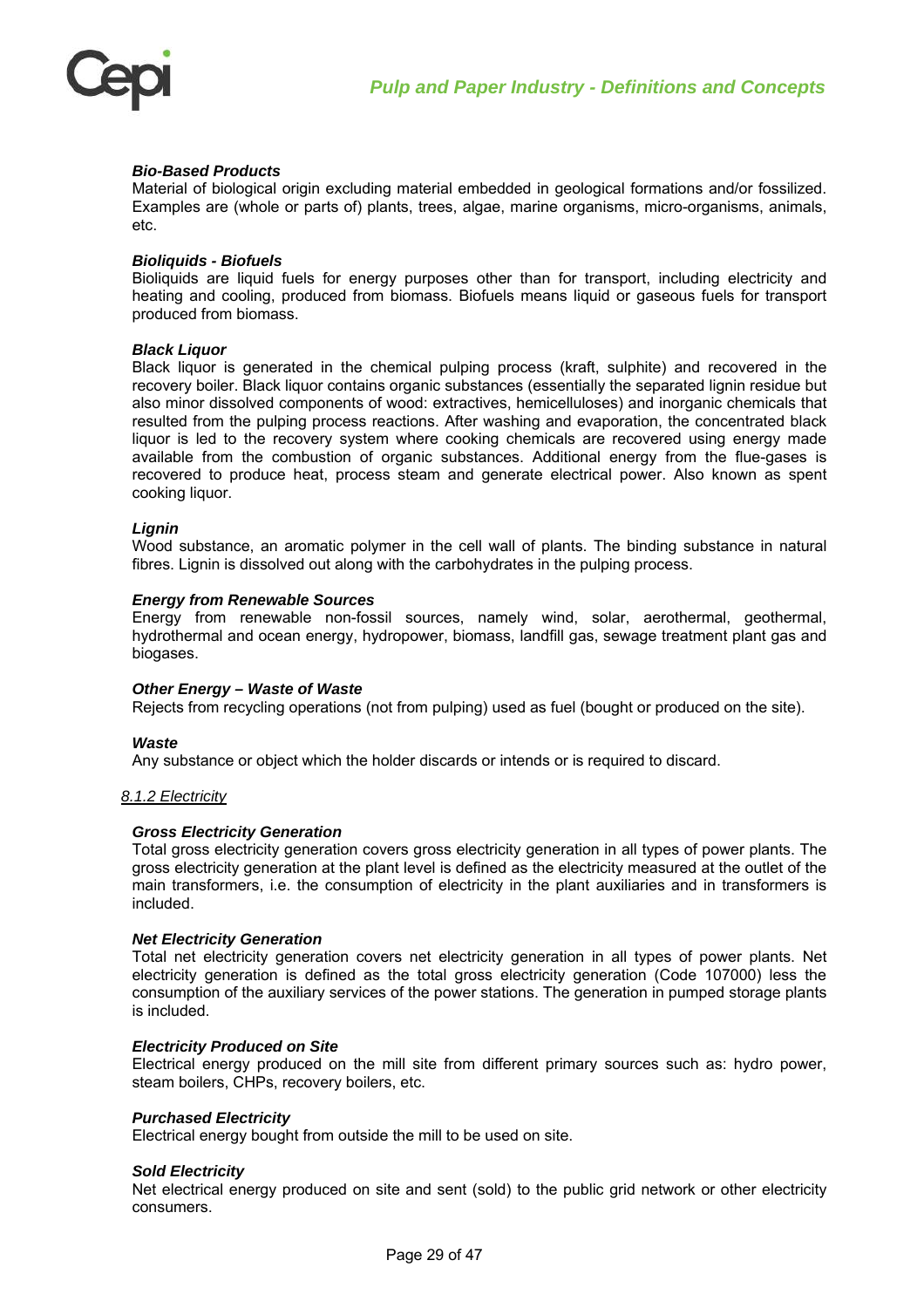***Bio-Based Products***

Material of biological origin excluding material embedded in geological formations and/or fossilized. Examples are (whole or parts of) plants, trees, algae, marine organisms, micro-organisms, animals, etc.

***Bioliquids - Biofuels***

Bioliquids are liquid fuels for energy purposes other than for transport, including electricity and heating and cooling, produced from biomass. Biofuels means liquid or gaseous fuels for transport produced from biomass.

***Black Liquor***

Black liquor is generated in the chemical pulping process (kraft, sulphite) and recovered in the recovery boiler. Black liquor contains organic substances (essentially the separated lignin residue but also minor dissolved components of wood: extractives, hemicelluloses) and inorganic chemicals that resulted from the pulping process reactions. After washing and evaporation, the concentrated black liquor is led to the recovery system where cooking chemicals are recovered using energy made available from the combustion of organic substances. Additional energy from the flue-gases is recovered to produce heat, process steam and generate electrical power. Also known as spent cooking liquor.

***Lignin***

Wood substance, an aromatic polymer in the cell wall of plants. The binding substance in natural fibres. Lignin is dissolved out along with the carbohydrates in the pulping process.

***Energy from Renewable Sources***

Energy from renewable non-fossil sources, namely wind, solar, aerothermal, geothermal, hydrothermal and ocean energy, hydropower, biomass, landfill gas, sewage treatment plant gas and biogases.

***Other Energy – Waste of Waste***

Rejects from recycling operations (not from pulping) used as fuel (bought or produced on the site).

***Waste***

Any substance or object which the holder discards or intends or is required to discard.

*8.1.2 Electricity*

***Gross Electricity Generation***

Total gross electricity generation covers gross electricity generation in all types of power plants. The gross electricity generation at the plant level is defined as the electricity measured at the outlet of the main transformers, i.e. the consumption of electricity in the plant auxiliaries and in transformers is included.

***Net Electricity Generation***

Total net electricity generation covers net electricity generation in all types of power plants. Net electricity generation is defined as the total gross electricity generation (Code 107000) less the consumption of the auxiliary services of the power stations. The generation in pumped storage plants is included.

***Electricity Produced on Site***

Electrical energy produced on the mill site from different primary sources such as: hydro power, steam boilers, CHPs, recovery boilers, etc.

***Purchased Electricity***

Electrical energy bought from outside the mill to be used on site.

***Sold Electricity***

Net electrical energy produced on site and sent (sold) to the public grid network or other electricity consumers.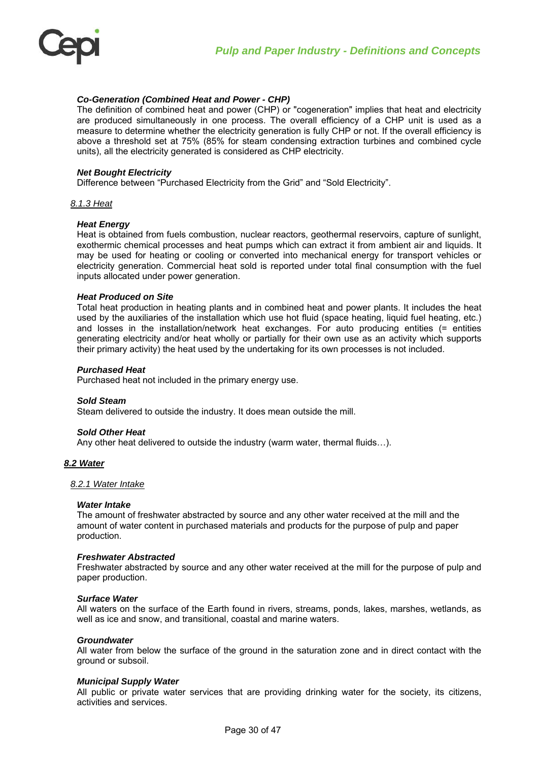#### *Co-Generation (Combined Heat and Power - CHP)*

The definition of combined heat and power (CHP) or "cogeneration" implies that heat and electricity are produced simultaneously in one process. The overall efficiency of a CHP unit is used as a measure to determine whether the electricity generation is fully CHP or not. If the overall efficiency is above a threshold set at 75% (85% for steam condensing extraction turbines and combined cycle units), all the electricity generated is considered as CHP electricity.

#### *Net Bought Electricity*

Difference between “Purchased Electricity from the Grid” and “Sold Electricity”.

### *8.1.3 Heat*

#### *Heat Energy*

Heat is obtained from fuels combustion, nuclear reactors, geothermal reservoirs, capture of sunlight, exothermic chemical processes and heat pumps which can extract it from ambient air and liquids. It may be used for heating or cooling or converted into mechanical energy for transport vehicles or electricity generation. Commercial heat sold is reported under total final consumption with the fuel inputs allocated under power generation.

#### *Heat Produced on Site*

Total heat production in heating plants and in combined heat and power plants. It includes the heat used by the auxiliaries of the installation which use hot fluid (space heating, liquid fuel heating, etc.) and losses in the installation/network heat exchanges. For auto producing entities (= entities generating electricity and/or heat wholly or partially for their own use as an activity which supports their primary activity) the heat used by the undertaking for its own processes is not included.

#### *Purchased Heat*

Purchased heat not included in the primary energy use.

#### *Sold Steam*

Steam delivered to outside the industry. It does mean outside the mill.

#### *Sold Other Heat*

Any other heat delivered to outside the industry (warm water, thermal fluids…).

## ***8.2 Water***

### *8.2.1 Water Intake*

#### *Water Intake*

The amount of freshwater abstracted by source and any other water received at the mill and the amount of water content in purchased materials and products for the purpose of pulp and paper production.

#### *Freshwater Abstracted*

Freshwater abstracted by source and any other water received at the mill for the purpose of pulp and paper production.

#### *Surface Water*

All waters on the surface of the Earth found in rivers, streams, ponds, lakes, marshes, wetlands, as well as ice and snow, and transitional, coastal and marine waters.

#### *Groundwater*

All water from below the surface of the ground in the saturation zone and in direct contact with the ground or subsoil.

#### *Municipal Supply Water*

All public or private water services that are providing drinking water for the society, its citizens, activities and services.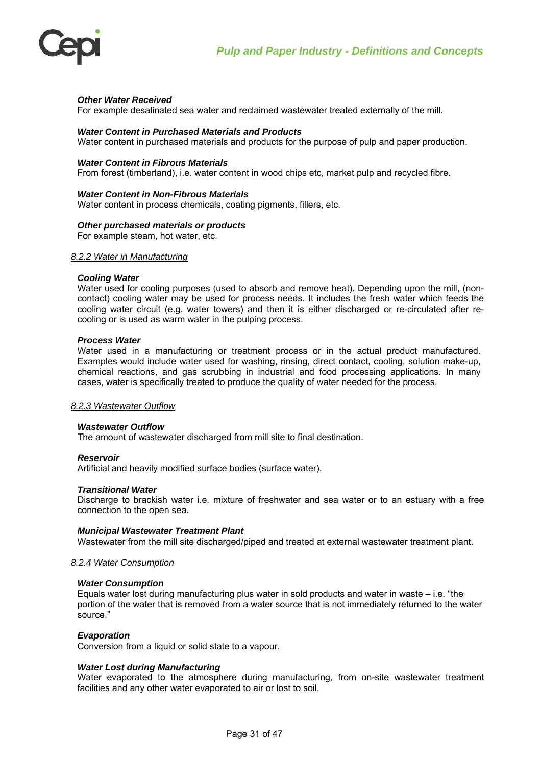***Other Water Received***
For example desalinated sea water and reclaimed wastewater treated externally of the mill.

***Water Content in Purchased Materials and Products***
Water content in purchased materials and products for the purpose of pulp and paper production.

***Water Content in Fibrous Materials***
From forest (timberland), i.e. water content in wood chips etc, market pulp and recycled fibre.

***Water Content in Non-Fibrous Materials***
Water content in process chemicals, coating pigments, fillers, etc.

***Other purchased materials or products***
For example steam, hot water, etc.

### *8.2.2 Water in Manufacturing*

***Cooling Water***
Water used for cooling purposes (used to absorb and remove heat). Depending upon the mill, (non-contact) cooling water may be used for process needs. It includes the fresh water which feeds the cooling water circuit (e.g. water towers) and then it is either discharged or re-circulated after re-cooling or is used as warm water in the pulping process.

***Process Water***
Water used in a manufacturing or treatment process or in the actual product manufactured. Examples would include water used for washing, rinsing, direct contact, cooling, solution make-up, chemical reactions, and gas scrubbing in industrial and food processing applications. In many cases, water is specifically treated to produce the quality of water needed for the process.

### *8.2.3 Wastewater Outflow*

***Wastewater Outflow***
The amount of wastewater discharged from mill site to final destination.

***Reservoir***
Artificial and heavily modified surface bodies (surface water).

***Transitional Water***
Discharge to brackish water i.e. mixture of freshwater and sea water or to an estuary with a free connection to the open sea.

***Municipal Wastewater Treatment Plant***
Wastewater from the mill site discharged/piped and treated at external wastewater treatment plant.

### *8.2.4 Water Consumption*

***Water Consumption***
Equals water lost during manufacturing plus water in sold products and water in waste – i.e. "the portion of the water that is removed from a water source that is not immediately returned to the water source."

***Evaporation***
Conversion from a liquid or solid state to a vapour.

***Water Lost during Manufacturing***
Water evaporated to the atmosphere during manufacturing, from on-site wastewater treatment facilities and any other water evaporated to air or lost to soil.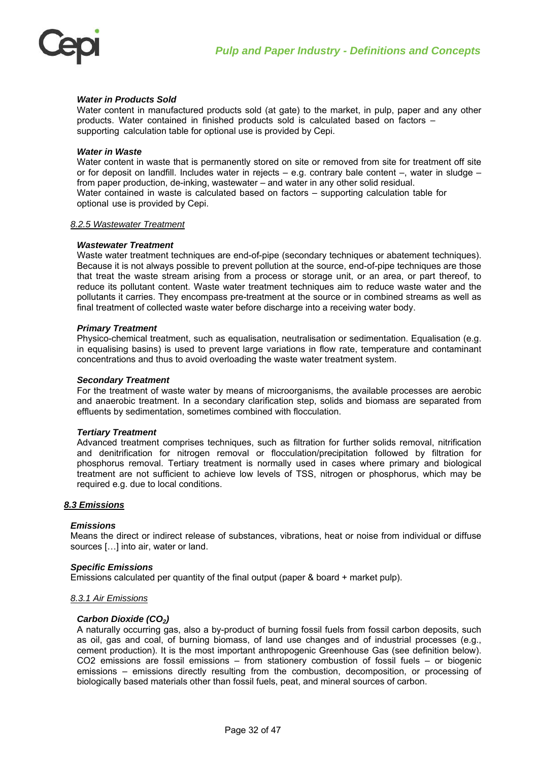#### *Water in Products Sold*

Water content in manufactured products sold (at gate) to the market, in pulp, paper and any other products. Water contained in finished products sold is calculated based on factors – supporting calculation table for optional use is provided by Cepi.

#### *Water in Waste*

Water content in waste that is permanently stored on site or removed from site for treatment off site or for deposit on landfill. Includes water in rejects – e.g. contrary bale content –, water in sludge – from paper production, de-inking, wastewater – and water in any other solid residual.
Water contained in waste is calculated based on factors – supporting calculation table for optional use is provided by Cepi.

### *8.2.5 Wastewater Treatment*

#### *Wastewater Treatment*

Waste water treatment techniques are end-of-pipe (secondary techniques or abatement techniques). Because it is not always possible to prevent pollution at the source, end-of-pipe techniques are those that treat the waste stream arising from a process or storage unit, or an area, or part thereof, to reduce its pollutant content. Waste water treatment techniques aim to reduce waste water and the pollutants it carries. They encompass pre-treatment at the source or in combined streams as well as final treatment of collected waste water before discharge into a receiving water body.

#### *Primary Treatment*

Physico-chemical treatment, such as equalisation, neutralisation or sedimentation. Equalisation (e.g. in equalising basins) is used to prevent large variations in flow rate, temperature and contaminant concentrations and thus to avoid overloading the waste water treatment system.

#### *Secondary Treatment*

For the treatment of waste water by means of microorganisms, the available processes are aerobic and anaerobic treatment. In a secondary clarification step, solids and biomass are separated from effluents by sedimentation, sometimes combined with flocculation.

#### *Tertiary Treatment*

Advanced treatment comprises techniques, such as filtration for further solids removal, nitrification and denitrification for nitrogen removal or flocculation/precipitation followed by filtration for phosphorus removal. Tertiary treatment is normally used in cases where primary and biological treatment are not sufficient to achieve low levels of TSS, nitrogen or phosphorus, which may be required e.g. due to local conditions.

## *8.3 Emissions*

#### *Emissions*

Means the direct or indirect release of substances, vibrations, heat or noise from individual or diffuse sources […] into air, water or land.

#### *Specific Emissions*

Emissions calculated per quantity of the final output (paper & board + market pulp).

### *8.3.1 Air Emissions*

#### *Carbon Dioxide ($CO_2$)*

A naturally occurring gas, also a by-product of burning fossil fuels from fossil carbon deposits, such as oil, gas and coal, of burning biomass, of land use changes and of industrial processes (e.g., cement production). It is the most important anthropogenic Greenhouse Gas (see definition below). CO2 emissions are fossil emissions – from stationery combustion of fossil fuels – or biogenic emissions – emissions directly resulting from the combustion, decomposition, or processing of biologically based materials other than fossil fuels, peat, and mineral sources of carbon.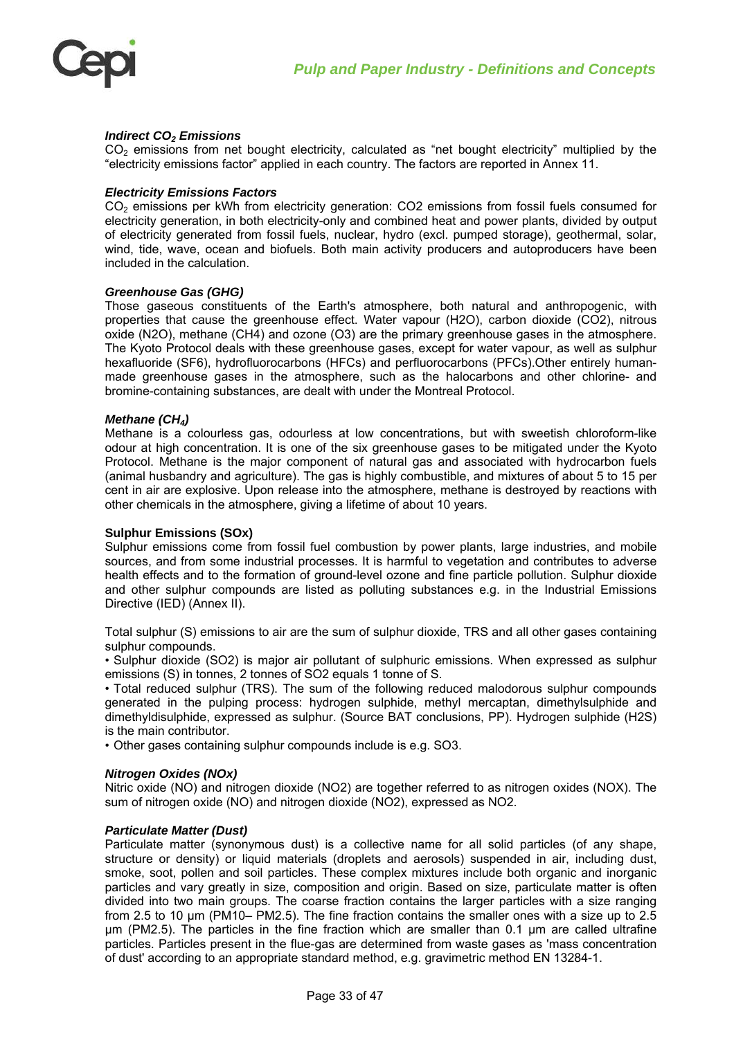### *Indirect $CO_2$ Emissions*

$CO_2$ emissions from net bought electricity, calculated as "net bought electricity" multiplied by the "electricity emissions factor" applied in each country. The factors are reported in Annex 11.

### *Electricity Emissions Factors*

$CO_2$ emissions per kWh from electricity generation: CO2 emissions from fossil fuels consumed for electricity generation, in both electricity-only and combined heat and power plants, divided by output of electricity generated from fossil fuels, nuclear, hydro (excl. pumped storage), geothermal, solar, wind, tide, wave, ocean and biofuels. Both main activity producers and autoproducers have been included in the calculation.

### *Greenhouse Gas (GHG)*

Those gaseous constituents of the Earth's atmosphere, both natural and anthropogenic, with properties that cause the greenhouse effect. Water vapour (H2O), carbon dioxide (CO2), nitrous oxide (N2O), methane (CH4) and ozone (O3) are the primary greenhouse gases in the atmosphere. The Kyoto Protocol deals with these greenhouse gases, except for water vapour, as well as sulphur hexafluoride (SF6), hydrofluorocarbons (HFCs) and perfluorocarbons (PFCs).Other entirely human-made greenhouse gases in the atmosphere, such as the halocarbons and other chlorine- and bromine-containing substances, are dealt with under the Montreal Protocol.

### *Methane ($CH_4$)*

Methane is a colourless gas, odourless at low concentrations, but with sweetish chloroform-like odour at high concentration. It is one of the six greenhouse gases to be mitigated under the Kyoto Protocol. Methane is the major component of natural gas and associated with hydrocarbon fuels (animal husbandry and agriculture). The gas is highly combustible, and mixtures of about 5 to 15 per cent in air are explosive. Upon release into the atmosphere, methane is destroyed by reactions with other chemicals in the atmosphere, giving a lifetime of about 10 years.

### Sulphur Emissions (SOx)

Sulphur emissions come from fossil fuel combustion by power plants, large industries, and mobile sources, and from some industrial processes. It is harmful to vegetation and contributes to adverse health effects and to the formation of ground-level ozone and fine particle pollution. Sulphur dioxide and other sulphur compounds are listed as polluting substances e.g. in the Industrial Emissions Directive (IED) (Annex II).

Total sulphur (S) emissions to air are the sum of sulphur dioxide, TRS and all other gases containing sulphur compounds.

- Sulphur dioxide (SO2) is major air pollutant of sulphuric emissions. When expressed as sulphur emissions (S) in tonnes, 2 tonnes of SO2 equals 1 tonne of S.
- Total reduced sulphur (TRS). The sum of the following reduced malodorous sulphur compounds generated in the pulping process: hydrogen sulphide, methyl mercaptan, dimethylsulphide and dimethyldisulphide, expressed as sulphur. (Source BAT conclusions, PP). Hydrogen sulphide (H2S) is the main contributor.
- Other gases containing sulphur compounds include is e.g. SO3.

### *Nitrogen Oxides (NOx)*

Nitric oxide (NO) and nitrogen dioxide (NO2) are together referred to as nitrogen oxides (NOX). The sum of nitrogen oxide (NO) and nitrogen dioxide (NO2), expressed as NO2.

### *Particulate Matter (Dust)*

Particulate matter (synonymous dust) is a collective name for all solid particles (of any shape, structure or density) or liquid materials (droplets and aerosols) suspended in air, including dust, smoke, soot, pollen and soil particles. These complex mixtures include both organic and inorganic particles and vary greatly in size, composition and origin. Based on size, particulate matter is often divided into two main groups. The coarse fraction contains the larger particles with a size ranging from 2.5 to 10 µm (PM10– PM2.5). The fine fraction contains the smaller ones with a size up to 2.5 µm (PM2.5). The particles in the fine fraction which are smaller than 0.1 µm are called ultrafine particles. Particles present in the flue-gas are determined from waste gases as 'mass concentration of dust' according to an appropriate standard method, e.g. gravimetric method EN 13284-1.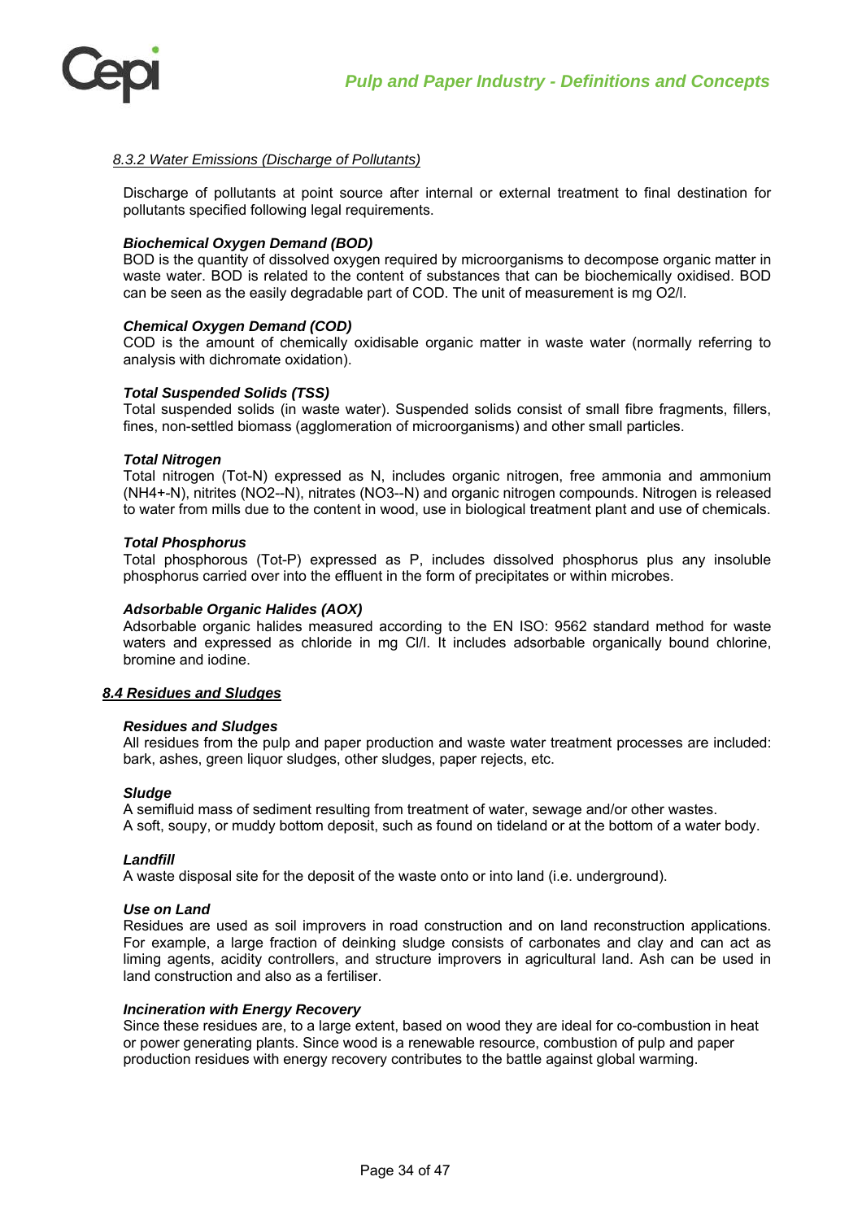#### *8.3.2 Water Emissions (Discharge of Pollutants)*

Discharge of pollutants at point source after internal or external treatment to final destination for pollutants specified following legal requirements.

***Biochemical Oxygen Demand (BOD)***

BOD is the quantity of dissolved oxygen required by microorganisms to decompose organic matter in waste water. BOD is related to the content of substances that can be biochemically oxidised. BOD can be seen as the easily degradable part of COD. The unit of measurement is mg $O_2$/l.

***Chemical Oxygen Demand (COD)***

COD is the amount of chemically oxidisable organic matter in waste water (normally referring to analysis with dichromate oxidation).

***Total Suspended Solids (TSS)***

Total suspended solids (in waste water). Suspended solids consist of small fibre fragments, fillers, fines, non-settled biomass (agglomeration of microorganisms) and other small particles.

***Total Nitrogen***

Total nitrogen (Tot-N) expressed as N, includes organic nitrogen, free ammonia and ammonium ($NH_4^+$-N), nitrites ($NO_2^-$-N), nitrates ($NO_3^-$-N) and organic nitrogen compounds. Nitrogen is released to water from mills due to the content in wood, use in biological treatment plant and use of chemicals.

***Total Phosphorus***

Total phosphorous (Tot-P) expressed as P, includes dissolved phosphorus plus any insoluble phosphorus carried over into the effluent in the form of precipitates or within microbes.

***Adsorbable Organic Halides (AOX)***

Adsorbable organic halides measured according to the EN ISO: 9562 standard method for waste waters and expressed as chloride in mg Cl/l. It includes adsorbable organically bound chlorine, bromine and iodine.

### ***8.4 Residues and Sludges***

***Residues and Sludges***

All residues from the pulp and paper production and waste water treatment processes are included: bark, ashes, green liquor sludges, other sludges, paper rejects, etc.

***Sludge***

A semifluid mass of sediment resulting from treatment of water, sewage and/or other wastes.
A soft, soupy, or muddy bottom deposit, such as found on tideland or at the bottom of a water body.

***Landfill***

A waste disposal site for the deposit of the waste onto or into land (i.e. underground).

***Use on Land***

Residues are used as soil improvers in road construction and on land reconstruction applications. For example, a large fraction of deinking sludge consists of carbonates and clay and can act as liming agents, acidity controllers, and structure improvers in agricultural land. Ash can be used in land construction and also as a fertiliser.

***Incineration with Energy Recovery***

Since these residues are, to a large extent, based on wood they are ideal for co-combustion in heat or power generating plants. Since wood is a renewable resource, combustion of pulp and paper production residues with energy recovery contributes to the battle against global warming.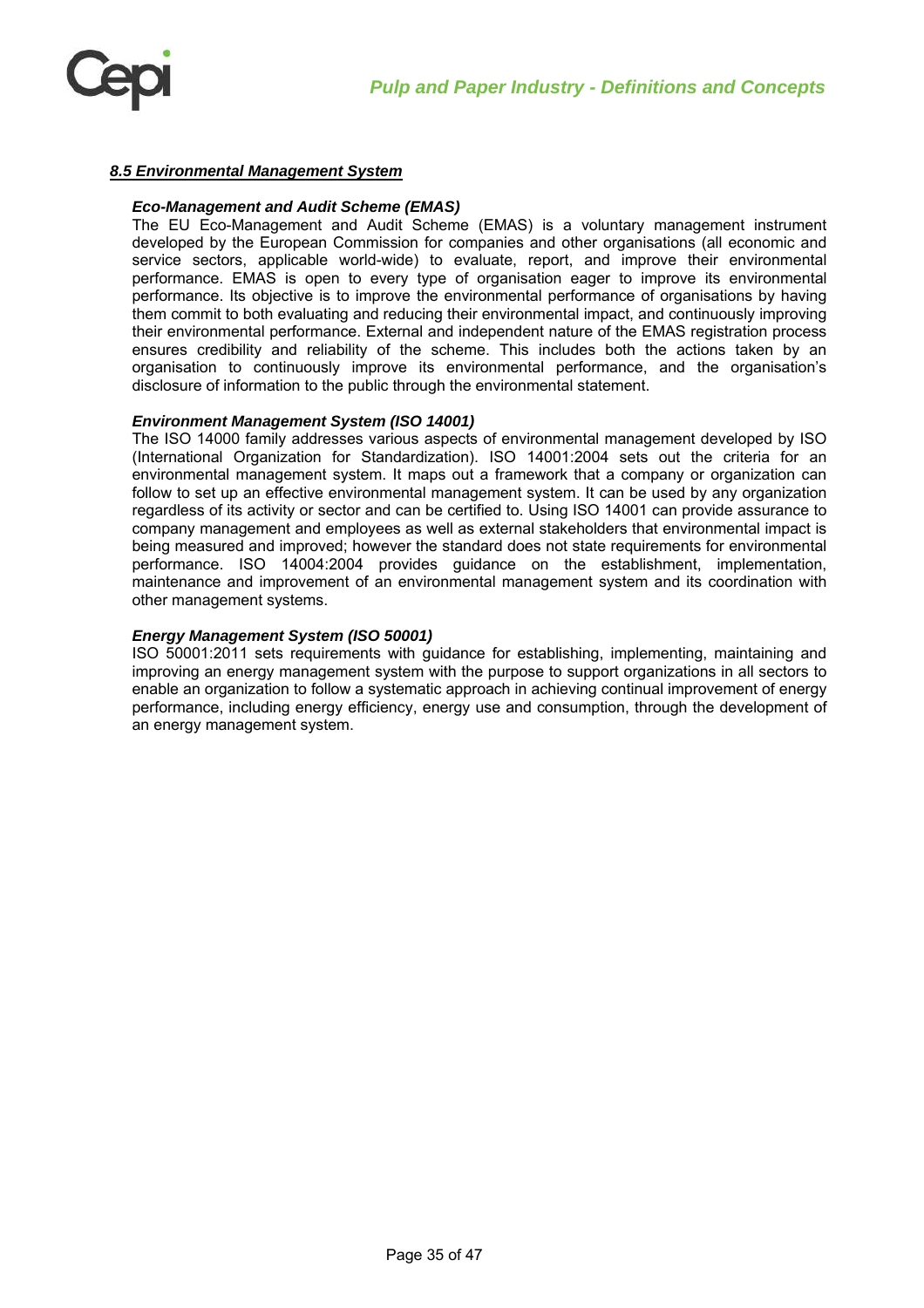## *8.5 Environmental Management System*

### *Eco-Management and Audit Scheme (EMAS)*

The EU Eco-Management and Audit Scheme (EMAS) is a voluntary management instrument developed by the European Commission for companies and other organisations (all economic and service sectors, applicable world-wide) to evaluate, report, and improve their environmental performance. EMAS is open to every type of organisation eager to improve its environmental performance. Its objective is to improve the environmental performance of organisations by having them commit to both evaluating and reducing their environmental impact, and continuously improving their environmental performance. External and independent nature of the EMAS registration process ensures credibility and reliability of the scheme. This includes both the actions taken by an organisation to continuously improve its environmental performance, and the organisation's disclosure of information to the public through the environmental statement.

### *Environment Management System (ISO 14001)*

The ISO 14000 family addresses various aspects of environmental management developed by ISO (International Organization for Standardization). ISO 14001:2004 sets out the criteria for an environmental management system. It maps out a framework that a company or organization can follow to set up an effective environmental management system. It can be used by any organization regardless of its activity or sector and can be certified to. Using ISO 14001 can provide assurance to company management and employees as well as external stakeholders that environmental impact is being measured and improved; however the standard does not state requirements for environmental performance. ISO 14004:2004 provides guidance on the establishment, implementation, maintenance and improvement of an environmental management system and its coordination with other management systems.

### *Energy Management System (ISO 50001)*

ISO 50001:2011 sets requirements with guidance for establishing, implementing, maintaining and improving an energy management system with the purpose to support organizations in all sectors to enable an organization to follow a systematic approach in achieving continual improvement of energy performance, including energy efficiency, energy use and consumption, through the development of an energy management system.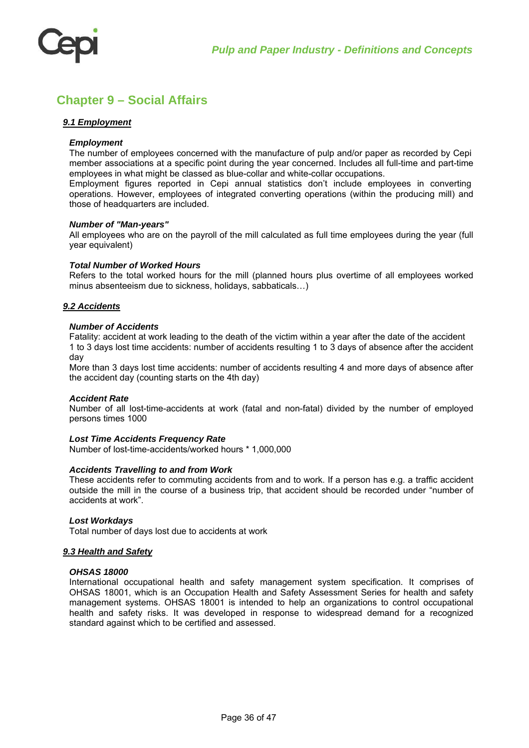# Chapter 9 – Social Affairs

## *9.1 Employment*

***Employment***

The number of employees concerned with the manufacture of pulp and/or paper as recorded by Cepi member associations at a specific point during the year concerned. Includes all full-time and part-time employees in what might be classed as blue-collar and white-collar occupations.

Employment figures reported in Cepi annual statistics don't include employees in converting operations. However, employees of integrated converting operations (within the producing mill) and those of headquarters are included.

***Number of "Man-years"***

All employees who are on the payroll of the mill calculated as full time employees during the year (full year equivalent)

***Total Number of Worked Hours***

Refers to the total worked hours for the mill (planned hours plus overtime of all employees worked minus absenteeism due to sickness, holidays, sabbaticals…)

## *9.2 Accidents*

***Number of Accidents***

Fatality: accident at work leading to the death of the victim within a year after the date of the accident

1 to 3 days lost time accidents: number of accidents resulting 1 to 3 days of absence after the accident day

More than 3 days lost time accidents: number of accidents resulting 4 and more days of absence after the accident day (counting starts on the 4th day)

***Accident Rate***

Number of all lost-time-accidents at work (fatal and non-fatal) divided by the number of employed persons times 1000

***Lost Time Accidents Frequency Rate***

Number of lost-time-accidents/worked hours * 1,000,000

***Accidents Travelling to and from Work***

These accidents refer to commuting accidents from and to work. If a person has e.g. a traffic accident outside the mill in the course of a business trip, that accident should be recorded under "number of accidents at work".

***Lost Workdays***

Total number of days lost due to accidents at work

## *9.3 Health and Safety*

***OHSAS 18000***

International occupational health and safety management system specification. It comprises of OHSAS 18001, which is an Occupation Health and Safety Assessment Series for health and safety management systems. OHSAS 18001 is intended to help an organizations to control occupational health and safety risks. It was developed in response to widespread demand for a recognized standard against which to be certified and assessed.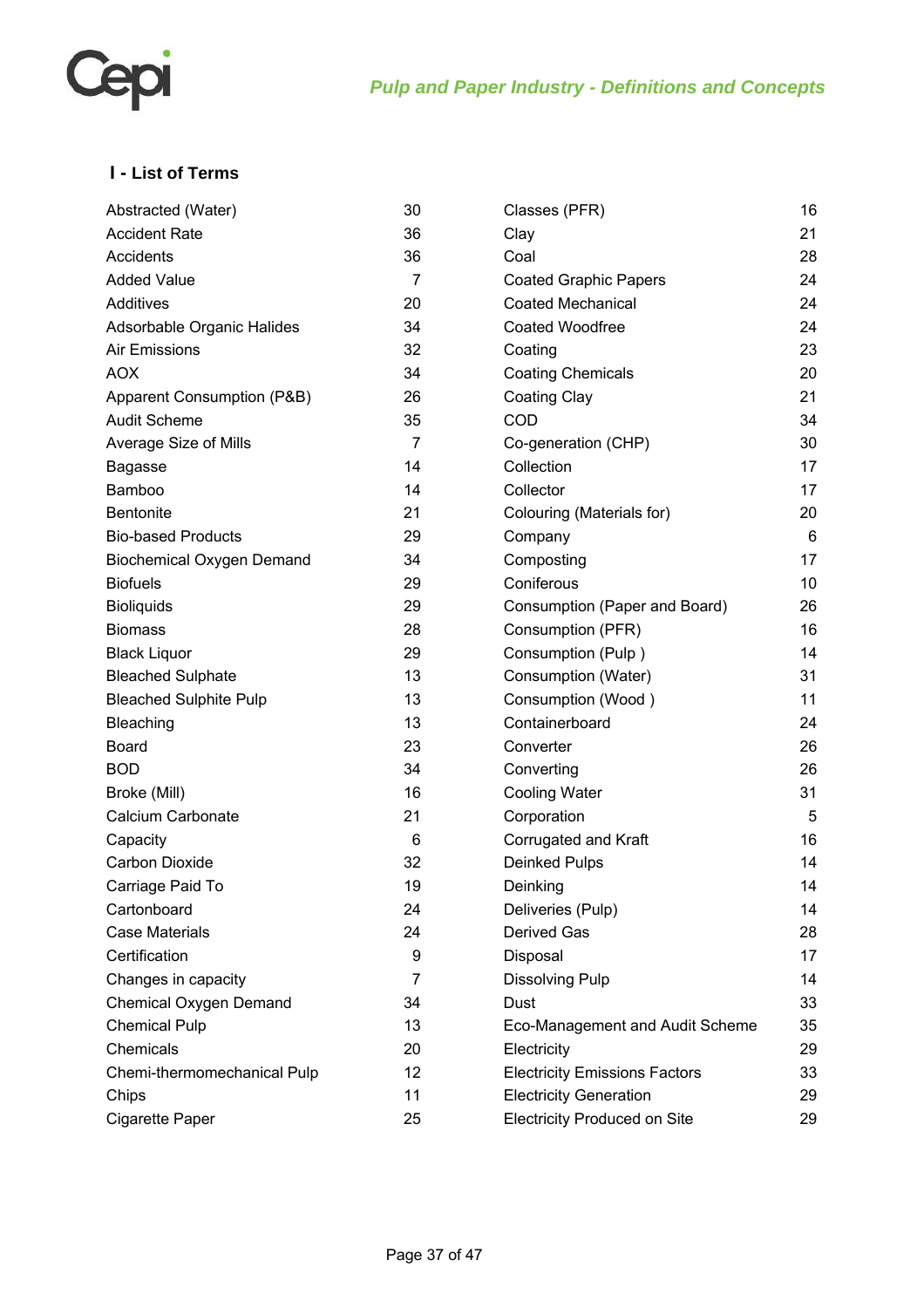## I - List of Terms

| Term | Page |
|---|---|
| Abstracted (Water) | 30 |
| Accident Rate | 36 |
| Accidents | 36 |
| Added Value | 7 |
| Additives | 20 |
| Adsorbable Organic Halides | 34 |
| Air Emissions | 32 |
| AOX | 34 |
| Apparent Consumption (P&B) | 26 |
| Audit Scheme | 35 |
| Average Size of Mills | 7 |
| Bagasse | 14 |
| Bamboo | 14 |
| Bentonite | 21 |
| Bio-based Products | 29 |
| Biochemical Oxygen Demand | 34 |
| Biofuels | 29 |
| Bioliquids | 29 |
| Biomass | 28 |
| Black Liquor | 29 |
| Bleached Sulphate | 13 |
| Bleached Sulphite Pulp | 13 |
| Bleaching | 13 |
| Board | 23 |
| BOD | 34 |
| Broke (Mill) | 16 |
| Calcium Carbonate | 21 |
| Capacity | 6 |
| Carbon Dioxide | 32 |
| Carriage Paid To | 19 |
| Cartonboard | 24 |
| Case Materials | 24 |
| Certification | 9 |
| Changes in capacity | 7 |
| Chemical Oxygen Demand | 34 |
| Chemical Pulp | 13 |
| Chemicals | 20 |
| Chemi-thermomechanical Pulp | 12 |
| Chips | 11 |
| Cigarette Paper | 25 |
| Classes (PFR) | 16 |
| Clay | 21 |
| Coal | 28 |
| Coated Graphic Papers | 24 |
| Coated Mechanical | 24 |
| Coated Woodfree | 24 |
| Coating | 23 |
| Coating Chemicals | 20 |
| Coating Clay | 21 |
| COD | 34 |
| Co-generation (CHP) | 30 |
| Collection | 17 |
| Collector | 17 |
| Colouring (Materials for) | 20 |
| Company | 6 |
| Composting | 17 |
| Coniferous | 10 |
| Consumption (Paper and Board) | 26 |
| Consumption (PFR) | 16 |
| Consumption (Pulp ) | 14 |
| Consumption (Water) | 31 |
| Consumption (Wood ) | 11 |
| Containerboard | 24 |
| Converter | 26 |
| Converting | 26 |
| Cooling Water | 31 |
| Corporation | 5 |
| Corrugated and Kraft | 16 |
| Deinked Pulps | 14 |
| Deinking | 14 |
| Deliveries (Pulp) | 14 |
| Derived Gas | 28 |
| Disposal | 17 |
| Dissolving Pulp | 14 |
| Dust | 33 |
| Eco-Management and Audit Scheme | 35 |
| Electricity | 29 |
| Electricity Emissions Factors | 33 |
| Electricity Generation | 29 |
| Electricity Produced on Site | 29 |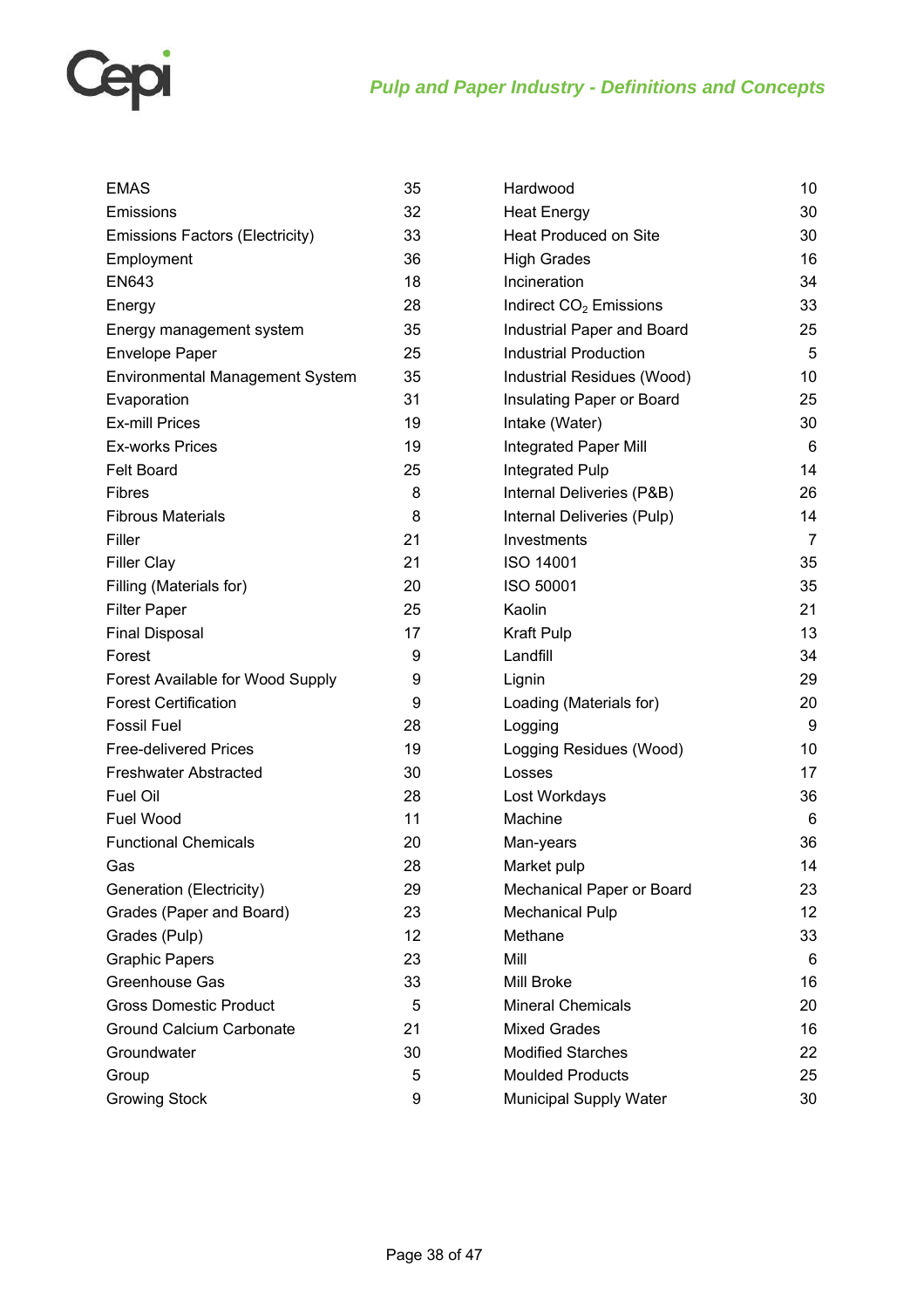| | | | |
|---|---|---|---|
| EMAS | 35 | Hardwood | 10 |
| Emissions | 32 | Heat Energy | 30 |
| Emissions Factors (Electricity) | 33 | Heat Produced on Site | 30 |
| Employment | 36 | High Grades | 16 |
| EN643 | 18 | Incineration | 34 |
| Energy | 28 | Indirect $CO_2$ Emissions | 33 |
| Energy management system | 35 | Industrial Paper and Board | 25 |
| Envelope Paper | 25 | Industrial Production | 5 |
| Environmental Management System | 35 | Industrial Residues (Wood) | 10 |
| Evaporation | 31 | Insulating Paper or Board | 25 |
| Ex-mill Prices | 19 | Intake (Water) | 30 |
| Ex-works Prices | 19 | Integrated Paper Mill | 6 |
| Felt Board | 25 | Integrated Pulp | 14 |
| Fibres | 8 | Internal Deliveries (P&B) | 26 |
| Fibrous Materials | 8 | Internal Deliveries (Pulp) | 14 |
| Filler | 21 | Investments | 7 |
| Filler Clay | 21 | ISO 14001 | 35 |
| Filling (Materials for) | 20 | ISO 50001 | 35 |
| Filter Paper | 25 | Kaolin | 21 |
| Final Disposal | 17 | Kraft Pulp | 13 |
| Forest | 9 | Landfill | 34 |
| Forest Available for Wood Supply | 9 | Lignin | 29 |
| Forest Certification | 9 | Loading (Materials for) | 20 |
| Fossil Fuel | 28 | Logging | 9 |
| Free-delivered Prices | 19 | Logging Residues (Wood) | 10 |
| Freshwater Abstracted | 30 | Losses | 17 |
| Fuel Oil | 28 | Lost Workdays | 36 |
| Fuel Wood | 11 | Machine | 6 |
| Functional Chemicals | 20 | Man-years | 36 |
| Gas | 28 | Market pulp | 14 |
| Generation (Electricity) | 29 | Mechanical Paper or Board | 23 |
| Grades (Paper and Board) | 23 | Mechanical Pulp | 12 |
| Grades (Pulp) | 12 | Methane | 33 |
| Graphic Papers | 23 | Mill | 6 |
| Greenhouse Gas | 33 | Mill Broke | 16 |
| Gross Domestic Product | 5 | Mineral Chemicals | 20 |
| Ground Calcium Carbonate | 21 | Mixed Grades | 16 |
| Groundwater | 30 | Modified Starches | 22 |
| Group | 5 | Moulded Products | 25 |
| Growing Stock | 9 | Municipal Supply Water | 30 |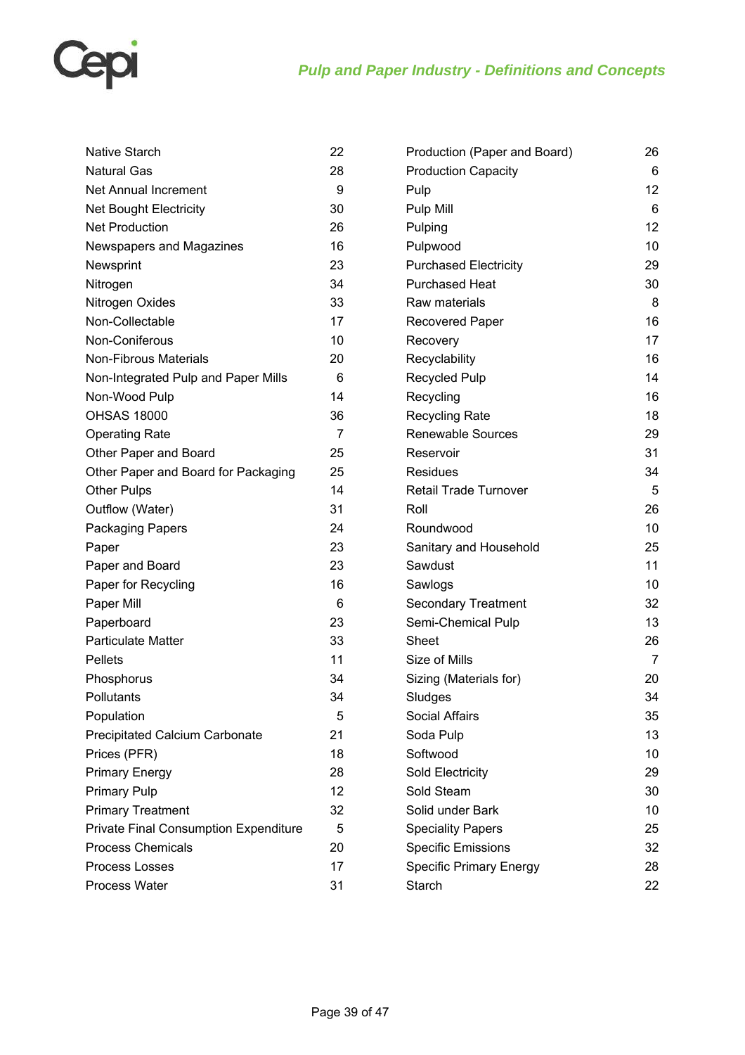| Term | Page |
|---|---|
| Native Starch | 22 |
| Natural Gas | 28 |
| Net Annual Increment | 9 |
| Net Bought Electricity | 30 |
| Net Production | 26 |
| Newspapers and Magazines | 16 |
| Newsprint | 23 |
| Nitrogen | 34 |
| Nitrogen Oxides | 33 |
| Non-Collectable | 17 |
| Non-Coniferous | 10 |
| Non-Fibrous Materials | 20 |
| Non-Integrated Pulp and Paper Mills | 6 |
| Non-Wood Pulp | 14 |
| OHSAS 18000 | 36 |
| Operating Rate | 7 |
| Other Paper and Board | 25 |
| Other Paper and Board for Packaging | 25 |
| Other Pulps | 14 |
| Outflow (Water) | 31 |
| Packaging Papers | 24 |
| Paper | 23 |
| Paper and Board | 23 |
| Paper for Recycling | 16 |
| Paper Mill | 6 |
| Paperboard | 23 |
| Particulate Matter | 33 |
| Pellets | 11 |
| Phosphorus | 34 |
| Pollutants | 34 |
| Population | 5 |
| Precipitated Calcium Carbonate | 21 |
| Prices (PFR) | 18 |
| Primary Energy | 28 |
| Primary Pulp | 12 |
| Primary Treatment | 32 |
| Private Final Consumption Expenditure | 5 |
| Process Chemicals | 20 |
| Process Losses | 17 |
| Process Water | 31 |
| Production (Paper and Board) | 26 |
| Production Capacity | 6 |
| Pulp | 12 |
| Pulp Mill | 6 |
| Pulping | 12 |
| Pulpwood | 10 |
| Purchased Electricity | 29 |
| Purchased Heat | 30 |
| Raw materials | 8 |
| Recovered Paper | 16 |
| Recovery | 17 |
| Recyclability | 16 |
| Recycled Pulp | 14 |
| Recycling | 16 |
| Recycling Rate | 18 |
| Renewable Sources | 29 |
| Reservoir | 31 |
| Residues | 34 |
| Retail Trade Turnover | 5 |
| Roll | 26 |
| Roundwood | 10 |
| Sanitary and Household | 25 |
| Sawdust | 11 |
| Sawlogs | 10 |
| Secondary Treatment | 32 |
| Semi-Chemical Pulp | 13 |
| Sheet | 26 |
| Size of Mills | 7 |
| Sizing (Materials for) | 20 |
| Sludges | 34 |
| Social Affairs | 35 |
| Soda Pulp | 13 |
| Softwood | 10 |
| Sold Electricity | 29 |
| Sold Steam | 30 |
| Solid under Bark | 10 |
| Speciality Papers | 25 |
| Specific Emissions | 32 |
| Specific Primary Energy | 28 |
| Starch | 22 |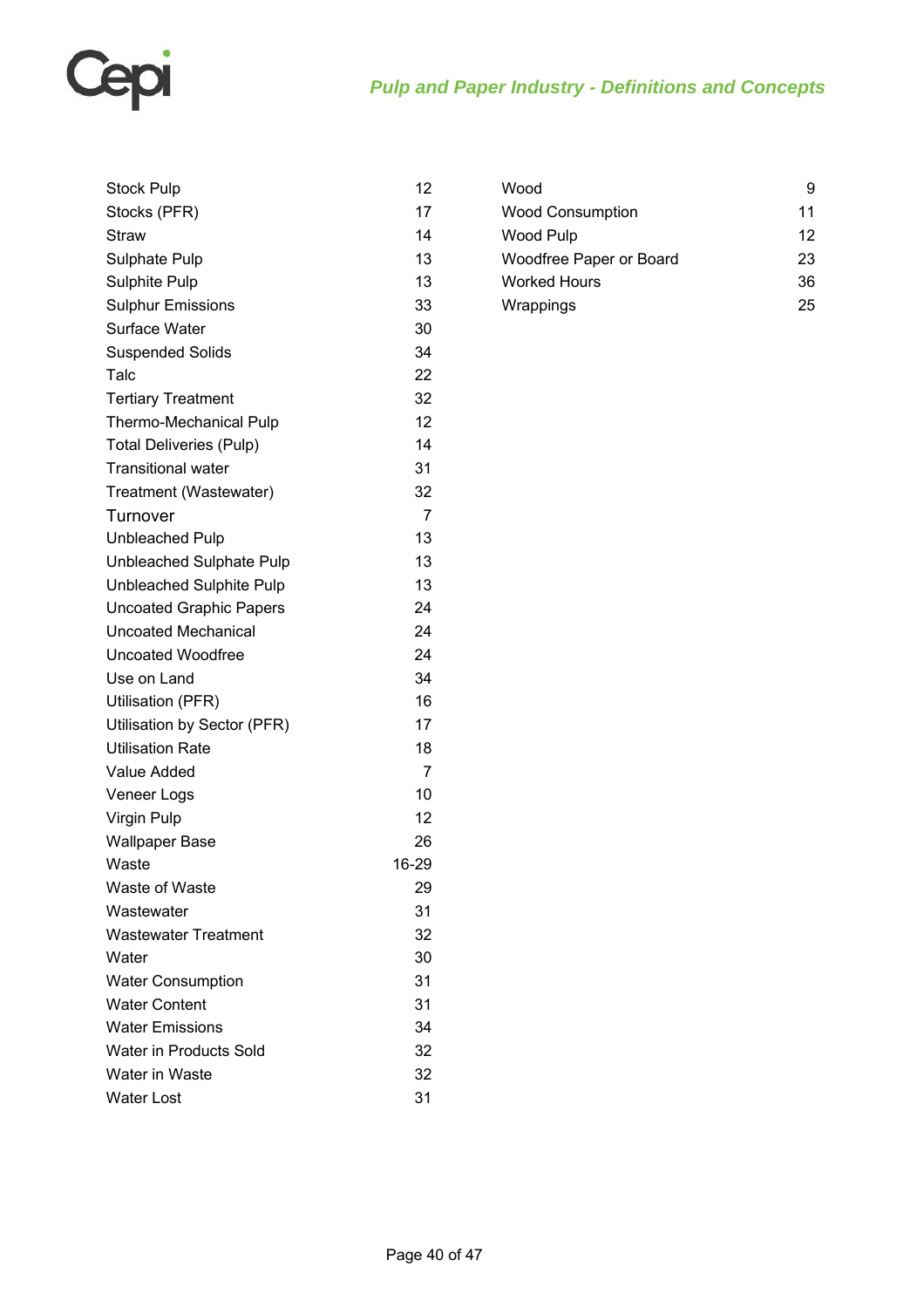| Term | Page |
|---|---|
| Stock Pulp | 12 |
| Stocks (PFR) | 17 |
| Straw | 14 |
| Sulphate Pulp | 13 |
| Sulphite Pulp | 13 |
| Sulphur Emissions | 33 |
| Surface Water | 30 |
| Suspended Solids | 34 |
| Talc | 22 |
| Tertiary Treatment | 32 |
| Thermo-Mechanical Pulp | 12 |
| Total Deliveries (Pulp) | 14 |
| Transitional water | 31 |
| Treatment (Wastewater) | 32 |
| Turnover | 7 |
| Unbleached Pulp | 13 |
| Unbleached Sulphate Pulp | 13 |
| Unbleached Sulphite Pulp | 13 |
| Uncoated Graphic Papers | 24 |
| Uncoated Mechanical | 24 |
| Uncoated Woodfree | 24 |
| Use on Land | 34 |
| Utilisation (PFR) | 16 |
| Utilisation by Sector (PFR) | 17 |
| Utilisation Rate | 18 |
| Value Added | 7 |
| Veneer Logs | 10 |
| Virgin Pulp | 12 |
| Wallpaper Base | 26 |
| Waste | 16-29 |
| Waste of Waste | 29 |
| Wastewater | 31 |
| Wastewater Treatment | 32 |
| Water | 30 |
| Water Consumption | 31 |
| Water Content | 31 |
| Water Emissions | 34 |
| Water in Products Sold | 32 |
| Water in Waste | 32 |
| Water Lost | 31 |
| Wood | 9 |
| Wood Consumption | 11 |
| Wood Pulp | 12 |
| Woodfree Paper or Board | 23 |
| Worked Hours | 36 |
| Wrappings | 25 |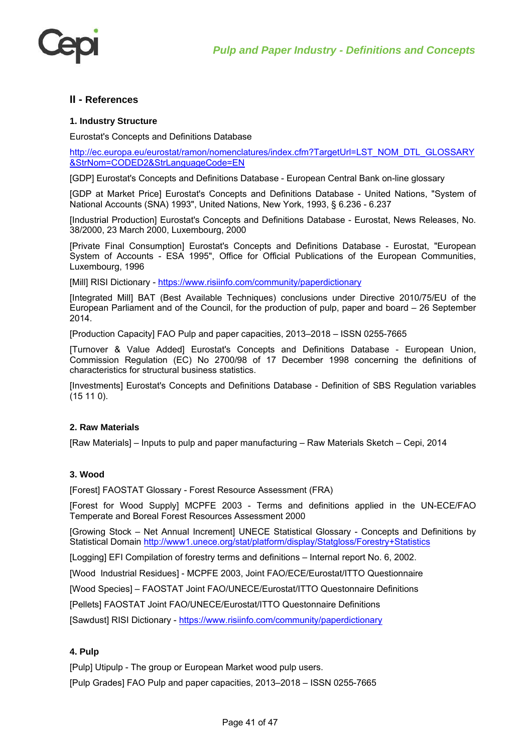## II - References

### 1. Industry Structure

Eurostat's Concepts and Definitions Database

http://ec.europa.eu/eurostat/ramon/nomenclatures/index.cfm?TargetUrl=LST_NOM_DTL_GLOSSARY&StrNom=CODED2&StrLanguageCode=EN

[GDP] Eurostat's Concepts and Definitions Database - European Central Bank on-line glossary

[GDP at Market Price] Eurostat's Concepts and Definitions Database - United Nations, "System of National Accounts (SNA) 1993", United Nations, New York, 1993, § 6.236 - 6.237

[Industrial Production] Eurostat's Concepts and Definitions Database - Eurostat, News Releases, No. 38/2000, 23 March 2000, Luxembourg, 2000

[Private Final Consumption] Eurostat's Concepts and Definitions Database - Eurostat, "European System of Accounts - ESA 1995", Office for Official Publications of the European Communities, Luxembourg, 1996

[Mill] RISI Dictionary - https://www.risiinfo.com/community/paperdictionary

[Integrated Mill] BAT (Best Available Techniques) conclusions under Directive 2010/75/EU of the European Parliament and of the Council, for the production of pulp, paper and board – 26 September 2014.

[Production Capacity] FAO Pulp and paper capacities, 2013–2018 – ISSN 0255-7665

[Turnover & Value Added] Eurostat's Concepts and Definitions Database - European Union, Commission Regulation (EC) No 2700/98 of 17 December 1998 concerning the definitions of characteristics for structural business statistics.

[Investments] Eurostat's Concepts and Definitions Database - Definition of SBS Regulation variables (15 11 0).

### 2. Raw Materials

[Raw Materials] – Inputs to pulp and paper manufacturing – Raw Materials Sketch – Cepi, 2014

### 3. Wood

[Forest] FAOSTAT Glossary - Forest Resource Assessment (FRA)

[Forest for Wood Supply] MCPFE 2003 - Terms and definitions applied in the UN-ECE/FAO Temperate and Boreal Forest Resources Assessment 2000

[Growing Stock – Net Annual Increment] UNECE Statistical Glossary - Concepts and Definitions by Statistical Domain http://www1.unece.org/stat/platform/display/Statgloss/Forestry+Statistics

[Logging] EFI Compilation of forestry terms and definitions – Internal report No. 6, 2002.

[Wood Industrial Residues] - MCPFE 2003, Joint FAO/ECE/Eurostat/ITTO Questionnaire

[Wood Species] – FAOSTAT Joint FAO/UNECE/Eurostat/ITTO Questonnaire Definitions

[Pellets] FAOSTAT Joint FAO/UNECE/Eurostat/ITTO Questonnaire Definitions

[Sawdust] RISI Dictionary - https://www.risiinfo.com/community/paperdictionary

### 4. Pulp

[Pulp] Utipulp - The group or European Market wood pulp users.

[Pulp Grades] FAO Pulp and paper capacities, 2013–2018 – ISSN 0255-7665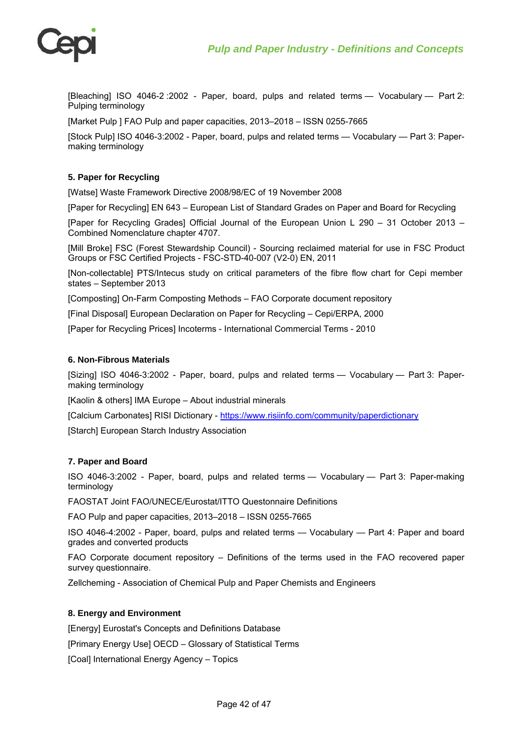[Bleaching] ISO 4046-2 :2002 - Paper, board, pulps and related terms — Vocabulary — Part 2: Pulping terminology

[Market Pulp ] FAO Pulp and paper capacities, 2013–2018 – ISSN 0255-7665

[Stock Pulp] ISO 4046-3:2002 - Paper, board, pulps and related terms — Vocabulary — Part 3: Paper-making terminology

**5. Paper for Recycling**

[Watse] Waste Framework Directive 2008/98/EC of 19 November 2008

[Paper for Recycling] EN 643 – European List of Standard Grades on Paper and Board for Recycling

[Paper for Recycling Grades] Official Journal of the European Union L 290 – 31 October 2013 – Combined Nomenclature chapter 4707.

[Mill Broke] FSC (Forest Stewardship Council) - Sourcing reclaimed material for use in FSC Product Groups or FSC Certified Projects - FSC-STD-40-007 (V2-0) EN, 2011

[Non-collectable] PTS/Intecus study on critical parameters of the fibre flow chart for Cepi member states – September 2013

[Composting] On-Farm Composting Methods – FAO Corporate document repository

[Final Disposal] European Declaration on Paper for Recycling – Cepi/ERPA, 2000

[Paper for Recycling Prices] Incoterms - International Commercial Terms - 2010

**6. Non-Fibrous Materials**

[Sizing] ISO 4046-3:2002 - Paper, board, pulps and related terms — Vocabulary — Part 3: Paper-making terminology

[Kaolin & others] IMA Europe – About industrial minerals

[Calcium Carbonates] RISI Dictionary - https://www.risiinfo.com/community/paperdictionary

[Starch] European Starch Industry Association

**7. Paper and Board**

ISO 4046-3:2002 - Paper, board, pulps and related terms — Vocabulary — Part 3: Paper-making terminology

FAOSTAT Joint FAO/UNECE/Eurostat/ITTO Questonnaire Definitions

FAO Pulp and paper capacities, 2013–2018 – ISSN 0255-7665

ISO 4046-4:2002 - Paper, board, pulps and related terms — Vocabulary — Part 4: Paper and board grades and converted products

FAO Corporate document repository – Definitions of the terms used in the FAO recovered paper survey questionnaire.

Zellcheming - Association of Chemical Pulp and Paper Chemists and Engineers

**8. Energy and Environment**

[Energy] Eurostat's Concepts and Definitions Database

[Primary Energy Use] OECD – Glossary of Statistical Terms

[Coal] International Energy Agency – Topics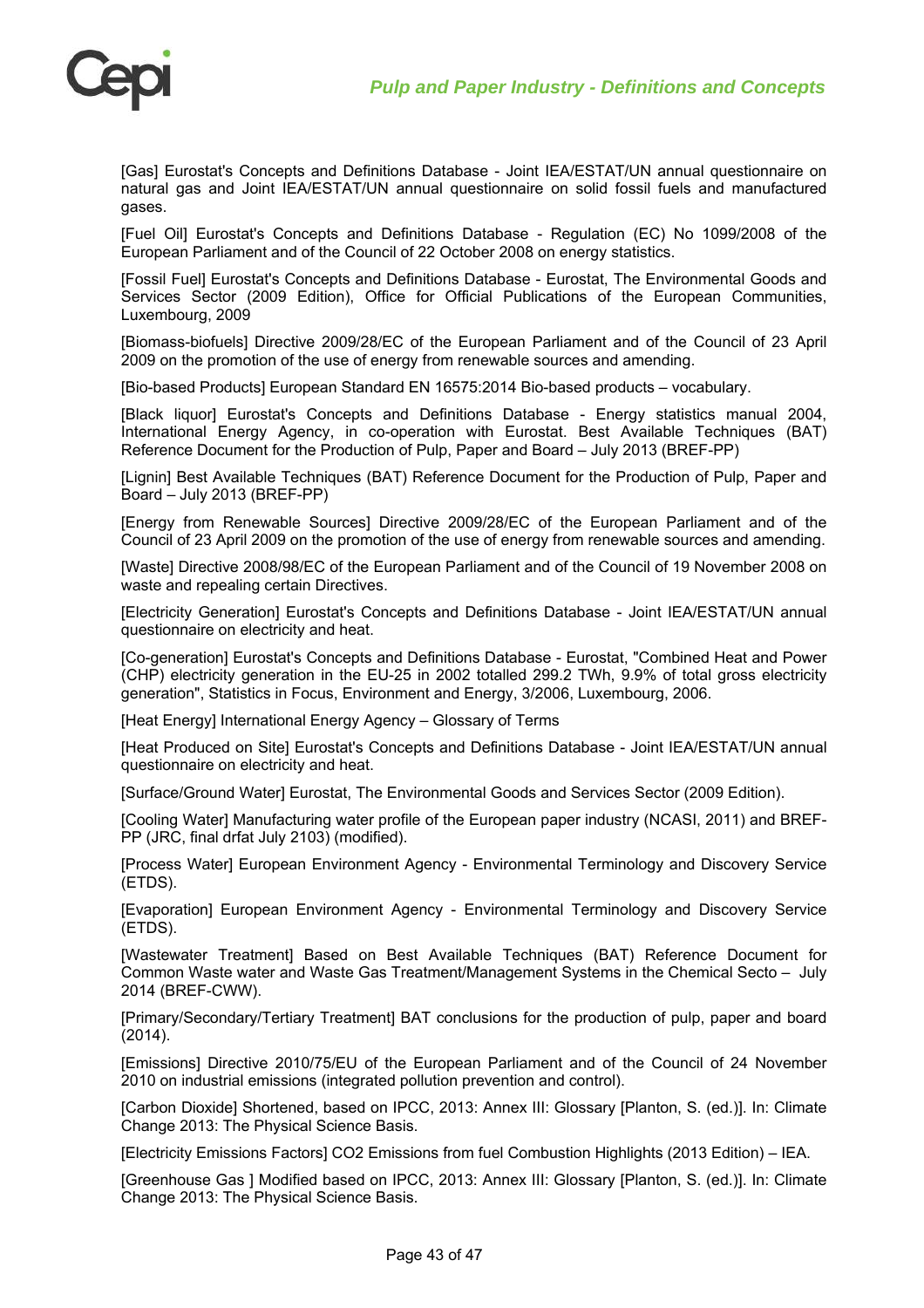[Gas] Eurostat's Concepts and Definitions Database - Joint IEA/ESTAT/UN annual questionnaire on natural gas and Joint IEA/ESTAT/UN annual questionnaire on solid fossil fuels and manufactured gases.

[Fuel Oil] Eurostat's Concepts and Definitions Database - Regulation (EC) No 1099/2008 of the European Parliament and of the Council of 22 October 2008 on energy statistics.

[Fossil Fuel] Eurostat's Concepts and Definitions Database - Eurostat, The Environmental Goods and Services Sector (2009 Edition), Office for Official Publications of the European Communities, Luxembourg, 2009

[Biomass-biofuels] Directive 2009/28/EC of the European Parliament and of the Council of 23 April 2009 on the promotion of the use of energy from renewable sources and amending.

[Bio-based Products] European Standard EN 16575:2014 Bio-based products – vocabulary.

[Black liquor] Eurostat's Concepts and Definitions Database - Energy statistics manual 2004, International Energy Agency, in co-operation with Eurostat. Best Available Techniques (BAT) Reference Document for the Production of Pulp, Paper and Board – July 2013 (BREF-PP)

[Lignin] Best Available Techniques (BAT) Reference Document for the Production of Pulp, Paper and Board – July 2013 (BREF-PP)

[Energy from Renewable Sources] Directive 2009/28/EC of the European Parliament and of the Council of 23 April 2009 on the promotion of the use of energy from renewable sources and amending.

[Waste] Directive 2008/98/EC of the European Parliament and of the Council of 19 November 2008 on waste and repealing certain Directives.

[Electricity Generation] Eurostat's Concepts and Definitions Database - Joint IEA/ESTAT/UN annual questionnaire on electricity and heat.

[Co-generation] Eurostat's Concepts and Definitions Database - Eurostat, "Combined Heat and Power (CHP) electricity generation in the EU-25 in 2002 totalled 299.2 TWh, 9.9% of total gross electricity generation", Statistics in Focus, Environment and Energy, 3/2006, Luxembourg, 2006.

[Heat Energy] International Energy Agency – Glossary of Terms

[Heat Produced on Site] Eurostat's Concepts and Definitions Database - Joint IEA/ESTAT/UN annual questionnaire on electricity and heat.

[Surface/Ground Water] Eurostat, The Environmental Goods and Services Sector (2009 Edition).

[Cooling Water] Manufacturing water profile of the European paper industry (NCASI, 2011) and BREF-PP (JRC, final drfat July 2103) (modified).

[Process Water] European Environment Agency - Environmental Terminology and Discovery Service (ETDS).

[Evaporation] European Environment Agency - Environmental Terminology and Discovery Service (ETDS).

[Wastewater Treatment] Based on Best Available Techniques (BAT) Reference Document for Common Waste water and Waste Gas Treatment/Management Systems in the Chemical Secto – July 2014 (BREF-CWW).

[Primary/Secondary/Tertiary Treatment] BAT conclusions for the production of pulp, paper and board (2014).

[Emissions] Directive 2010/75/EU of the European Parliament and of the Council of 24 November 2010 on industrial emissions (integrated pollution prevention and control).

[Carbon Dioxide] Shortened, based on IPCC, 2013: Annex III: Glossary [Planton, S. (ed.)]. In: Climate Change 2013: The Physical Science Basis.

[Electricity Emissions Factors] CO2 Emissions from fuel Combustion Highlights (2013 Edition) – IEA.

[Greenhouse Gas ] Modified based on IPCC, 2013: Annex III: Glossary [Planton, S. (ed.)]. In: Climate Change 2013: The Physical Science Basis.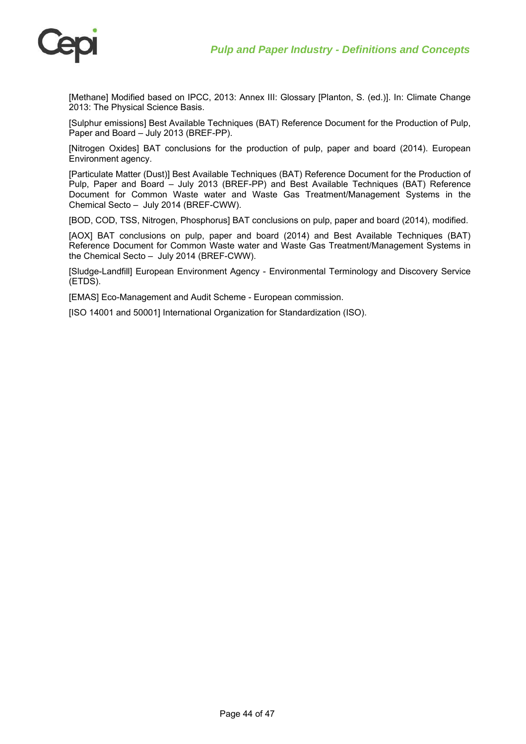[Methane] Modified based on IPCC, 2013: Annex III: Glossary [Planton, S. (ed.)]. In: Climate Change 2013: The Physical Science Basis.

[Sulphur emissions] Best Available Techniques (BAT) Reference Document for the Production of Pulp, Paper and Board – July 2013 (BREF-PP).

[Nitrogen Oxides] BAT conclusions for the production of pulp, paper and board (2014). European Environment agency.

[Particulate Matter (Dust)] Best Available Techniques (BAT) Reference Document for the Production of Pulp, Paper and Board – July 2013 (BREF-PP) and Best Available Techniques (BAT) Reference Document for Common Waste water and Waste Gas Treatment/Management Systems in the Chemical Secto – July 2014 (BREF-CWW).

[BOD, COD, TSS, Nitrogen, Phosphorus] BAT conclusions on pulp, paper and board (2014), modified.

[AOX] BAT conclusions on pulp, paper and board (2014) and Best Available Techniques (BAT) Reference Document for Common Waste water and Waste Gas Treatment/Management Systems in the Chemical Secto – July 2014 (BREF-CWW).

[Sludge-Landfill] European Environment Agency - Environmental Terminology and Discovery Service (ETDS).

[EMAS] Eco-Management and Audit Scheme - European commission.

[ISO 14001 and 50001] International Organization for Standardization (ISO).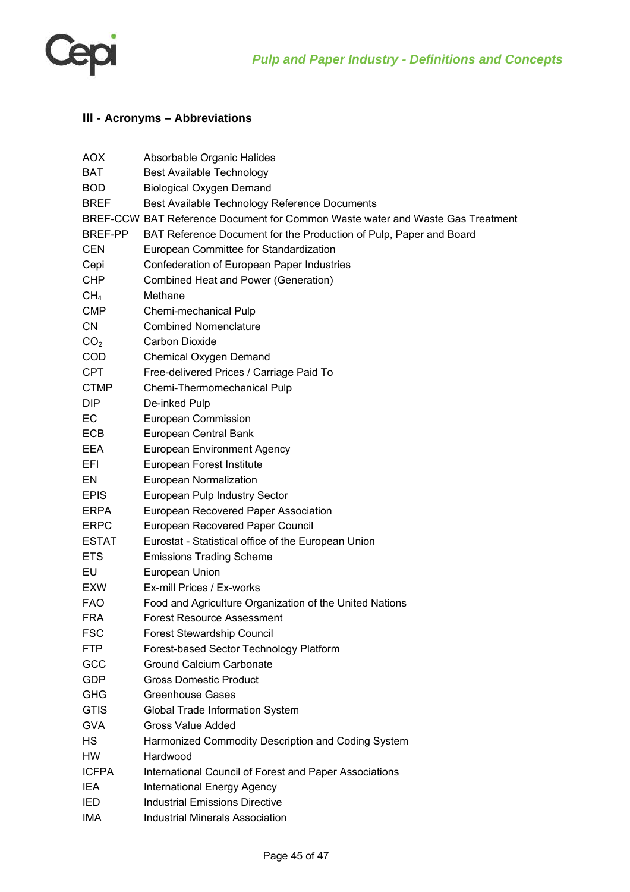## III - Acronyms – Abbreviations

| | |
|---|---|
| AOX | Absorbable Organic Halides |
| BAT | Best Available Technology |
| BOD | Biological Oxygen Demand |
| BREF | Best Available Technology Reference Documents |
| BREF-CCW | BAT Reference Document for Common Waste water and Waste Gas Treatment |
| BREF-PP | BAT Reference Document for the Production of Pulp, Paper and Board |
| CEN | European Committee for Standardization |
| Cepi | Confederation of European Paper Industries |
| CHP | Combined Heat and Power (Generation) |
| $CH_4$ | Methane |
| CMP | Chemi-mechanical Pulp |
| CN | Combined Nomenclature |
| $CO_2$ | Carbon Dioxide |
| COD | Chemical Oxygen Demand |
| CPT | Free-delivered Prices / Carriage Paid To |
| CTMP | Chemi-Thermomechanical Pulp |
| DIP | De-inked Pulp |
| EC | European Commission |
| ECB | European Central Bank |
| EEA | European Environment Agency |
| EFI | European Forest Institute |
| EN | European Normalization |
| EPIS | European Pulp Industry Sector |
| ERPA | European Recovered Paper Association |
| ERPC | European Recovered Paper Council |
| ESTAT | Eurostat - Statistical office of the European Union |
| ETS | Emissions Trading Scheme |
| EU | European Union |
| EXW | Ex-mill Prices / Ex-works |
| FAO | Food and Agriculture Organization of the United Nations |
| FRA | Forest Resource Assessment |
| FSC | Forest Stewardship Council |
| FTP | Forest-based Sector Technology Platform |
| GCC | Ground Calcium Carbonate |
| GDP | Gross Domestic Product |
| GHG | Greenhouse Gases |
| GTIS | Global Trade Information System |
| GVA | Gross Value Added |
| HS | Harmonized Commodity Description and Coding System |
| HW | Hardwood |
| ICFPA | International Council of Forest and Paper Associations |
| IEA | International Energy Agency |
| IED | Industrial Emissions Directive |
| IMA | Industrial Minerals Association |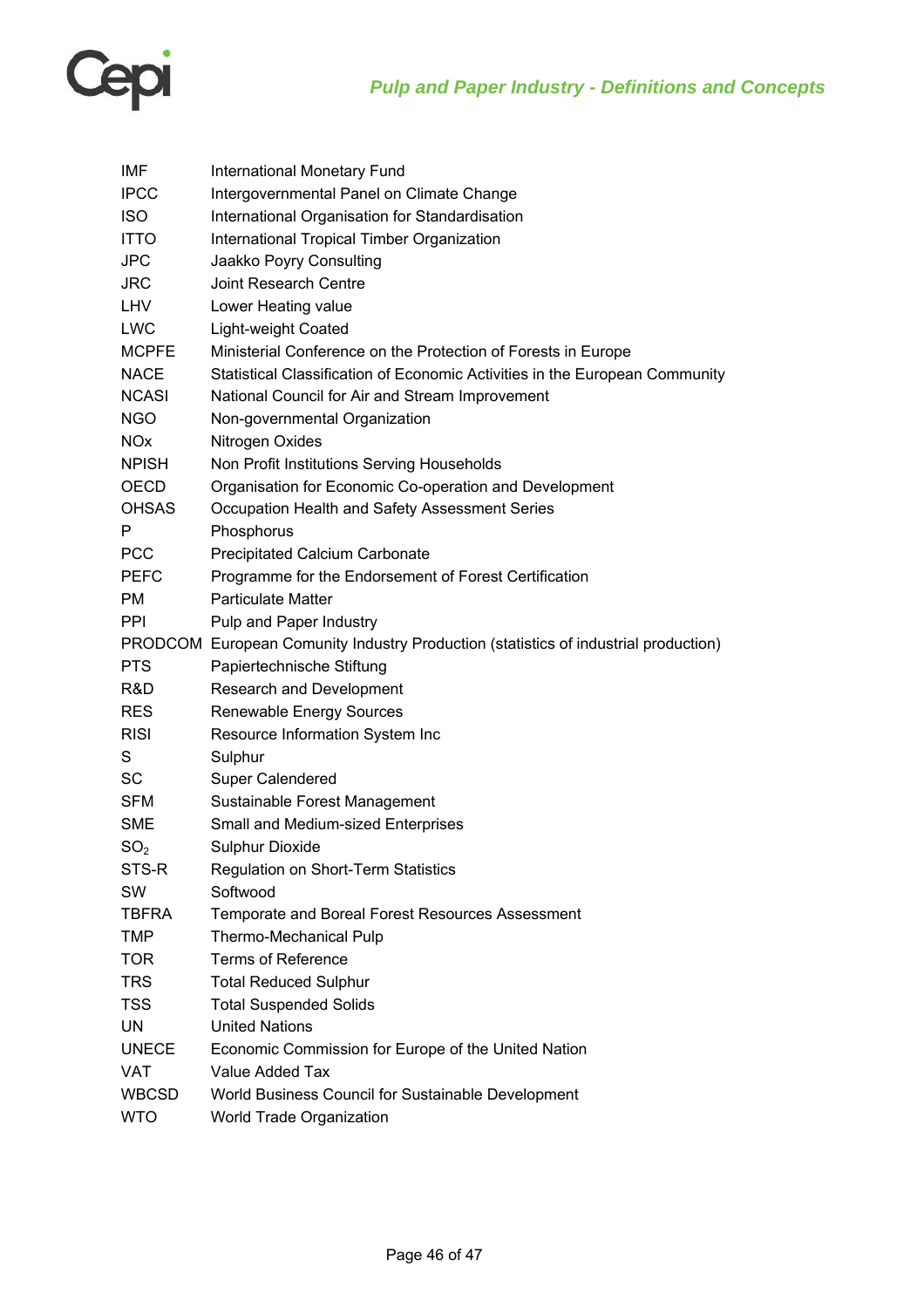| | |
|---|---|
| IMF | International Monetary Fund |
| IPCC | Intergovernmental Panel on Climate Change |
| ISO | International Organisation for Standardisation |
| ITTO | International Tropical Timber Organization |
| JPC | Jaakko Poyry Consulting |
| JRC | Joint Research Centre |
| LHV | Lower Heating value |
| LWC | Light-weight Coated |
| MCPFE | Ministerial Conference on the Protection of Forests in Europe |
| NACE | Statistical Classification of Economic Activities in the European Community |
| NCASI | National Council for Air and Stream Improvement |
| NGO | Non-governmental Organization |
| NOx | Nitrogen Oxides |
| NPISH | Non Profit Institutions Serving Households |
| OECD | Organisation for Economic Co-operation and Development |
| OHSAS | Occupation Health and Safety Assessment Series |
| P | Phosphorus |
| PCC | Precipitated Calcium Carbonate |
| PEFC | Programme for the Endorsement of Forest Certification |
| PM | Particulate Matter |
| PPI | Pulp and Paper Industry |
| PRODCOM | European Comunity Industry Production (statistics of industrial production) |
| PTS | Papiertechnische Stiftung |
| R&D | Research and Development |
| RES | Renewable Energy Sources |
| RISI | Resource Information System Inc |
| S | Sulphur |
| SC | Super Calendered |
| SFM | Sustainable Forest Management |
| SME | Small and Medium-sized Enterprises |
| $SO_2$ | Sulphur Dioxide |
| STS-R | Regulation on Short-Term Statistics |
| SW | Softwood |
| TBFRA | Temporate and Boreal Forest Resources Assessment |
| TMP | Thermo-Mechanical Pulp |
| TOR | Terms of Reference |
| TRS | Total Reduced Sulphur |
| TSS | Total Suspended Solids |
| UN | United Nations |
| UNECE | Economic Commission for Europe of the United Nation |
| VAT | Value Added Tax |
| WBCSD | World Business Council for Sustainable Development |
| WTO | World Trade Organization |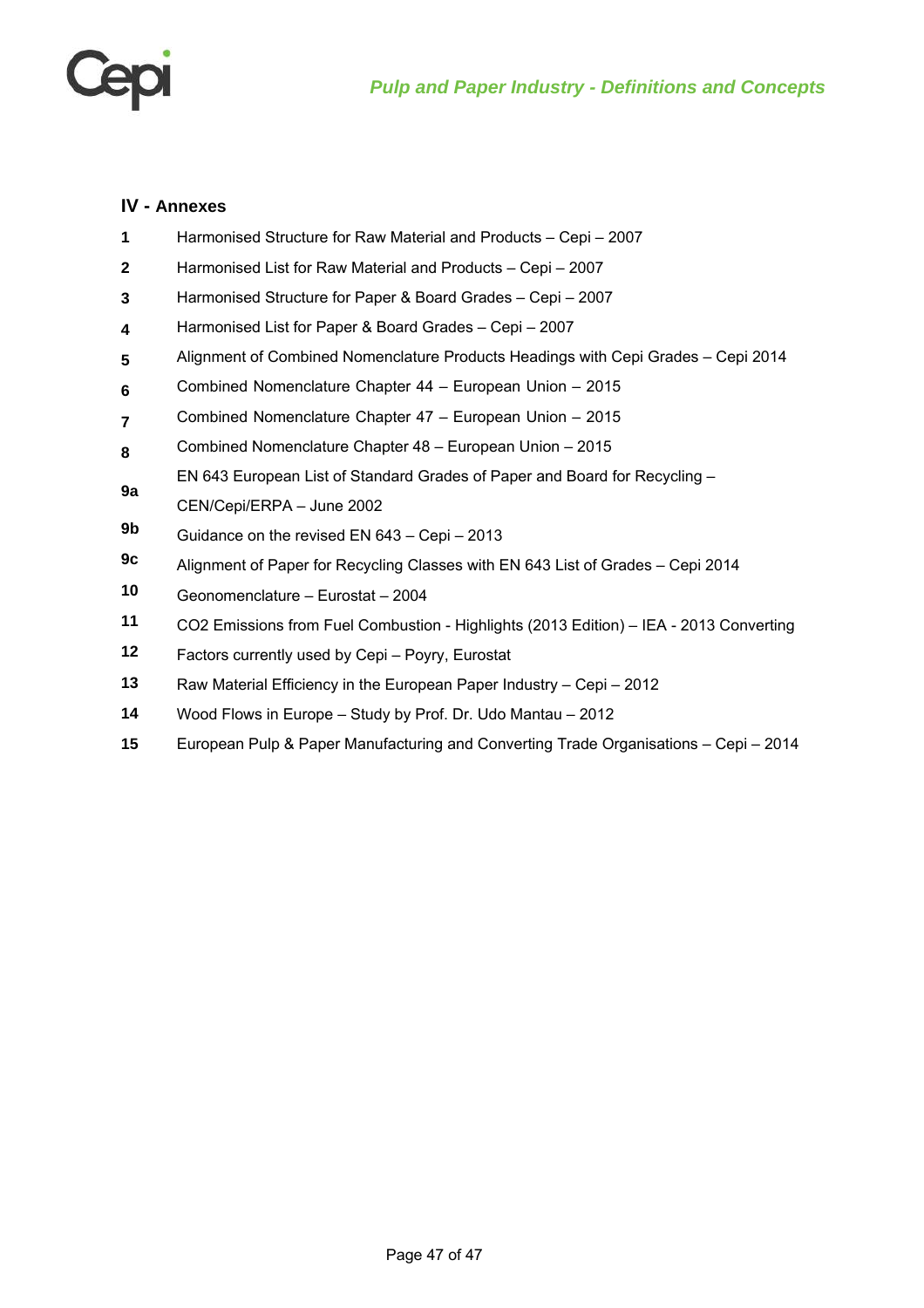## IV - Annexes

| | |
|---|---|
| **1** | Harmonised Structure for Raw Material and Products – Cepi – 2007 |
| **2** | Harmonised List for Raw Material and Products – Cepi – 2007 |
| **3** | Harmonised Structure for Paper & Board Grades – Cepi – 2007 |
| **4** | Harmonised List for Paper & Board Grades – Cepi – 2007 |
| **5** | Alignment of Combined Nomenclature Products Headings with Cepi Grades – Cepi 2014 |
| **6** | Combined Nomenclature Chapter 44 – European Union – 2015 |
| **7** | Combined Nomenclature Chapter 47 – European Union – 2015 |
| **8** | Combined Nomenclature Chapter 48 – European Union – 2015 |
| **9a** | EN 643 European List of Standard Grades of Paper and Board for Recycling – CEN/Cepi/ERPA – June 2002 |
| **9b** | Guidance on the revised EN 643 – Cepi – 2013 |
| **9c** | Alignment of Paper for Recycling Classes with EN 643 List of Grades – Cepi 2014 |
| **10** | Geonomenclature – Eurostat – 2004 |
| **11** | CO2 Emissions from Fuel Combustion - Highlights (2013 Edition) – IEA - 2013 Converting |
| **12** | Factors currently used by Cepi – Poyry, Eurostat |
| **13** | Raw Material Efficiency in the European Paper Industry – Cepi – 2012 |
| **14** | Wood Flows in Europe – Study by Prof. Dr. Udo Mantau – 2012 |
| **15** | European Pulp & Paper Manufacturing and Converting Trade Organisations – Cepi – 2014 |